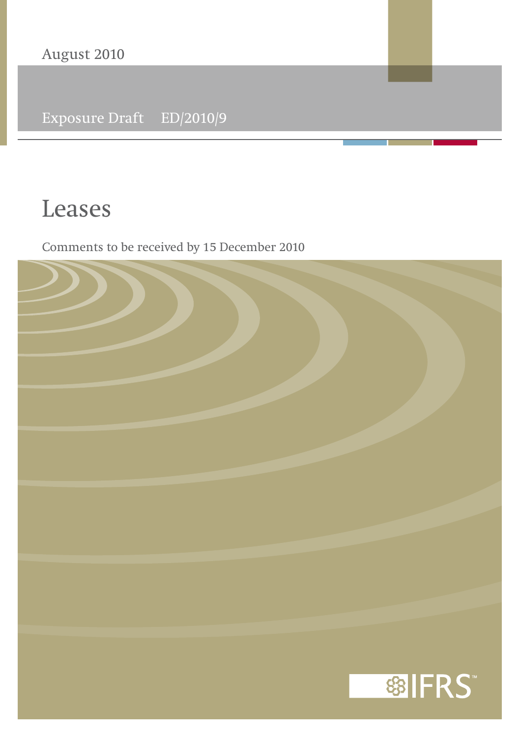August 2010

Exposure Draft ED/2010/9

# Leases

Comments to be received by 15 December 2010

IFRS™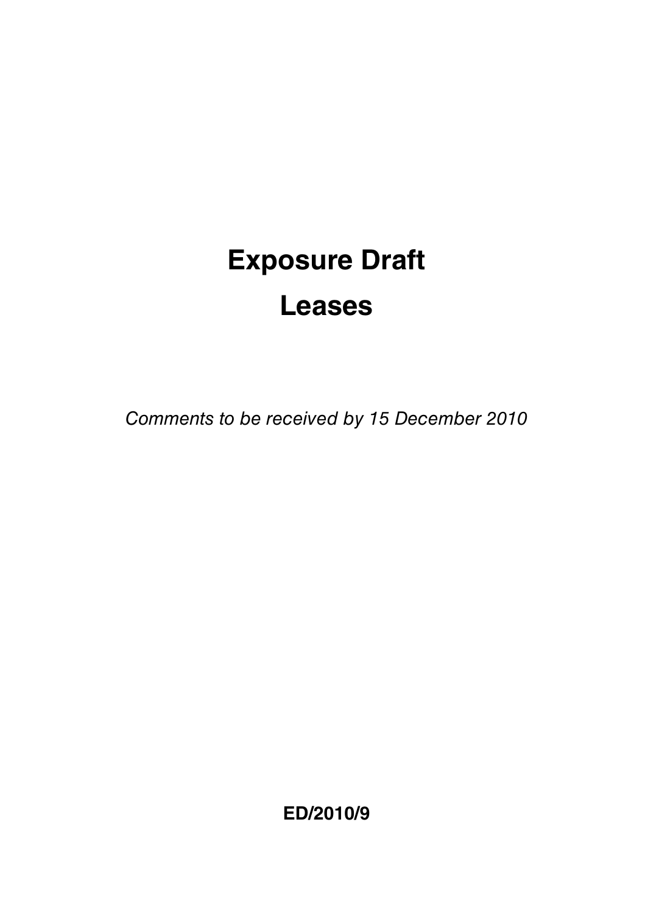# Exposure Draft

# Leases

*Comments to be received by 15 December 2010*

**ED/2010/9**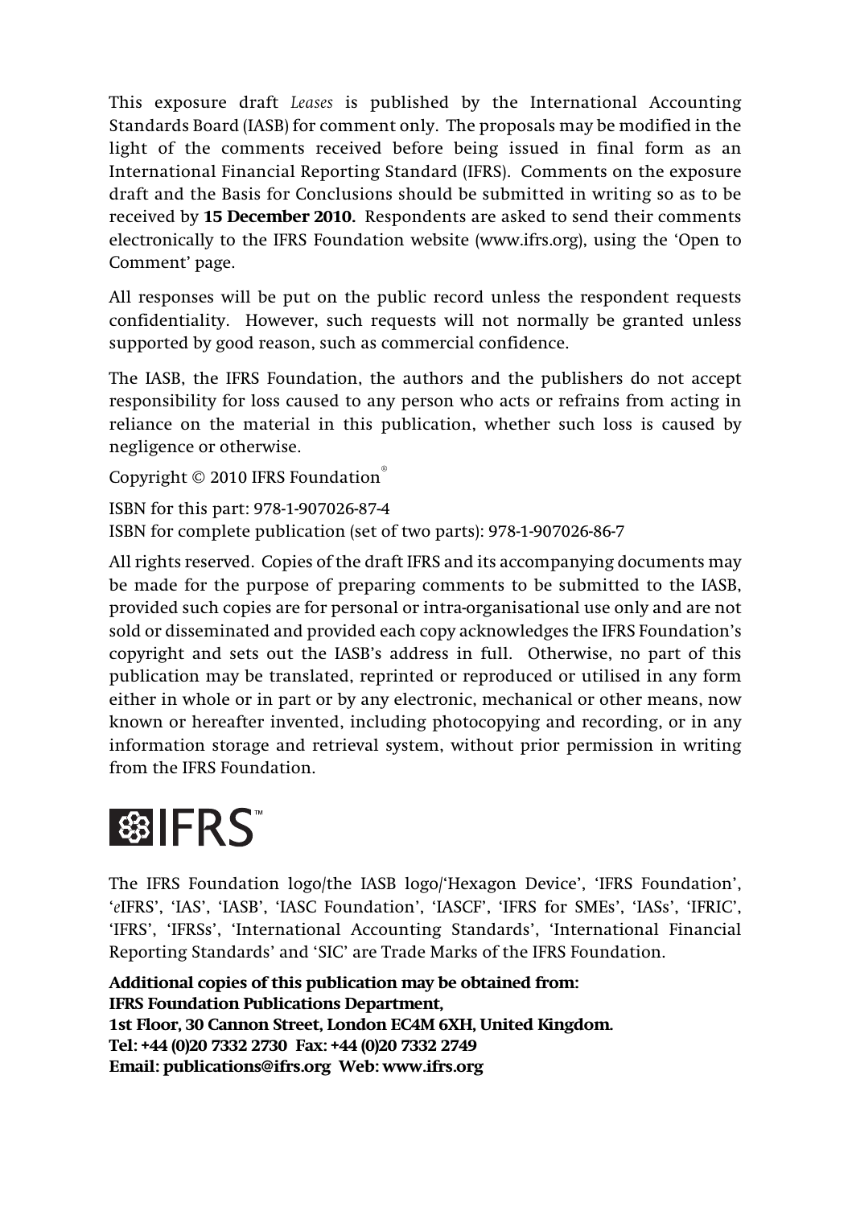This exposure draft *Leases* is published by the International Accounting Standards Board (IASB) for comment only. The proposals may be modified in the light of the comments received before being issued in final form as an International Financial Reporting Standard (IFRS). Comments on the exposure draft and the Basis for Conclusions should be submitted in writing so as to be received by **15 December 2010.** Respondents are asked to send their comments electronically to the IFRS Foundation website (www.ifrs.org), using the 'Open to Comment' page.

All responses will be put on the public record unless the respondent requests confidentiality. However, such requests will not normally be granted unless supported by good reason, such as commercial confidence.

The IASB, the IFRS Foundation, the authors and the publishers do not accept responsibility for loss caused to any person who acts or refrains from acting in reliance on the material in this publication, whether such loss is caused by negligence or otherwise.

Copyright © 2010 IFRS Foundation®

ISBN for this part: 978-1-907026-87-4
ISBN for complete publication (set of two parts): 978-1-907026-86-7

All rights reserved. Copies of the draft IFRS and its accompanying documents may be made for the purpose of preparing comments to be submitted to the IASB, provided such copies are for personal or intra-organisational use only and are not sold or disseminated and provided each copy acknowledges the IFRS Foundation's copyright and sets out the IASB's address in full. Otherwise, no part of this publication may be translated, reprinted or reproduced or utilised in any form either in whole or in part or by any electronic, mechanical or other means, now known or hereafter invented, including photocopying and recording, or in any information storage and retrieval system, without prior permission in writing from the IFRS Foundation.

IFRS™

The IFRS Foundation logo/the IASB logo/'Hexagon Device', 'IFRS Foundation', '*e*IFRS', 'IAS', 'IASB', 'IASC Foundation', 'IASCF', 'IFRS for SMEs', 'IASs', 'IFRIC', 'IFRS', 'IFRSs', 'International Accounting Standards', 'International Financial Reporting Standards' and 'SIC' are Trade Marks of the IFRS Foundation.

**Additional copies of this publication may be obtained from:**
**IFRS Foundation Publications Department,**
**1st Floor, 30 Cannon Street, London EC4M 6XH, United Kingdom.**
**Tel: +44 (0)20 7332 2730 Fax: +44 (0)20 7332 2749**
**Email: publications@ifrs.org Web: www.ifrs.org**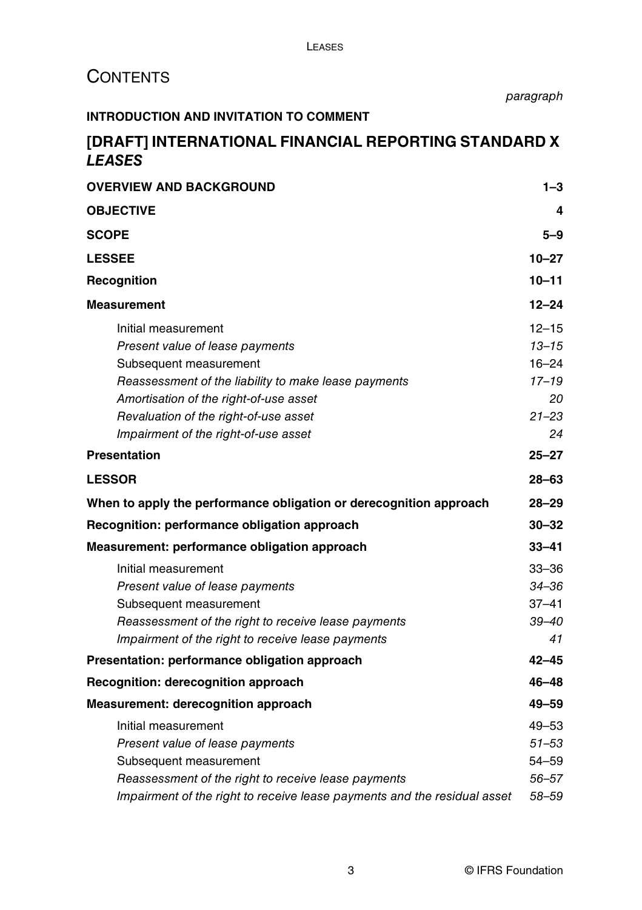# CONTENTS

| | paragraph |
|---|---|
| **INTRODUCTION AND INVITATION TO COMMENT** | |
| **[DRAFT] INTERNATIONAL FINANCIAL REPORTING STANDARD X *LEASES*** | |
| **OVERVIEW AND BACKGROUND** | **1–3** |
| **OBJECTIVE** | **4** |
| **SCOPE** | **5–9** |
| **LESSEE** | **10–27** |
| **Recognition** | **10–11** |
| **Measurement** | **12–24** |
| Initial measurement | 12–15 |
| *Present value of lease payments* | *13–15* |
| Subsequent measurement | 16–24 |
| *Reassessment of the liability to make lease payments* | *17–19* |
| *Amortisation of the right-of-use asset* | *20* |
| *Revaluation of the right-of-use asset* | *21–23* |
| *Impairment of the right-of-use asset* | *24* |
| **Presentation** | **25–27** |
| **LESSOR** | **28–63** |
| **When to apply the performance obligation or derecognition approach** | **28–29** |
| **Recognition: performance obligation approach** | **30–32** |
| **Measurement: performance obligation approach** | **33–41** |
| Initial measurement | 33–36 |
| *Present value of lease payments* | *34–36* |
| Subsequent measurement | 37–41 |
| *Reassessment of the right to receive lease payments* | *39–40* |
| *Impairment of the right to receive lease payments* | *41* |
| **Presentation: performance obligation approach** | **42–45** |
| **Recognition: derecognition approach** | **46–48** |
| **Measurement: derecognition approach** | **49–59** |
| Initial measurement | 49–53 |
| *Present value of lease payments* | *51–53* |
| Subsequent measurement | 54–59 |
| *Reassessment of the right to receive lease payments* | *56–57* |
| *Impairment of the right to receive lease payments and the residual asset* | *58–59* |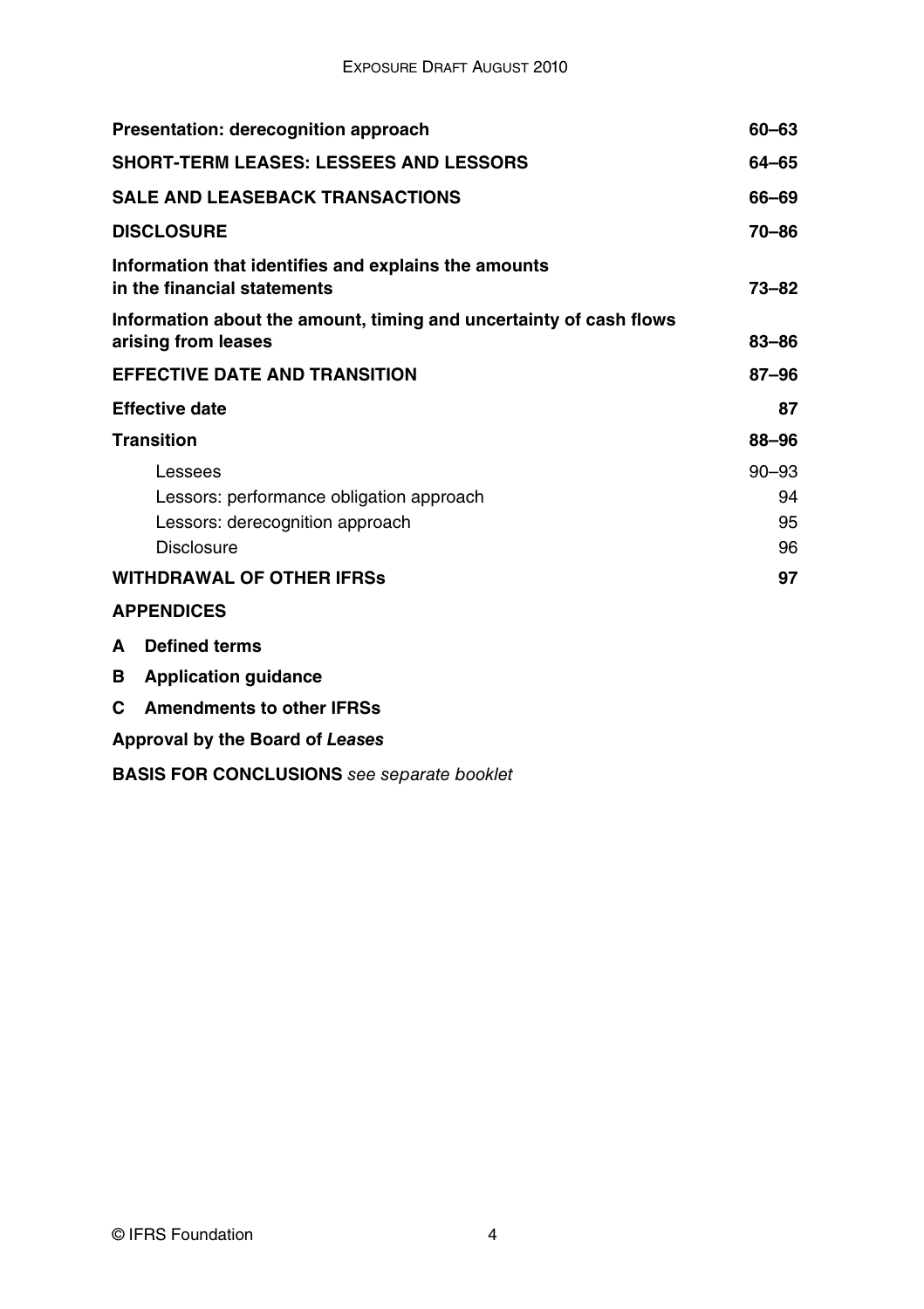| | |
|---|---|
| **Presentation: derecognition approach** | **60–63** |
| **SHORT-TERM LEASES: LESSEES AND LESSORS** | **64–65** |
| **SALE AND LEASEBACK TRANSACTIONS** | **66–69** |
| **DISCLOSURE** | **70–86** |
| **Information that identifies and explains the amounts in the financial statements** | **73–82** |
| **Information about the amount, timing and uncertainty of cash flows arising from leases** | **83–86** |
| **EFFECTIVE DATE AND TRANSITION** | **87–96** |
| **Effective date** | **87** |
| **Transition** | **88–96** |
| Lessees | 90–93 |
| Lessors: performance obligation approach | 94 |
| Lessors: derecognition approach | 95 |
| Disclosure | 96 |
| **WITHDRAWAL OF OTHER IFRSs** | **97** |

**APPENDICES**

**A Defined terms**

**B Application guidance**

**C Amendments to other IFRSs**

**Approval by the Board of *Leases***

**BASIS FOR CONCLUSIONS** *see separate booklet*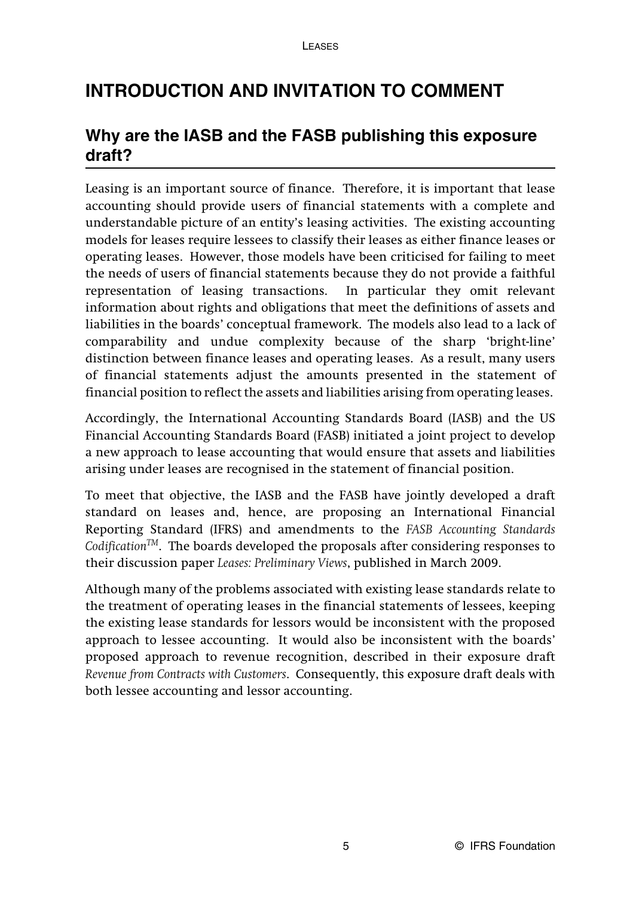# INTRODUCTION AND INVITATION TO COMMENT

## Why are the IASB and the FASB publishing this exposure draft?

Leasing is an important source of finance. Therefore, it is important that lease accounting should provide users of financial statements with a complete and understandable picture of an entity's leasing activities. The existing accounting models for leases require lessees to classify their leases as either finance leases or operating leases. However, those models have been criticised for failing to meet the needs of users of financial statements because they do not provide a faithful representation of leasing transactions. In particular they omit relevant information about rights and obligations that meet the definitions of assets and liabilities in the boards' conceptual framework. The models also lead to a lack of comparability and undue complexity because of the sharp 'bright-line' distinction between finance leases and operating leases. As a result, many users of financial statements adjust the amounts presented in the statement of financial position to reflect the assets and liabilities arising from operating leases.

Accordingly, the International Accounting Standards Board (IASB) and the US Financial Accounting Standards Board (FASB) initiated a joint project to develop a new approach to lease accounting that would ensure that assets and liabilities arising under leases are recognised in the statement of financial position.

To meet that objective, the IASB and the FASB have jointly developed a draft standard on leases and, hence, are proposing an International Financial Reporting Standard (IFRS) and amendments to the *FASB Accounting Standards Codification™*. The boards developed the proposals after considering responses to their discussion paper *Leases: Preliminary Views*, published in March 2009.

Although many of the problems associated with existing lease standards relate to the treatment of operating leases in the financial statements of lessees, keeping the existing lease standards for lessors would be inconsistent with the proposed approach to lessee accounting. It would also be inconsistent with the boards' proposed approach to revenue recognition, described in their exposure draft *Revenue from Contracts with Customers*. Consequently, this exposure draft deals with both lessee accounting and lessor accounting.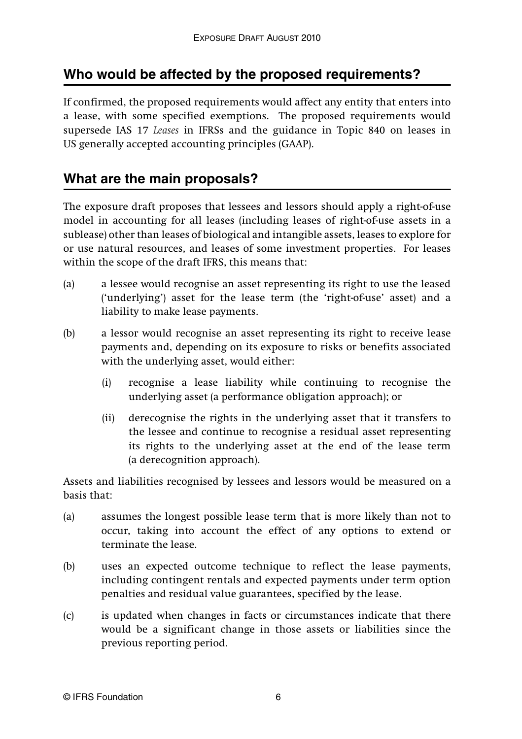## Who would be affected by the proposed requirements?

If confirmed, the proposed requirements would affect any entity that enters into a lease, with some specified exemptions. The proposed requirements would supersede IAS 17 *Leases* in IFRSs and the guidance in Topic 840 on leases in US generally accepted accounting principles (GAAP).

## What are the main proposals?

The exposure draft proposes that lessees and lessors should apply a right-of-use model in accounting for all leases (including leases of right-of-use assets in a sublease) other than leases of biological and intangible assets, leases to explore for or use natural resources, and leases of some investment properties. For leases within the scope of the draft IFRS, this means that:

(a) a lessee would recognise an asset representing its right to use the leased ('underlying') asset for the lease term (the 'right-of-use' asset) and a liability to make lease payments.

(b) a lessor would recognise an asset representing its right to receive lease payments and, depending on its exposure to risks or benefits associated with the underlying asset, would either:

   (i) recognise a lease liability while continuing to recognise the underlying asset (a performance obligation approach); or

   (ii) derecognise the rights in the underlying asset that it transfers to the lessee and continue to recognise a residual asset representing its rights to the underlying asset at the end of the lease term (a derecognition approach).

Assets and liabilities recognised by lessees and lessors would be measured on a basis that:

(a) assumes the longest possible lease term that is more likely than not to occur, taking into account the effect of any options to extend or terminate the lease.

(b) uses an expected outcome technique to reflect the lease payments, including contingent rentals and expected payments under term option penalties and residual value guarantees, specified by the lease.

(c) is updated when changes in facts or circumstances indicate that there would be a significant change in those assets or liabilities since the previous reporting period.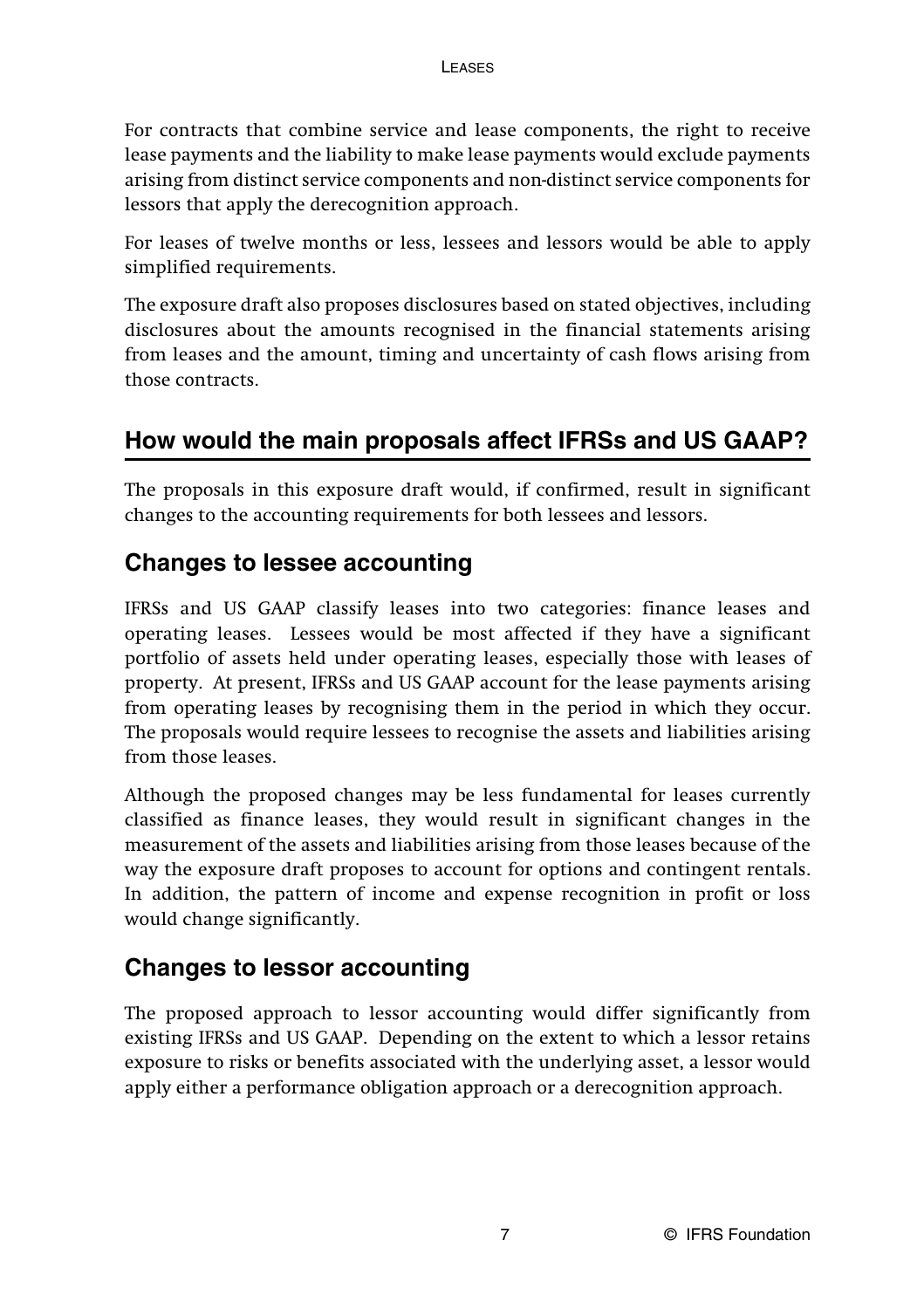For contracts that combine service and lease components, the right to receive lease payments and the liability to make lease payments would exclude payments arising from distinct service components and non-distinct service components for lessors that apply the derecognition approach.

For leases of twelve months or less, lessees and lessors would be able to apply simplified requirements.

The exposure draft also proposes disclosures based on stated objectives, including disclosures about the amounts recognised in the financial statements arising from leases and the amount, timing and uncertainty of cash flows arising from those contracts.

## How would the main proposals affect IFRSs and US GAAP?

The proposals in this exposure draft would, if confirmed, result in significant changes to the accounting requirements for both lessees and lessors.

### Changes to lessee accounting

IFRSs and US GAAP classify leases into two categories: finance leases and operating leases. Lessees would be most affected if they have a significant portfolio of assets held under operating leases, especially those with leases of property. At present, IFRSs and US GAAP account for the lease payments arising from operating leases by recognising them in the period in which they occur. The proposals would require lessees to recognise the assets and liabilities arising from those leases.

Although the proposed changes may be less fundamental for leases currently classified as finance leases, they would result in significant changes in the measurement of the assets and liabilities arising from those leases because of the way the exposure draft proposes to account for options and contingent rentals. In addition, the pattern of income and expense recognition in profit or loss would change significantly.

### Changes to lessor accounting

The proposed approach to lessor accounting would differ significantly from existing IFRSs and US GAAP. Depending on the extent to which a lessor retains exposure to risks or benefits associated with the underlying asset, a lessor would apply either a performance obligation approach or a derecognition approach.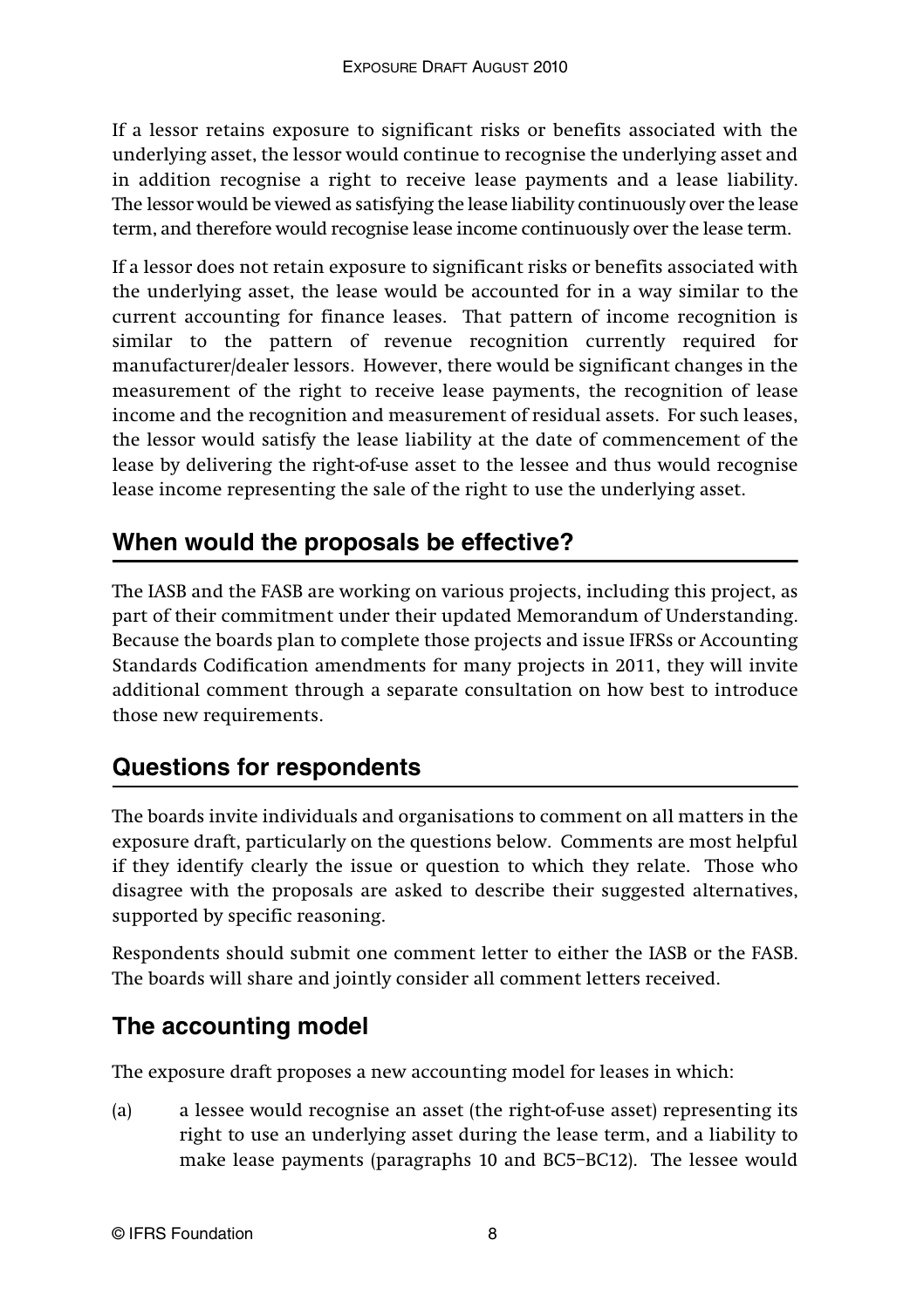If a lessor retains exposure to significant risks or benefits associated with the underlying asset, the lessor would continue to recognise the underlying asset and in addition recognise a right to receive lease payments and a lease liability. The lessor would be viewed as satisfying the lease liability continuously over the lease term, and therefore would recognise lease income continuously over the lease term.

If a lessor does not retain exposure to significant risks or benefits associated with the underlying asset, the lease would be accounted for in a way similar to the current accounting for finance leases. That pattern of income recognition is similar to the pattern of revenue recognition currently required for manufacturer/dealer lessors. However, there would be significant changes in the measurement of the right to receive lease payments, the recognition of lease income and the recognition and measurement of residual assets. For such leases, the lessor would satisfy the lease liability at the date of commencement of the lease by delivering the right-of-use asset to the lessee and thus would recognise lease income representing the sale of the right to use the underlying asset.

## When would the proposals be effective?

The IASB and the FASB are working on various projects, including this project, as part of their commitment under their updated Memorandum of Understanding. Because the boards plan to complete those projects and issue IFRSs or Accounting Standards Codification amendments for many projects in 2011, they will invite additional comment through a separate consultation on how best to introduce those new requirements.

## Questions for respondents

The boards invite individuals and organisations to comment on all matters in the exposure draft, particularly on the questions below. Comments are most helpful if they identify clearly the issue or question to which they relate. Those who disagree with the proposals are asked to describe their suggested alternatives, supported by specific reasoning.

Respondents should submit one comment letter to either the IASB or the FASB. The boards will share and jointly consider all comment letters received.

## The accounting model

The exposure draft proposes a new accounting model for leases in which:

(a) a lessee would recognise an asset (the right-of-use asset) representing its right to use an underlying asset during the lease term, and a liability to make lease payments (paragraphs 10 and BC5–BC12). The lessee would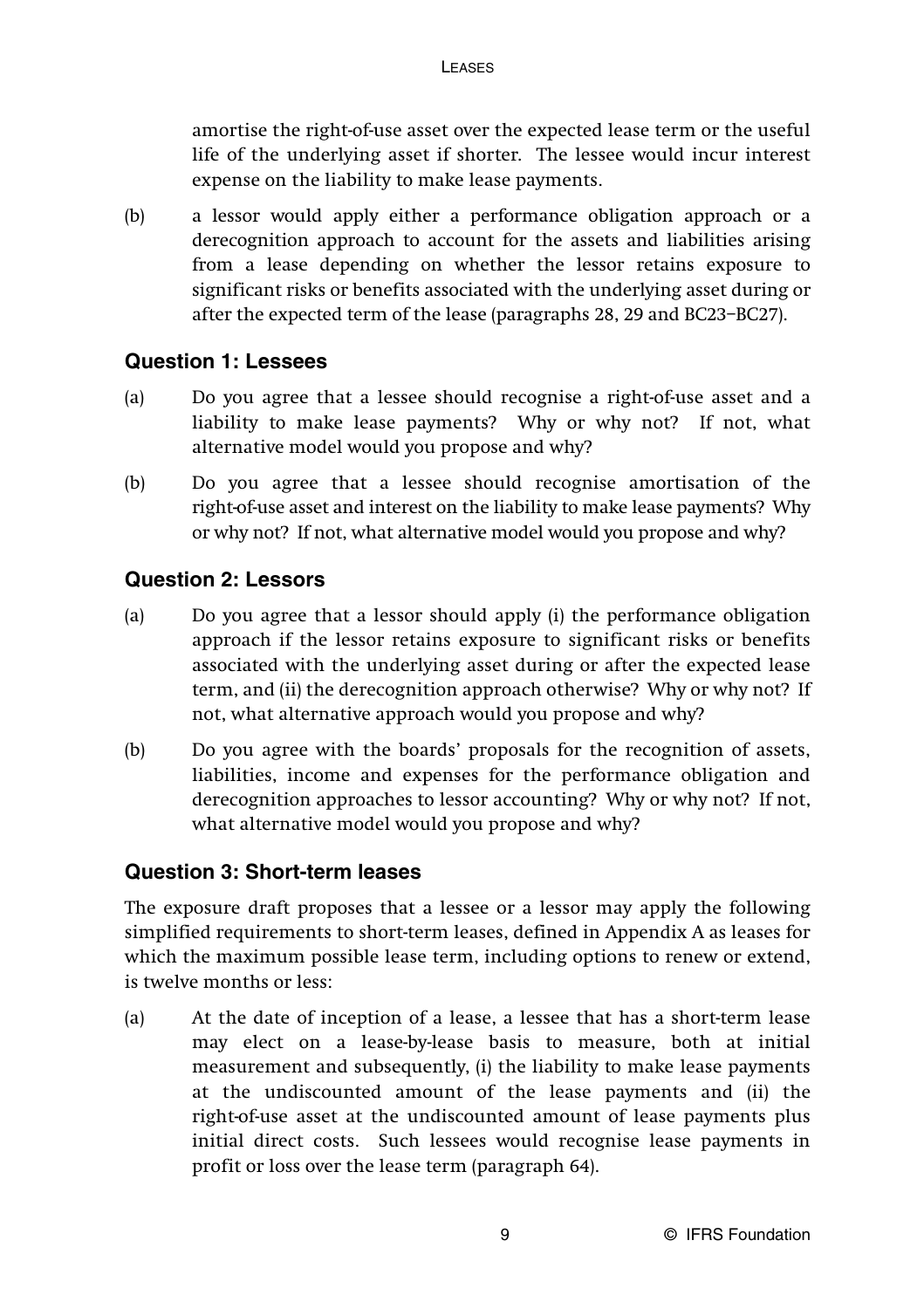amortise the right-of-use asset over the expected lease term or the useful life of the underlying asset if shorter. The lessee would incur interest expense on the liability to make lease payments.

(b) a lessor would apply either a performance obligation approach or a derecognition approach to account for the assets and liabilities arising from a lease depending on whether the lessor retains exposure to significant risks or benefits associated with the underlying asset during or after the expected term of the lease (paragraphs 28, 29 and BC23–BC27).

## Question 1: Lessees

(a) Do you agree that a lessee should recognise a right-of-use asset and a liability to make lease payments? Why or why not? If not, what alternative model would you propose and why?

(b) Do you agree that a lessee should recognise amortisation of the right-of-use asset and interest on the liability to make lease payments? Why or why not? If not, what alternative model would you propose and why?

## Question 2: Lessors

(a) Do you agree that a lessor should apply (i) the performance obligation approach if the lessor retains exposure to significant risks or benefits associated with the underlying asset during or after the expected lease term, and (ii) the derecognition approach otherwise? Why or why not? If not, what alternative approach would you propose and why?

(b) Do you agree with the boards' proposals for the recognition of assets, liabilities, income and expenses for the performance obligation and derecognition approaches to lessor accounting? Why or why not? If not, what alternative model would you propose and why?

## Question 3: Short-term leases

The exposure draft proposes that a lessee or a lessor may apply the following simplified requirements to short-term leases, defined in Appendix A as leases for which the maximum possible lease term, including options to renew or extend, is twelve months or less:

(a) At the date of inception of a lease, a lessee that has a short-term lease may elect on a lease-by-lease basis to measure, both at initial measurement and subsequently, (i) the liability to make lease payments at the undiscounted amount of the lease payments and (ii) the right-of-use asset at the undiscounted amount of lease payments plus initial direct costs. Such lessees would recognise lease payments in profit or loss over the lease term (paragraph 64).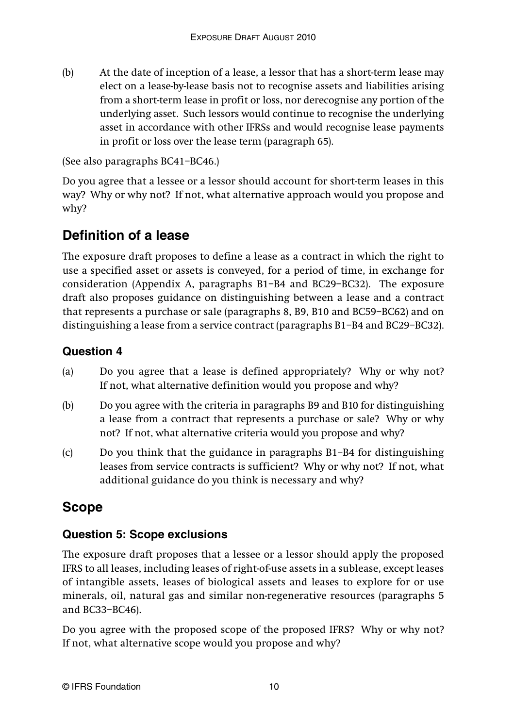(b) At the date of inception of a lease, a lessor that has a short-term lease may elect on a lease-by-lease basis not to recognise assets and liabilities arising from a short-term lease in profit or loss, nor derecognise any portion of the underlying asset. Such lessors would continue to recognise the underlying asset in accordance with other IFRSs and would recognise lease payments in profit or loss over the lease term (paragraph 65).

(See also paragraphs BC41–BC46.)

Do you agree that a lessee or a lessor should account for short-term leases in this way? Why or why not? If not, what alternative approach would you propose and why?

## Definition of a lease

The exposure draft proposes to define a lease as a contract in which the right to use a specified asset or assets is conveyed, for a period of time, in exchange for consideration (Appendix A, paragraphs B1–B4 and BC29–BC32). The exposure draft also proposes guidance on distinguishing between a lease and a contract that represents a purchase or sale (paragraphs 8, B9, B10 and BC59–BC62) and on distinguishing a lease from a service contract (paragraphs B1–B4 and BC29–BC32).

### Question 4

(a) Do you agree that a lease is defined appropriately? Why or why not? If not, what alternative definition would you propose and why?

(b) Do you agree with the criteria in paragraphs B9 and B10 for distinguishing a lease from a contract that represents a purchase or sale? Why or why not? If not, what alternative criteria would you propose and why?

(c) Do you think that the guidance in paragraphs B1–B4 for distinguishing leases from service contracts is sufficient? Why or why not? If not, what additional guidance do you think is necessary and why?

## Scope

### Question 5: Scope exclusions

The exposure draft proposes that a lessee or a lessor should apply the proposed IFRS to all leases, including leases of right-of-use assets in a sublease, except leases of intangible assets, leases of biological assets and leases to explore for or use minerals, oil, natural gas and similar non-regenerative resources (paragraphs 5 and BC33–BC46).

Do you agree with the proposed scope of the proposed IFRS? Why or why not? If not, what alternative scope would you propose and why?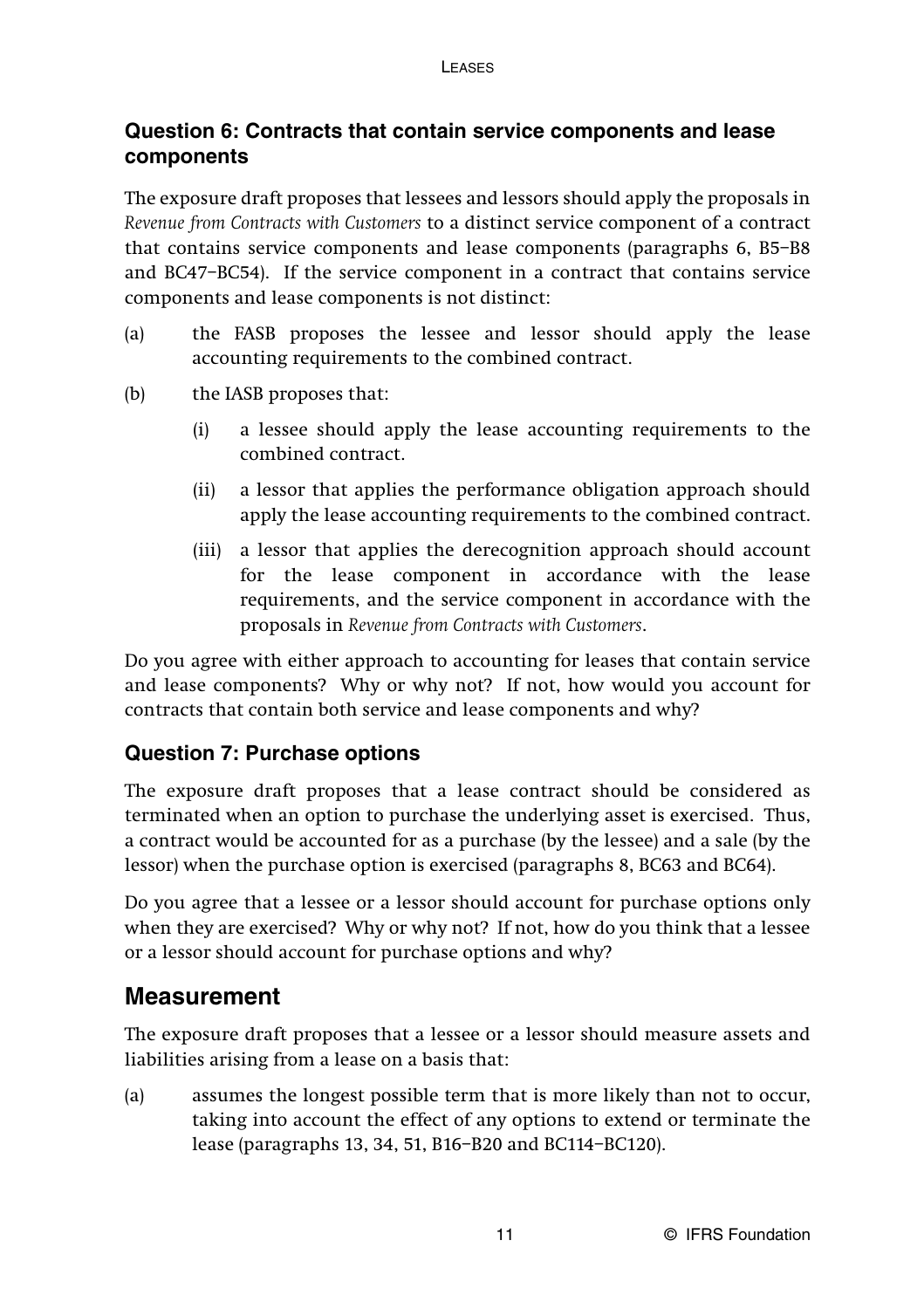### Question 6: Contracts that contain service components and lease components

The exposure draft proposes that lessees and lessors should apply the proposals in *Revenue from Contracts with Customers* to a distinct service component of a contract that contains service components and lease components (paragraphs 6, B5–B8 and BC47–BC54). If the service component in a contract that contains service components and lease components is not distinct:

(a) the FASB proposes the lessee and lessor should apply the lease accounting requirements to the combined contract.

(b) the IASB proposes that:

  (i) a lessee should apply the lease accounting requirements to the combined contract.

  (ii) a lessor that applies the performance obligation approach should apply the lease accounting requirements to the combined contract.

  (iii) a lessor that applies the derecognition approach should account for the lease component in accordance with the lease requirements, and the service component in accordance with the proposals in *Revenue from Contracts with Customers*.

Do you agree with either approach to accounting for leases that contain service and lease components? Why or why not? If not, how would you account for contracts that contain both service and lease components and why?

### Question 7: Purchase options

The exposure draft proposes that a lease contract should be considered as terminated when an option to purchase the underlying asset is exercised. Thus, a contract would be accounted for as a purchase (by the lessee) and a sale (by the lessor) when the purchase option is exercised (paragraphs 8, BC63 and BC64).

Do you agree that a lessee or a lessor should account for purchase options only when they are exercised? Why or why not? If not, how do you think that a lessee or a lessor should account for purchase options and why?

## Measurement

The exposure draft proposes that a lessee or a lessor should measure assets and liabilities arising from a lease on a basis that:

(a) assumes the longest possible term that is more likely than not to occur, taking into account the effect of any options to extend or terminate the lease (paragraphs 13, 34, 51, B16–B20 and BC114–BC120).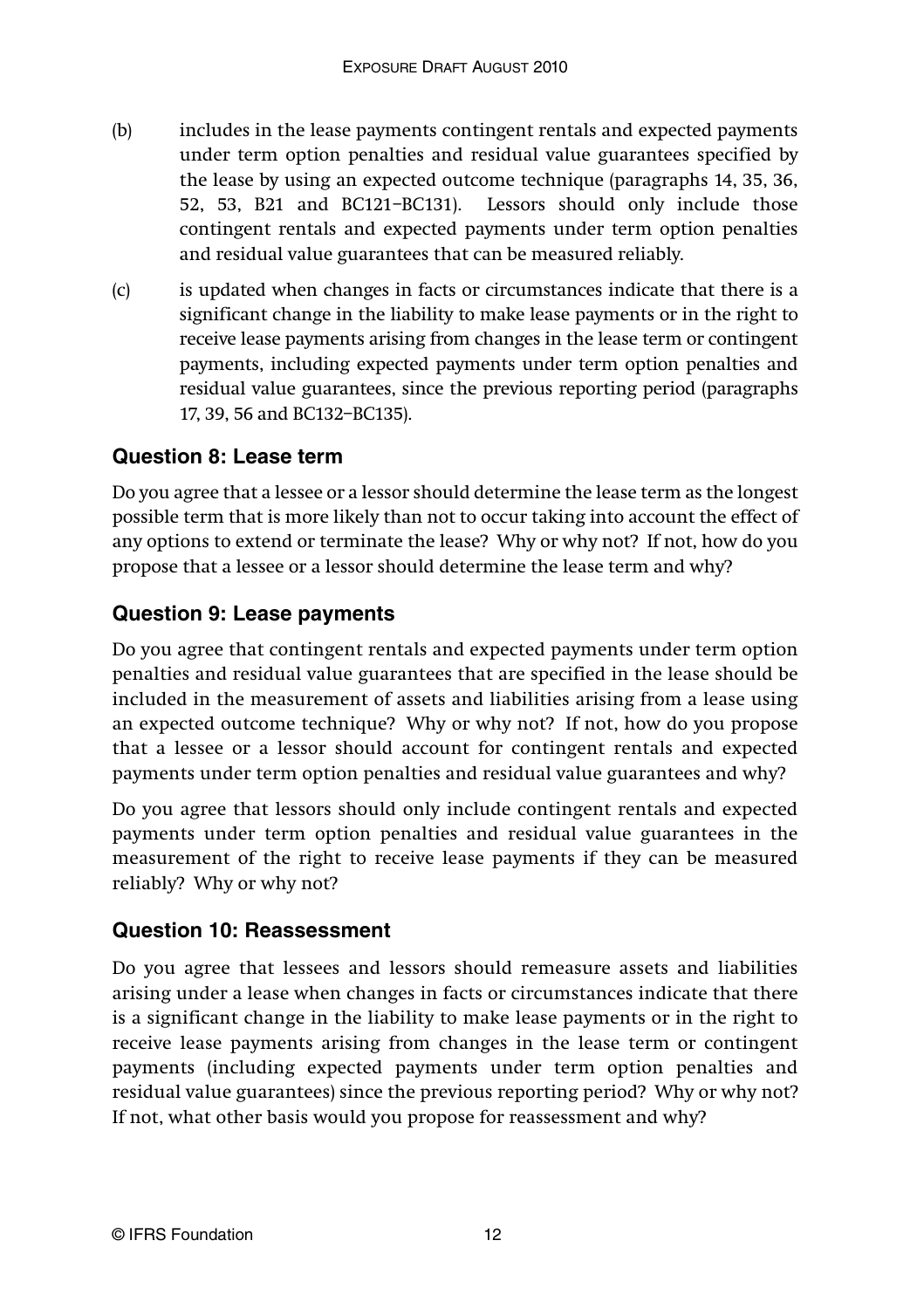(b) includes in the lease payments contingent rentals and expected payments under term option penalties and residual value guarantees specified by the lease by using an expected outcome technique (paragraphs 14, 35, 36, 52, 53, B21 and BC121–BC131). Lessors should only include those contingent rentals and expected payments under term option penalties and residual value guarantees that can be measured reliably.

(c) is updated when changes in facts or circumstances indicate that there is a significant change in the liability to make lease payments or in the right to receive lease payments arising from changes in the lease term or contingent payments, including expected payments under term option penalties and residual value guarantees, since the previous reporting period (paragraphs 17, 39, 56 and BC132–BC135).

### Question 8: Lease term

Do you agree that a lessee or a lessor should determine the lease term as the longest possible term that is more likely than not to occur taking into account the effect of any options to extend or terminate the lease? Why or why not? If not, how do you propose that a lessee or a lessor should determine the lease term and why?

### Question 9: Lease payments

Do you agree that contingent rentals and expected payments under term option penalties and residual value guarantees that are specified in the lease should be included in the measurement of assets and liabilities arising from a lease using an expected outcome technique? Why or why not? If not, how do you propose that a lessee or a lessor should account for contingent rentals and expected payments under term option penalties and residual value guarantees and why?

Do you agree that lessors should only include contingent rentals and expected payments under term option penalties and residual value guarantees in the measurement of the right to receive lease payments if they can be measured reliably? Why or why not?

### Question 10: Reassessment

Do you agree that lessees and lessors should remeasure assets and liabilities arising under a lease when changes in facts or circumstances indicate that there is a significant change in the liability to make lease payments or in the right to receive lease payments arising from changes in the lease term or contingent payments (including expected payments under term option penalties and residual value guarantees) since the previous reporting period? Why or why not? If not, what other basis would you propose for reassessment and why?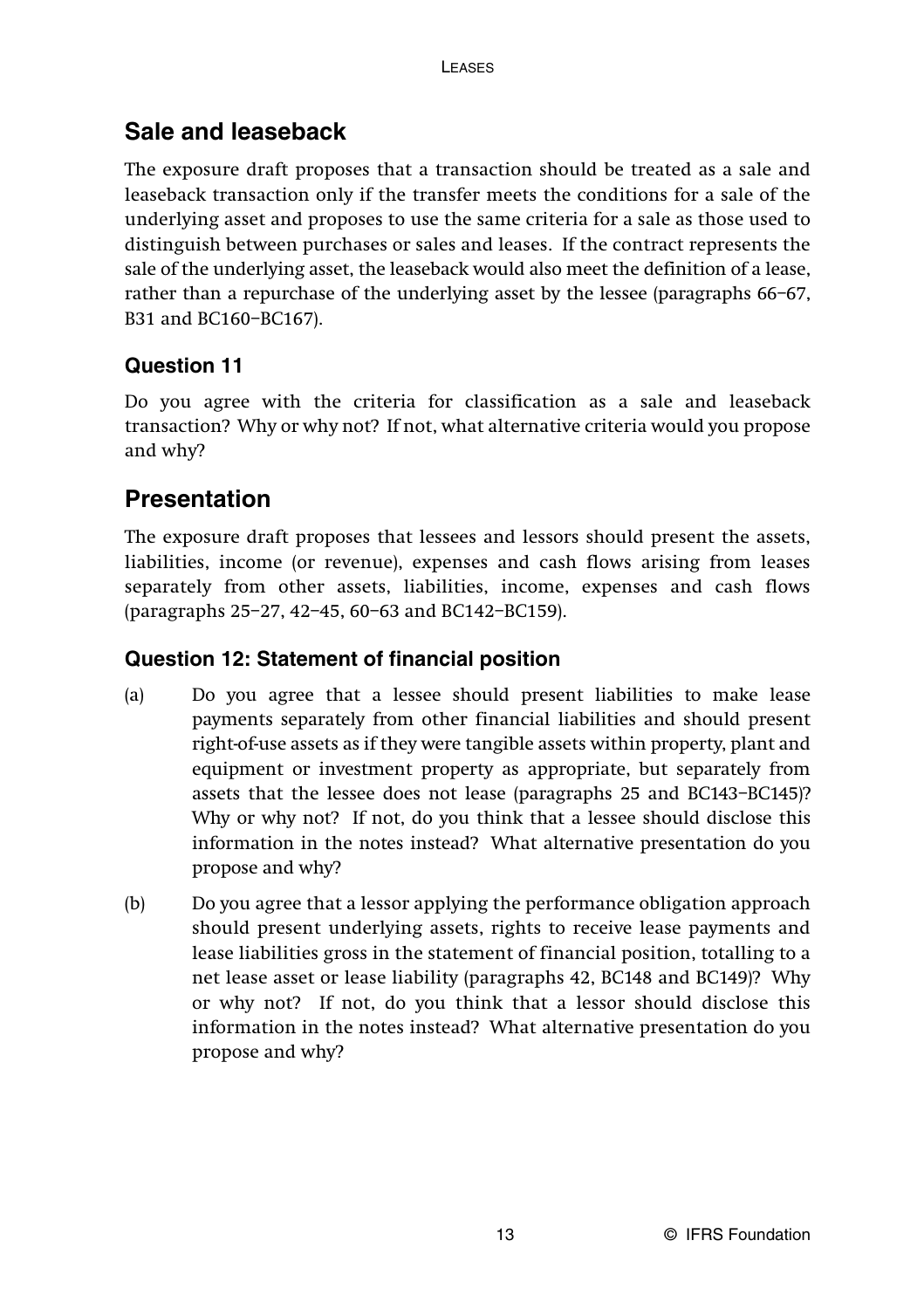## Sale and leaseback

The exposure draft proposes that a transaction should be treated as a sale and leaseback transaction only if the transfer meets the conditions for a sale of the underlying asset and proposes to use the same criteria for a sale as those used to distinguish between purchases or sales and leases. If the contract represents the sale of the underlying asset, the leaseback would also meet the definition of a lease, rather than a repurchase of the underlying asset by the lessee (paragraphs 66–67, B31 and BC160–BC167).

### Question 11

Do you agree with the criteria for classification as a sale and leaseback transaction? Why or why not? If not, what alternative criteria would you propose and why?

## Presentation

The exposure draft proposes that lessees and lessors should present the assets, liabilities, income (or revenue), expenses and cash flows arising from leases separately from other assets, liabilities, income, expenses and cash flows (paragraphs 25–27, 42–45, 60–63 and BC142–BC159).

### Question 12: Statement of financial position

(a) Do you agree that a lessee should present liabilities to make lease payments separately from other financial liabilities and should present right-of-use assets as if they were tangible assets within property, plant and equipment or investment property as appropriate, but separately from assets that the lessee does not lease (paragraphs 25 and BC143–BC145)? Why or why not? If not, do you think that a lessee should disclose this information in the notes instead? What alternative presentation do you propose and why?

(b) Do you agree that a lessor applying the performance obligation approach should present underlying assets, rights to receive lease payments and lease liabilities gross in the statement of financial position, totalling to a net lease asset or lease liability (paragraphs 42, BC148 and BC149)? Why or why not? If not, do you think that a lessor should disclose this information in the notes instead? What alternative presentation do you propose and why?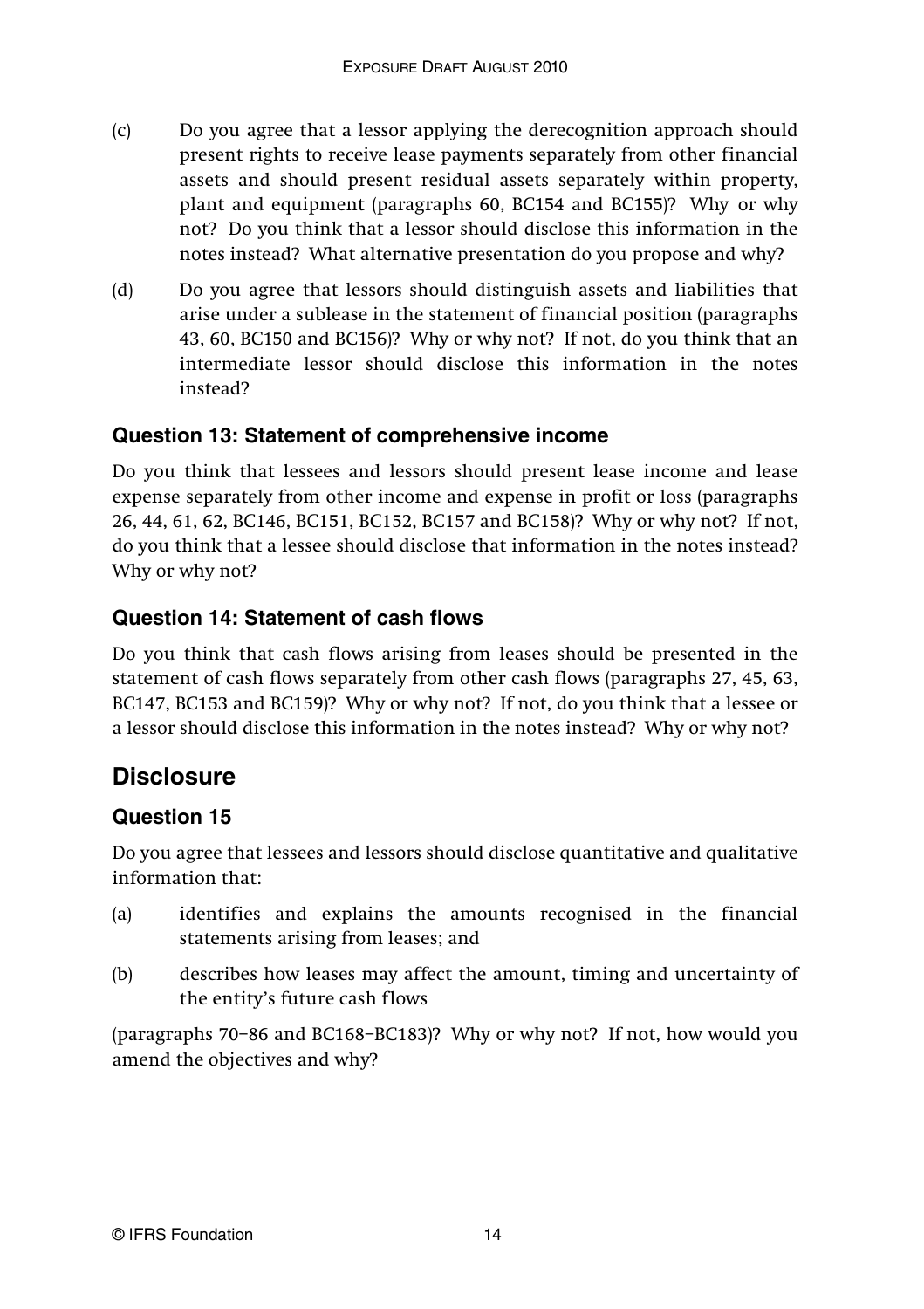(c) Do you agree that a lessor applying the derecognition approach should present rights to receive lease payments separately from other financial assets and should present residual assets separately within property, plant and equipment (paragraphs 60, BC154 and BC155)? Why or why not? Do you think that a lessor should disclose this information in the notes instead? What alternative presentation do you propose and why?

(d) Do you agree that lessors should distinguish assets and liabilities that arise under a sublease in the statement of financial position (paragraphs 43, 60, BC150 and BC156)? Why or why not? If not, do you think that an intermediate lessor should disclose this information in the notes instead?

### Question 13: Statement of comprehensive income

Do you think that lessees and lessors should present lease income and lease expense separately from other income and expense in profit or loss (paragraphs 26, 44, 61, 62, BC146, BC151, BC152, BC157 and BC158)? Why or why not? If not, do you think that a lessee should disclose that information in the notes instead? Why or why not?

### Question 14: Statement of cash flows

Do you think that cash flows arising from leases should be presented in the statement of cash flows separately from other cash flows (paragraphs 27, 45, 63, BC147, BC153 and BC159)? Why or why not? If not, do you think that a lessee or a lessor should disclose this information in the notes instead? Why or why not?

## Disclosure

### Question 15

Do you agree that lessees and lessors should disclose quantitative and qualitative information that:

(a) identifies and explains the amounts recognised in the financial statements arising from leases; and

(b) describes how leases may affect the amount, timing and uncertainty of the entity's future cash flows

(paragraphs 70–86 and BC168–BC183)? Why or why not? If not, how would you amend the objectives and why?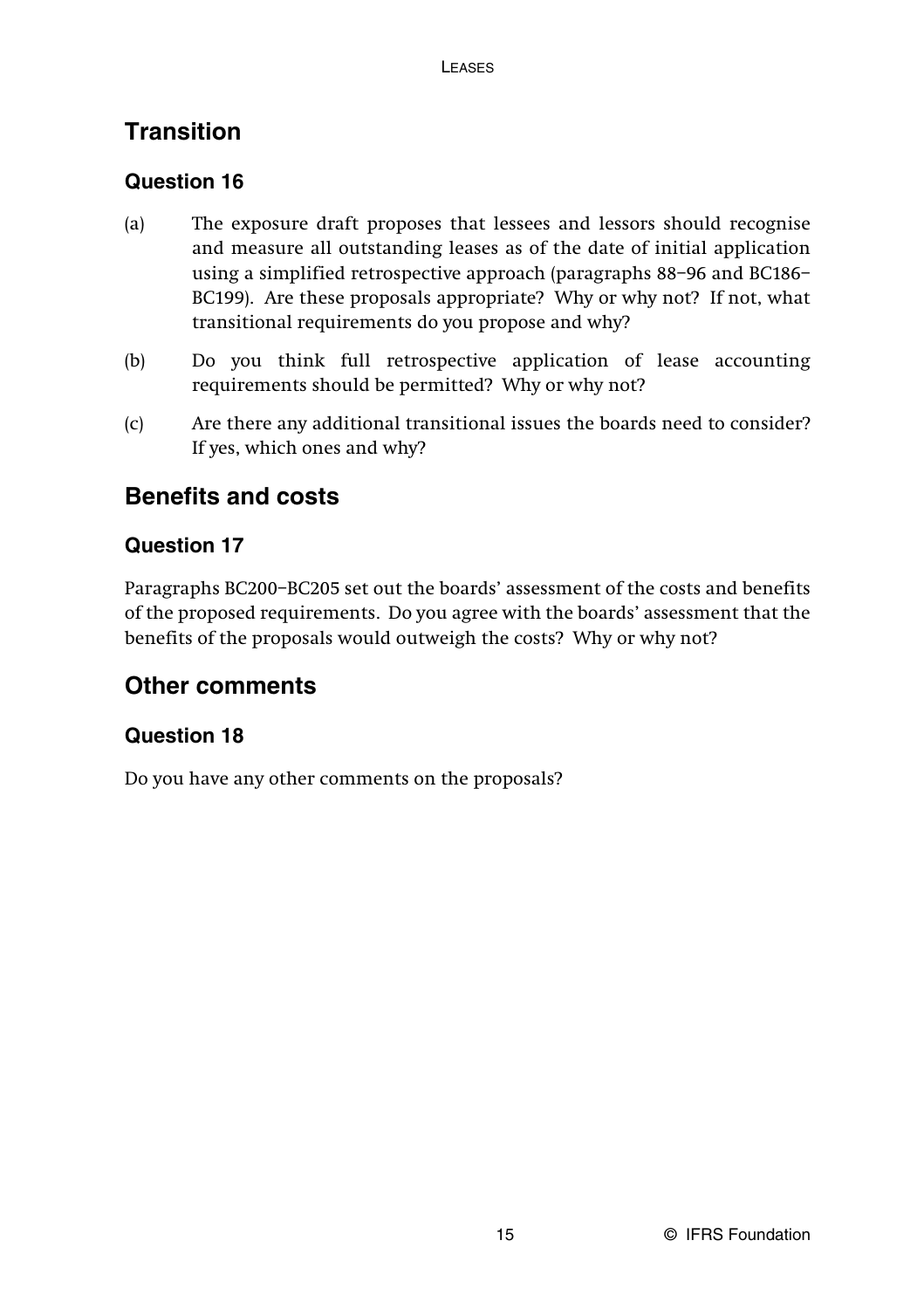## Transition

### Question 16

(a) The exposure draft proposes that lessees and lessors should recognise and measure all outstanding leases as of the date of initial application using a simplified retrospective approach (paragraphs 88–96 and BC186–BC199). Are these proposals appropriate? Why or why not? If not, what transitional requirements do you propose and why?

(b) Do you think full retrospective application of lease accounting requirements should be permitted? Why or why not?

(c) Are there any additional transitional issues the boards need to consider? If yes, which ones and why?

## Benefits and costs

### Question 17

Paragraphs BC200–BC205 set out the boards' assessment of the costs and benefits of the proposed requirements. Do you agree with the boards' assessment that the benefits of the proposals would outweigh the costs? Why or why not?

## Other comments

### Question 18

Do you have any other comments on the proposals?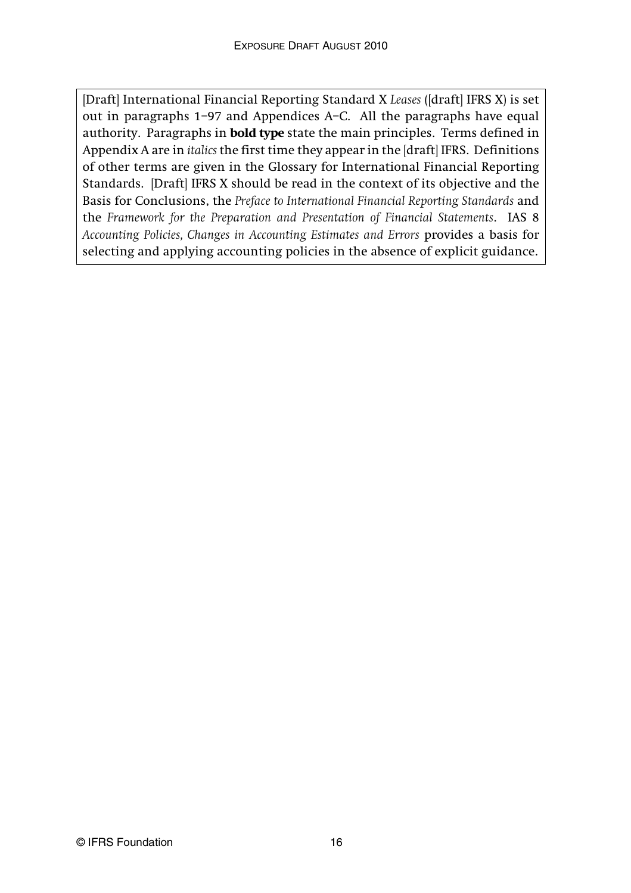[Draft] International Financial Reporting Standard X *Leases* ([draft] IFRS X) is set out in paragraphs 1–97 and Appendices A–C. All the paragraphs have equal authority. Paragraphs in **bold type** state the main principles. Terms defined in Appendix A are in *italics* the first time they appear in the [draft] IFRS. Definitions of other terms are given in the Glossary for International Financial Reporting Standards. [Draft] IFRS X should be read in the context of its objective and the Basis for Conclusions, the *Preface to International Financial Reporting Standards* and the *Framework for the Preparation and Presentation of Financial Statements*. IAS 8 *Accounting Policies, Changes in Accounting Estimates and Errors* provides a basis for selecting and applying accounting policies in the absence of explicit guidance.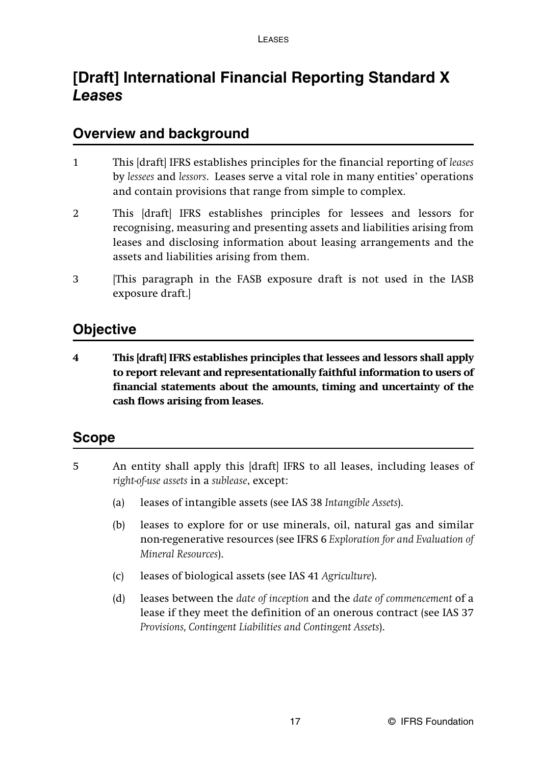# [Draft] International Financial Reporting Standard X *Leases*

## Overview and background

1 This [draft] IFRS establishes principles for the financial reporting of *leases* by *lessees* and *lessors*. Leases serve a vital role in many entities' operations and contain provisions that range from simple to complex.

2 This [draft] IFRS establishes principles for lessees and lessors for recognising, measuring and presenting assets and liabilities arising from leases and disclosing information about leasing arrangements and the assets and liabilities arising from them.

3 [This paragraph in the FASB exposure draft is not used in the IASB exposure draft.]

## Objective

**4 This [draft] IFRS establishes principles that lessees and lessors shall apply to report relevant and representationally faithful information to users of financial statements about the amounts, timing and uncertainty of the cash flows arising from leases.**

## Scope

5 An entity shall apply this [draft] IFRS to all leases, including leases of *right-of-use assets* in a *sublease*, except:

(a) leases of intangible assets (see IAS 38 *Intangible Assets*).

(b) leases to explore for or use minerals, oil, natural gas and similar non-regenerative resources (see IFRS 6 *Exploration for and Evaluation of Mineral Resources*).

(c) leases of biological assets (see IAS 41 *Agriculture*).

(d) leases between the *date of inception* and the *date of commencement* of a lease if they meet the definition of an onerous contract (see IAS 37 *Provisions, Contingent Liabilities and Contingent Assets*).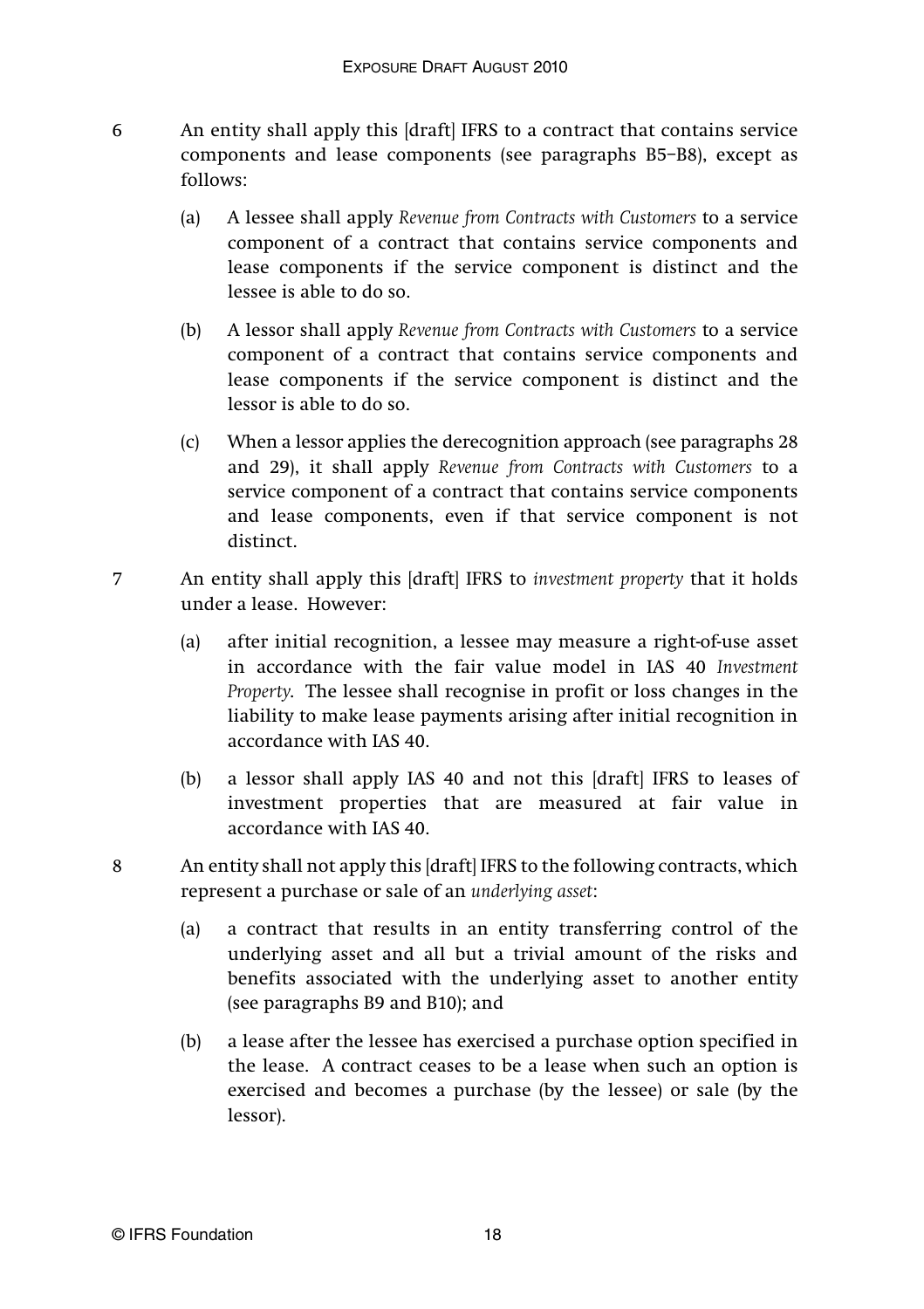6 An entity shall apply this [draft] IFRS to a contract that contains service components and lease components (see paragraphs B5–B8), except as follows:

(a) A lessee shall apply *Revenue from Contracts with Customers* to a service component of a contract that contains service components and lease components if the service component is distinct and the lessee is able to do so.

(b) A lessor shall apply *Revenue from Contracts with Customers* to a service component of a contract that contains service components and lease components if the service component is distinct and the lessor is able to do so.

(c) When a lessor applies the derecognition approach (see paragraphs 28 and 29), it shall apply *Revenue from Contracts with Customers* to a service component of a contract that contains service components and lease components, even if that service component is not distinct.

7 An entity shall apply this [draft] IFRS to *investment property* that it holds under a lease. However:

(a) after initial recognition, a lessee may measure a right-of-use asset in accordance with the fair value model in IAS 40 *Investment Property*. The lessee shall recognise in profit or loss changes in the liability to make lease payments arising after initial recognition in accordance with IAS 40.

(b) a lessor shall apply IAS 40 and not this [draft] IFRS to leases of investment properties that are measured at fair value in accordance with IAS 40.

8 An entity shall not apply this [draft] IFRS to the following contracts, which represent a purchase or sale of an *underlying asset*:

(a) a contract that results in an entity transferring control of the underlying asset and all but a trivial amount of the risks and benefits associated with the underlying asset to another entity (see paragraphs B9 and B10); and

(b) a lease after the lessee has exercised a purchase option specified in the lease. A contract ceases to be a lease when such an option is exercised and becomes a purchase (by the lessee) or sale (by the lessor).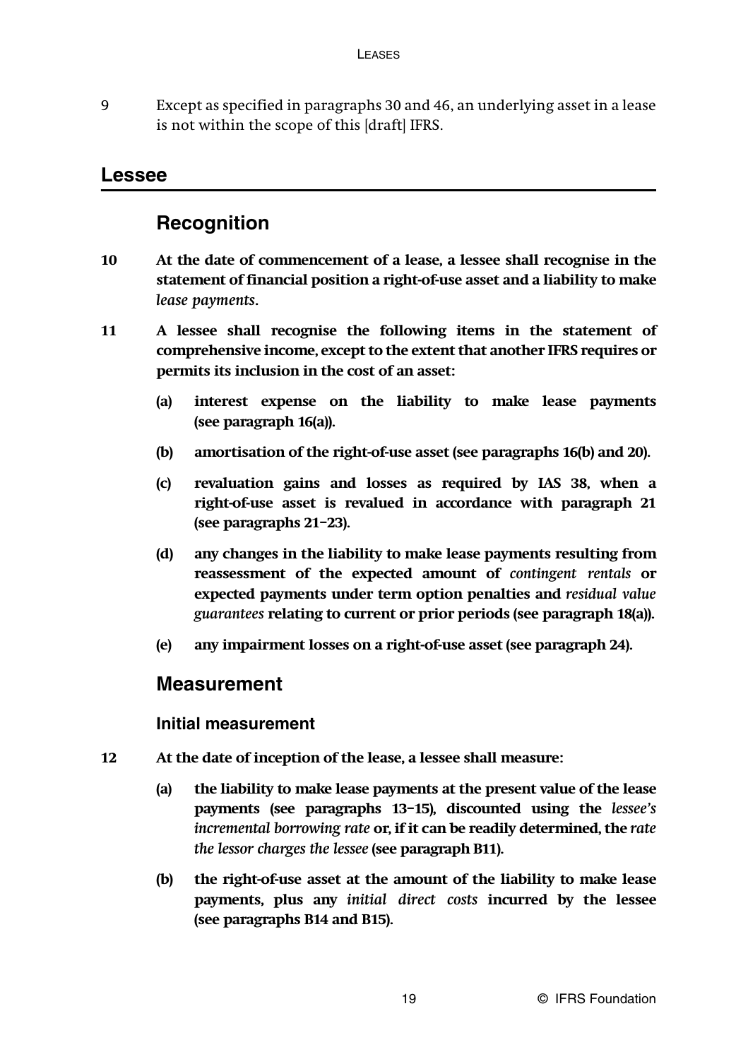9 Except as specified in paragraphs 30 and 46, an underlying asset in a lease is not within the scope of this [draft] IFRS.

## Lessee

### Recognition

**10 At the date of commencement of a lease, a lessee shall recognise in the statement of financial position a right-of-use asset and a liability to make *lease payments*.**

**11 A lessee shall recognise the following items in the statement of comprehensive income, except to the extent that another IFRS requires or permits its inclusion in the cost of an asset:**

**(a) interest expense on the liability to make lease payments (see paragraph 16(a)).**

**(b) amortisation of the right-of-use asset (see paragraphs 16(b) and 20).**

**(c) revaluation gains and losses as required by IAS 38, when a right-of-use asset is revalued in accordance with paragraph 21 (see paragraphs 21–23).**

**(d) any changes in the liability to make lease payments resulting from reassessment of the expected amount of *contingent rentals* or expected payments under term option penalties and *residual value guarantees* relating to current or prior periods (see paragraph 18(a)).**

**(e) any impairment losses on a right-of-use asset (see paragraph 24).**

### Measurement

#### Initial measurement

**12 At the date of inception of the lease, a lessee shall measure:**

**(a) the liability to make lease payments at the present value of the lease payments (see paragraphs 13–15), discounted using the *lessee's incremental borrowing rate* or, if it can be readily determined, the *rate the lessor charges the lessee* (see paragraph B11).**

**(b) the right-of-use asset at the amount of the liability to make lease payments, plus any *initial direct costs* incurred by the lessee (see paragraphs B14 and B15).**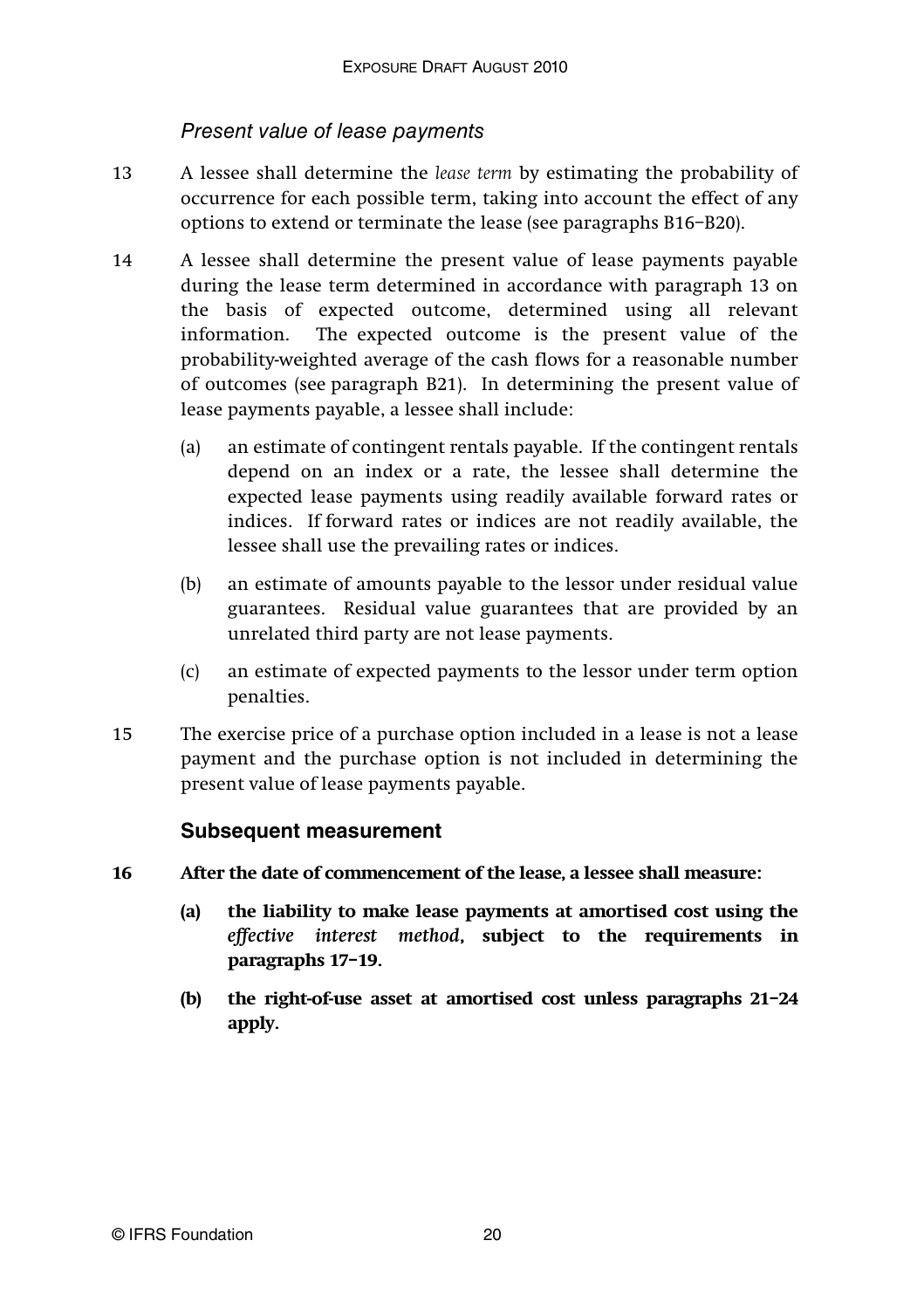### *Present value of lease payments*

13 A lessee shall determine the *lease term* by estimating the probability of occurrence for each possible term, taking into account the effect of any options to extend or terminate the lease (see paragraphs B16–B20).

14 A lessee shall determine the present value of lease payments payable during the lease term determined in accordance with paragraph 13 on the basis of expected outcome, determined using all relevant information. The expected outcome is the present value of the probability-weighted average of the cash flows for a reasonable number of outcomes (see paragraph B21). In determining the present value of lease payments payable, a lessee shall include:

(a) an estimate of contingent rentals payable. If the contingent rentals depend on an index or a rate, the lessee shall determine the expected lease payments using readily available forward rates or indices. If forward rates or indices are not readily available, the lessee shall use the prevailing rates or indices.

(b) an estimate of amounts payable to the lessor under residual value guarantees. Residual value guarantees that are provided by an unrelated third party are not lease payments.

(c) an estimate of expected payments to the lessor under term option penalties.

15 The exercise price of a purchase option included in a lease is not a lease payment and the purchase option is not included in determining the present value of lease payments payable.

## Subsequent measurement

**16 After the date of commencement of the lease, a lessee shall measure:**

**(a) the liability to make lease payments at amortised cost using the *effective interest method*, subject to the requirements in paragraphs 17–19.**

**(b) the right-of-use asset at amortised cost unless paragraphs 21–24 apply.**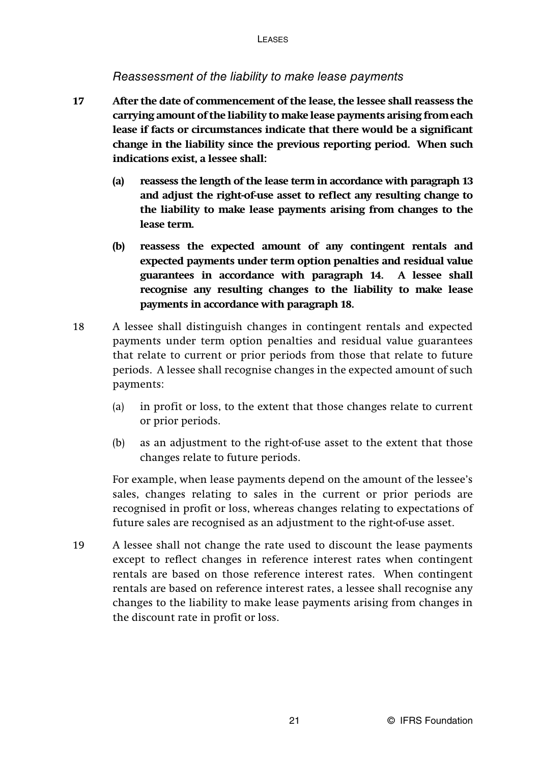### *Reassessment of the liability to make lease payments*

**17 After the date of commencement of the lease, the lessee shall reassess the carrying amount of the liability to make lease payments arising from each lease if facts or circumstances indicate that there would be a significant change in the liability since the previous reporting period. When such indications exist, a lessee shall:**

- **(a) reassess the length of the lease term in accordance with paragraph 13 and adjust the right-of-use asset to reflect any resulting change to the liability to make lease payments arising from changes to the lease term.**
- **(b) reassess the expected amount of any contingent rentals and expected payments under term option penalties and residual value guarantees in accordance with paragraph 14. A lessee shall recognise any resulting changes to the liability to make lease payments in accordance with paragraph 18.**

18 A lessee shall distinguish changes in contingent rentals and expected payments under term option penalties and residual value guarantees that relate to current or prior periods from those that relate to future periods. A lessee shall recognise changes in the expected amount of such payments:

- (a) in profit or loss, to the extent that those changes relate to current or prior periods.
- (b) as an adjustment to the right-of-use asset to the extent that those changes relate to future periods.

For example, when lease payments depend on the amount of the lessee's sales, changes relating to sales in the current or prior periods are recognised in profit or loss, whereas changes relating to expectations of future sales are recognised as an adjustment to the right-of-use asset.

19 A lessee shall not change the rate used to discount the lease payments except to reflect changes in reference interest rates when contingent rentals are based on those reference interest rates. When contingent rentals are based on reference interest rates, a lessee shall recognise any changes to the liability to make lease payments arising from changes in the discount rate in profit or loss.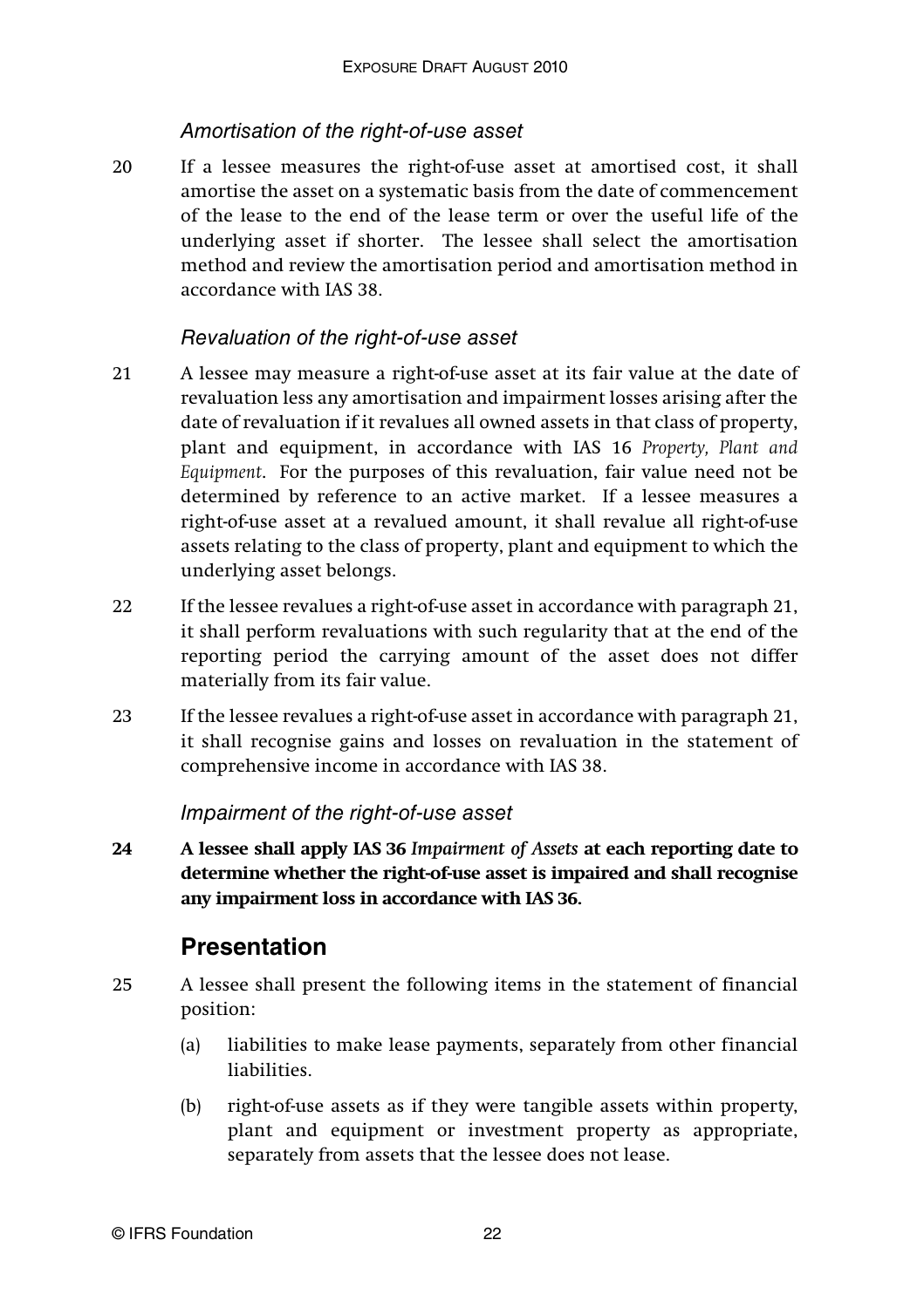### *Amortisation of the right-of-use asset*

20 If a lessee measures the right-of-use asset at amortised cost, it shall amortise the asset on a systematic basis from the date of commencement of the lease to the end of the lease term or over the useful life of the underlying asset if shorter. The lessee shall select the amortisation method and review the amortisation period and amortisation method in accordance with IAS 38.

### *Revaluation of the right-of-use asset*

21 A lessee may measure a right-of-use asset at its fair value at the date of revaluation less any amortisation and impairment losses arising after the date of revaluation if it revalues all owned assets in that class of property, plant and equipment, in accordance with IAS 16 *Property, Plant and Equipment*. For the purposes of this revaluation, fair value need not be determined by reference to an active market. If a lessee measures a right-of-use asset at a revalued amount, it shall revalue all right-of-use assets relating to the class of property, plant and equipment to which the underlying asset belongs.

22 If the lessee revalues a right-of-use asset in accordance with paragraph 21, it shall perform revaluations with such regularity that at the end of the reporting period the carrying amount of the asset does not differ materially from its fair value.

23 If the lessee revalues a right-of-use asset in accordance with paragraph 21, it shall recognise gains and losses on revaluation in the statement of comprehensive income in accordance with IAS 38.

### *Impairment of the right-of-use asset*

**24 A lessee shall apply IAS 36 *Impairment of Assets* at each reporting date to determine whether the right-of-use asset is impaired and shall recognise any impairment loss in accordance with IAS 36.**

## Presentation

25 A lessee shall present the following items in the statement of financial position:

(a) liabilities to make lease payments, separately from other financial liabilities.

(b) right-of-use assets as if they were tangible assets within property, plant and equipment or investment property as appropriate, separately from assets that the lessee does not lease.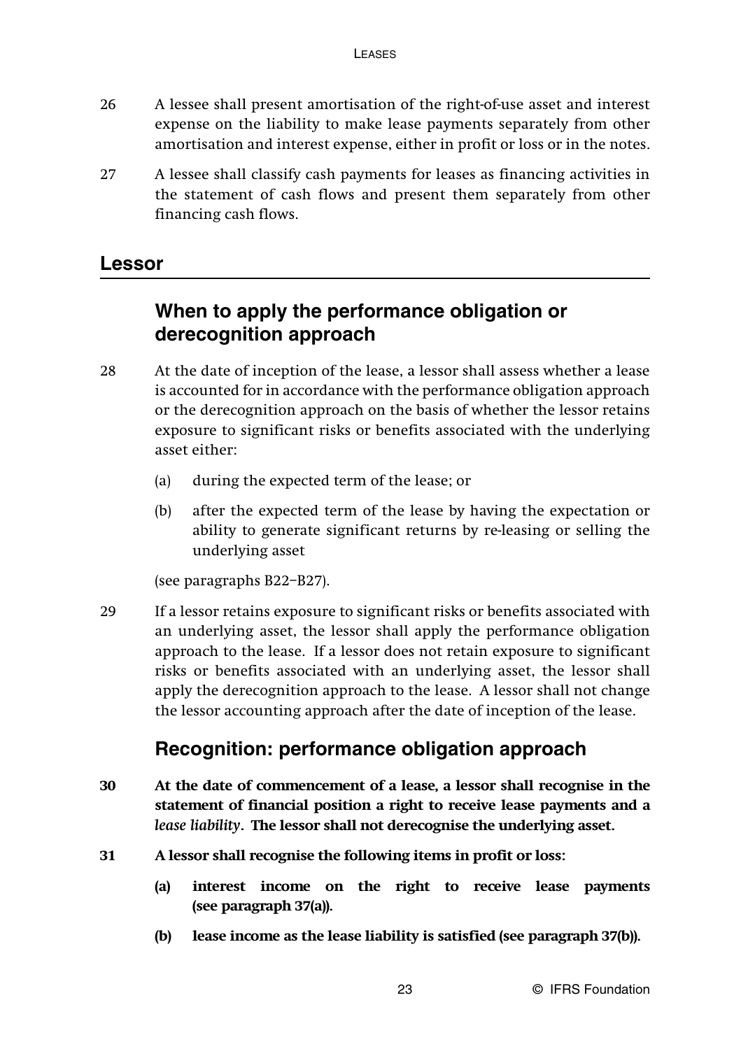26 A lessee shall present amortisation of the right-of-use asset and interest expense on the liability to make lease payments separately from other amortisation and interest expense, either in profit or loss or in the notes.

27 A lessee shall classify cash payments for leases as financing activities in the statement of cash flows and present them separately from other financing cash flows.

## Lessor

### When to apply the performance obligation or derecognition approach

28 At the date of inception of the lease, a lessor shall assess whether a lease is accounted for in accordance with the performance obligation approach or the derecognition approach on the basis of whether the lessor retains exposure to significant risks or benefits associated with the underlying asset either:

(a) during the expected term of the lease; or

(b) after the expected term of the lease by having the expectation or ability to generate significant returns by re-leasing or selling the underlying asset

(see paragraphs B22–B27).

29 If a lessor retains exposure to significant risks or benefits associated with an underlying asset, the lessor shall apply the performance obligation approach to the lease. If a lessor does not retain exposure to significant risks or benefits associated with an underlying asset, the lessor shall apply the derecognition approach to the lease. A lessor shall not change the lessor accounting approach after the date of inception of the lease.

### Recognition: performance obligation approach

**30 At the date of commencement of a lease, a lessor shall recognise in the statement of financial position a right to receive lease payments and a *lease liability*. The lessor shall not derecognise the underlying asset.**

**31 A lessor shall recognise the following items in profit or loss:**

**(a) interest income on the right to receive lease payments (see paragraph 37(a)).**

**(b) lease income as the lease liability is satisfied (see paragraph 37(b)).**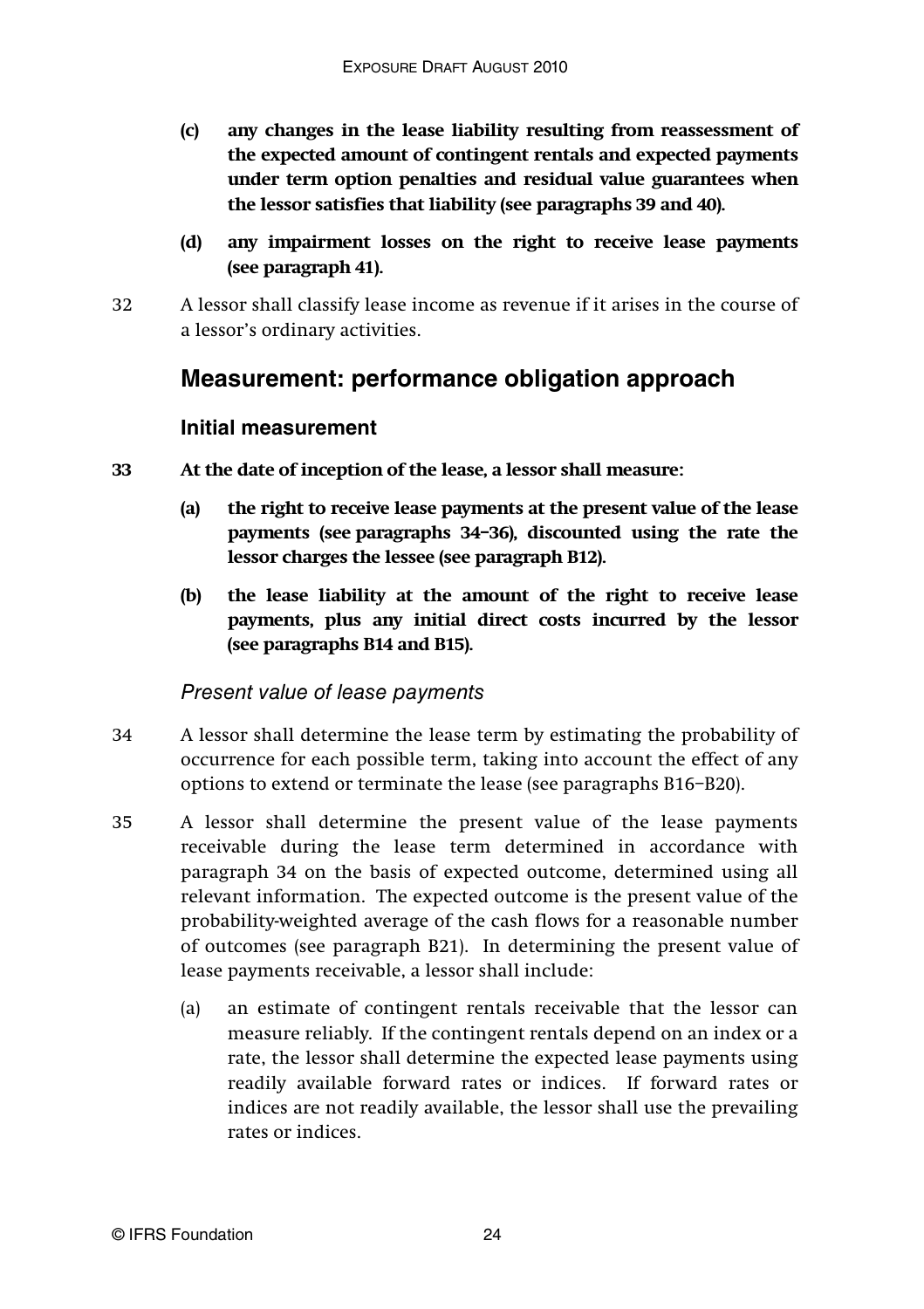**(c) any changes in the lease liability resulting from reassessment of the expected amount of contingent rentals and expected payments under term option penalties and residual value guarantees when the lessor satisfies that liability (see paragraphs 39 and 40).**

**(d) any impairment losses on the right to receive lease payments (see paragraph 41).**

32 A lessor shall classify lease income as revenue if it arises in the course of a lessor's ordinary activities.

## Measurement: performance obligation approach

### Initial measurement

**33 At the date of inception of the lease, a lessor shall measure:**

**(a) the right to receive lease payments at the present value of the lease payments (see paragraphs 34–36), discounted using the rate the lessor charges the lessee (see paragraph B12).**

**(b) the lease liability at the amount of the right to receive lease payments, plus any initial direct costs incurred by the lessor (see paragraphs B14 and B15).**

#### *Present value of lease payments*

34 A lessor shall determine the lease term by estimating the probability of occurrence for each possible term, taking into account the effect of any options to extend or terminate the lease (see paragraphs B16–B20).

35 A lessor shall determine the present value of the lease payments receivable during the lease term determined in accordance with paragraph 34 on the basis of expected outcome, determined using all relevant information. The expected outcome is the present value of the probability-weighted average of the cash flows for a reasonable number of outcomes (see paragraph B21). In determining the present value of lease payments receivable, a lessor shall include:

(a) an estimate of contingent rentals receivable that the lessor can measure reliably. If the contingent rentals depend on an index or a rate, the lessor shall determine the expected lease payments using readily available forward rates or indices. If forward rates or indices are not readily available, the lessor shall use the prevailing rates or indices.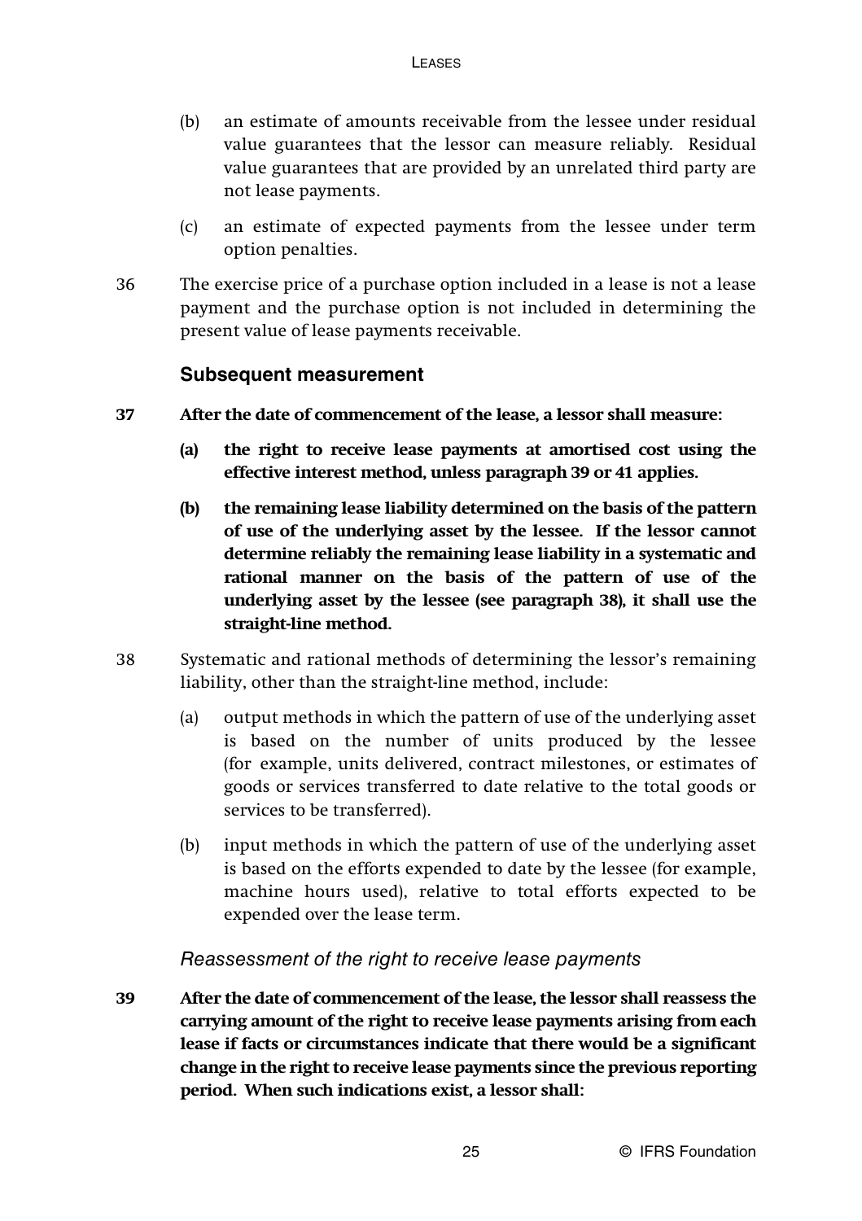(b) an estimate of amounts receivable from the lessee under residual value guarantees that the lessor can measure reliably. Residual value guarantees that are provided by an unrelated third party are not lease payments.

(c) an estimate of expected payments from the lessee under term option penalties.

36 The exercise price of a purchase option included in a lease is not a lease payment and the purchase option is not included in determining the present value of lease payments receivable.

### Subsequent measurement

**37 After the date of commencement of the lease, a lessor shall measure:**

**(a) the right to receive lease payments at amortised cost using the effective interest method, unless paragraph 39 or 41 applies.**

**(b) the remaining lease liability determined on the basis of the pattern of use of the underlying asset by the lessee. If the lessor cannot determine reliably the remaining lease liability in a systematic and rational manner on the basis of the pattern of use of the underlying asset by the lessee (see paragraph 38), it shall use the straight-line method.**

38 Systematic and rational methods of determining the lessor's remaining liability, other than the straight-line method, include:

(a) output methods in which the pattern of use of the underlying asset is based on the number of units produced by the lessee (for example, units delivered, contract milestones, or estimates of goods or services transferred to date relative to the total goods or services to be transferred).

(b) input methods in which the pattern of use of the underlying asset is based on the efforts expended to date by the lessee (for example, machine hours used), relative to total efforts expected to be expended over the lease term.

#### *Reassessment of the right to receive lease payments*

**39 After the date of commencement of the lease, the lessor shall reassess the carrying amount of the right to receive lease payments arising from each lease if facts or circumstances indicate that there would be a significant change in the right to receive lease payments since the previous reporting period. When such indications exist, a lessor shall:**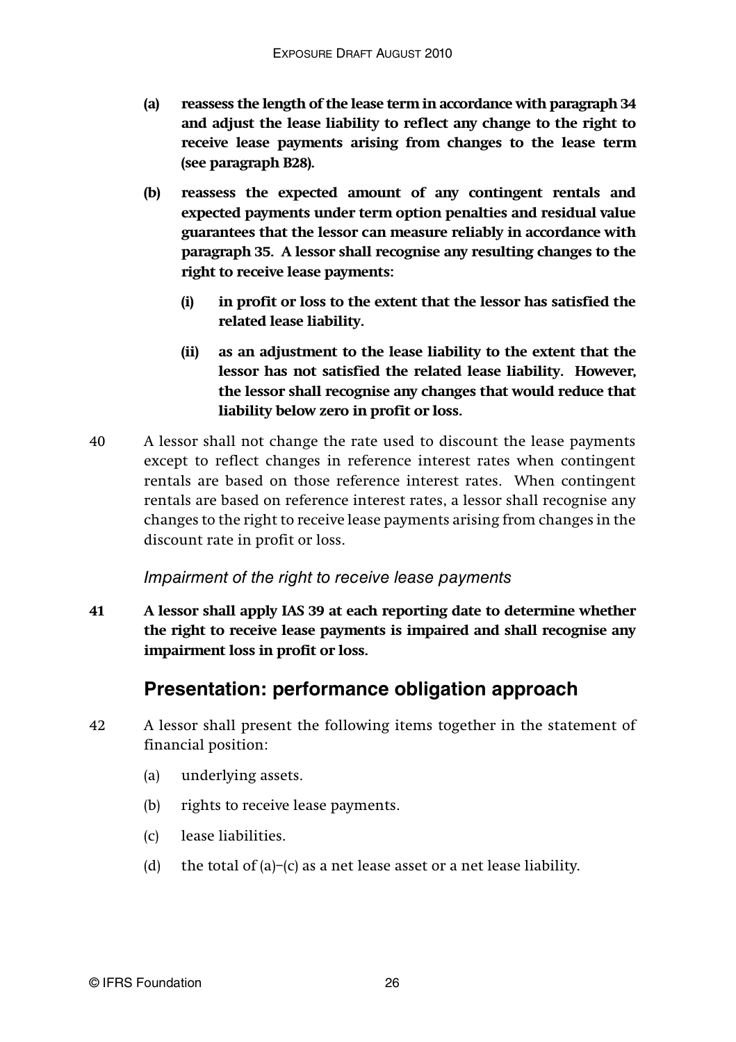- **(a)** **reassess the length of the lease term in accordance with paragraph 34 and adjust the lease liability to reflect any change to the right to receive lease payments arising from changes to the lease term (see paragraph B28).**

- **(b)** **reassess the expected amount of any contingent rentals and expected payments under term option penalties and residual value guarantees that the lessor can measure reliably in accordance with paragraph 35. A lessor shall recognise any resulting changes to the right to receive lease payments:**

  - **(i)** **in profit or loss to the extent that the lessor has satisfied the related lease liability.**

  - **(ii)** **as an adjustment to the lease liability to the extent that the lessor has not satisfied the related lease liability. However, the lessor shall recognise any changes that would reduce that liability below zero in profit or loss.**

40 A lessor shall not change the rate used to discount the lease payments except to reflect changes in reference interest rates when contingent rentals are based on those reference interest rates. When contingent rentals are based on reference interest rates, a lessor shall recognise any changes to the right to receive lease payments arising from changes in the discount rate in profit or loss.

### *Impairment of the right to receive lease payments*

**41 A lessor shall apply IAS 39 at each reporting date to determine whether the right to receive lease payments is impaired and shall recognise any impairment loss in profit or loss.**

## Presentation: performance obligation approach

42 A lessor shall present the following items together in the statement of financial position:

- (a) underlying assets.
- (b) rights to receive lease payments.
- (c) lease liabilities.
- (d) the total of (a)–(c) as a net lease asset or a net lease liability.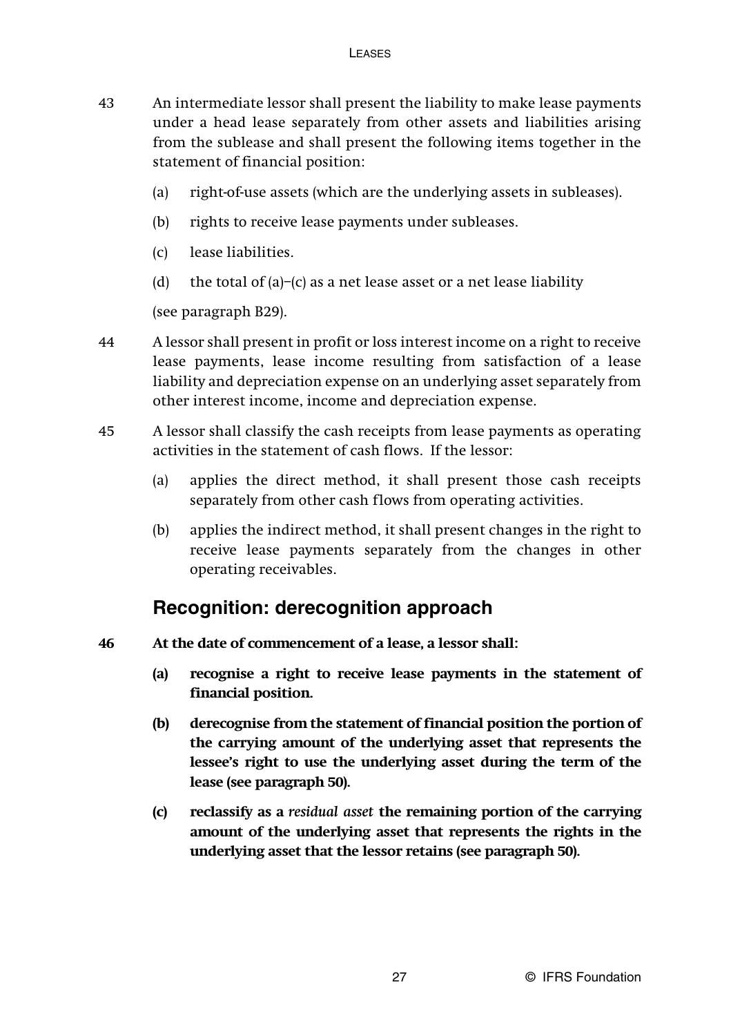43 An intermediate lessor shall present the liability to make lease payments under a head lease separately from other assets and liabilities arising from the sublease and shall present the following items together in the statement of financial position:

- (a) right-of-use assets (which are the underlying assets in subleases).
- (b) rights to receive lease payments under subleases.
- (c) lease liabilities.
- (d) the total of (a)–(c) as a net lease asset or a net lease liability

(see paragraph B29).

44 A lessor shall present in profit or loss interest income on a right to receive lease payments, lease income resulting from satisfaction of a lease liability and depreciation expense on an underlying asset separately from other interest income, income and depreciation expense.

45 A lessor shall classify the cash receipts from lease payments as operating activities in the statement of cash flows. If the lessor:

- (a) applies the direct method, it shall present those cash receipts separately from other cash flows from operating activities.
- (b) applies the indirect method, it shall present changes in the right to receive lease payments separately from the changes in other operating receivables.

## Recognition: derecognition approach

**46 At the date of commencement of a lease, a lessor shall:**

- **(a) recognise a right to receive lease payments in the statement of financial position.**
- **(b) derecognise from the statement of financial position the portion of the carrying amount of the underlying asset that represents the lessee's right to use the underlying asset during the term of the lease (see paragraph 50).**
- **(c) reclassify as a *residual asset* the remaining portion of the carrying amount of the underlying asset that represents the rights in the underlying asset that the lessor retains (see paragraph 50).**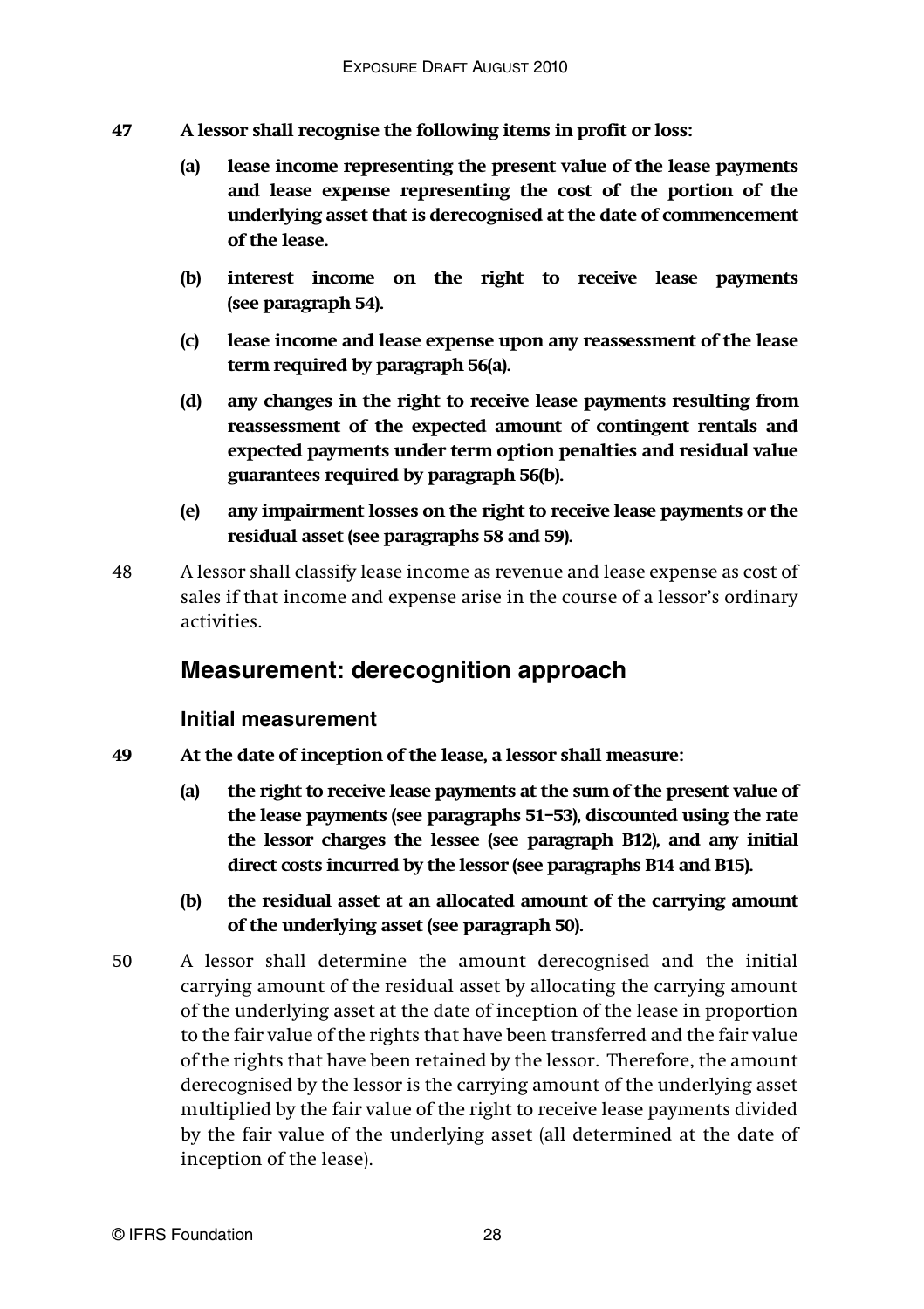**47 A lessor shall recognise the following items in profit or loss:**

**(a) lease income representing the present value of the lease payments and lease expense representing the cost of the portion of the underlying asset that is derecognised at the date of commencement of the lease.**

**(b) interest income on the right to receive lease payments (see paragraph 54).**

**(c) lease income and lease expense upon any reassessment of the lease term required by paragraph 56(a).**

**(d) any changes in the right to receive lease payments resulting from reassessment of the expected amount of contingent rentals and expected payments under term option penalties and residual value guarantees required by paragraph 56(b).**

**(e) any impairment losses on the right to receive lease payments or the residual asset (see paragraphs 58 and 59).**

48 A lessor shall classify lease income as revenue and lease expense as cost of sales if that income and expense arise in the course of a lessor's ordinary activities.

## Measurement: derecognition approach

### Initial measurement

**49 At the date of inception of the lease, a lessor shall measure:**

**(a) the right to receive lease payments at the sum of the present value of the lease payments (see paragraphs 51–53), discounted using the rate the lessor charges the lessee (see paragraph B12), and any initial direct costs incurred by the lessor (see paragraphs B14 and B15).**

**(b) the residual asset at an allocated amount of the carrying amount of the underlying asset (see paragraph 50).**

50 A lessor shall determine the amount derecognised and the initial carrying amount of the residual asset by allocating the carrying amount of the underlying asset at the date of inception of the lease in proportion to the fair value of the rights that have been transferred and the fair value of the rights that have been retained by the lessor. Therefore, the amount derecognised by the lessor is the carrying amount of the underlying asset multiplied by the fair value of the right to receive lease payments divided by the fair value of the underlying asset (all determined at the date of inception of the lease).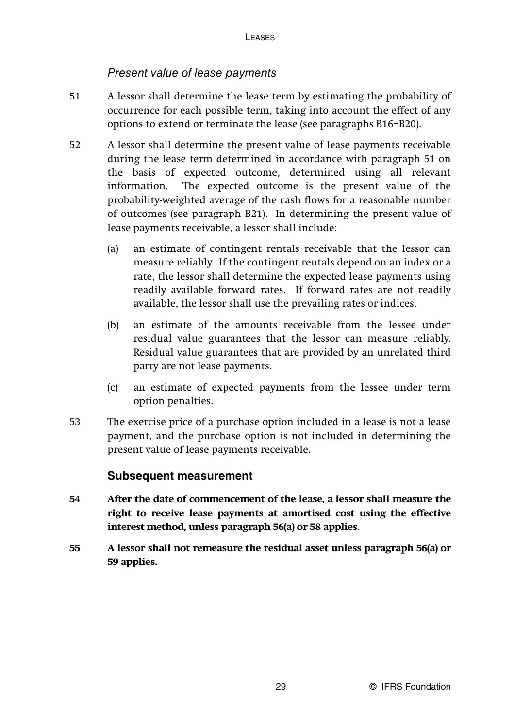### *Present value of lease payments*

51 A lessor shall determine the lease term by estimating the probability of occurrence for each possible term, taking into account the effect of any options to extend or terminate the lease (see paragraphs B16–B20).

52 A lessor shall determine the present value of lease payments receivable during the lease term determined in accordance with paragraph 51 on the basis of expected outcome, determined using all relevant information. The expected outcome is the present value of the probability-weighted average of the cash flows for a reasonable number of outcomes (see paragraph B21). In determining the present value of lease payments receivable, a lessor shall include:

(a) an estimate of contingent rentals receivable that the lessor can measure reliably. If the contingent rentals depend on an index or a rate, the lessor shall determine the expected lease payments using readily available forward rates. If forward rates are not readily available, the lessor shall use the prevailing rates or indices.

(b) an estimate of the amounts receivable from the lessee under residual value guarantees that the lessor can measure reliably. Residual value guarantees that are provided by an unrelated third party are not lease payments.

(c) an estimate of expected payments from the lessee under term option penalties.

53 The exercise price of a purchase option included in a lease is not a lease payment, and the purchase option is not included in determining the present value of lease payments receivable.

### Subsequent measurement

**54 After the date of commencement of the lease, a lessor shall measure the right to receive lease payments at amortised cost using the effective interest method, unless paragraph 56(a) or 58 applies.**

**55 A lessor shall not remeasure the residual asset unless paragraph 56(a) or 59 applies.**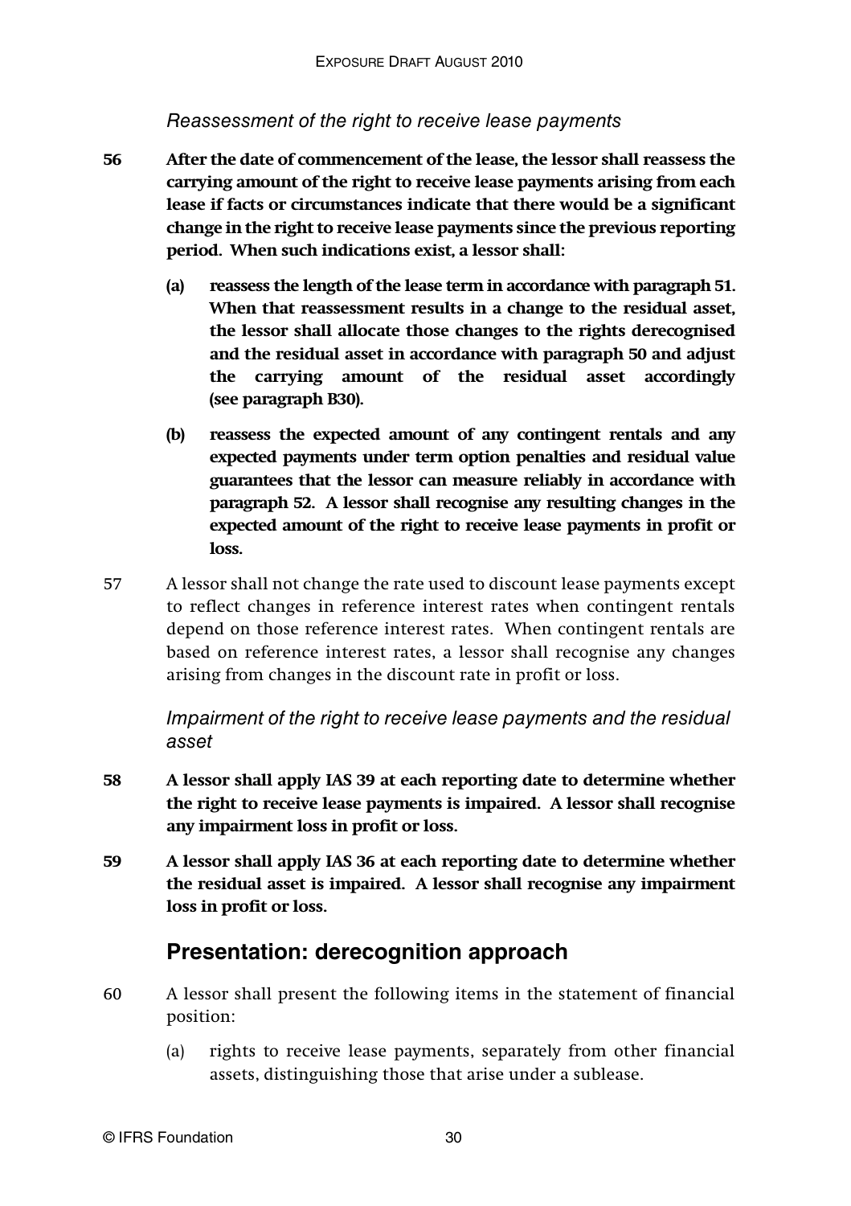*Reassessment of the right to receive lease payments*

**56 After the date of commencement of the lease, the lessor shall reassess the carrying amount of the right to receive lease payments arising from each lease if facts or circumstances indicate that there would be a significant change in the right to receive lease payments since the previous reporting period. When such indications exist, a lessor shall:**

- **(a) reassess the length of the lease term in accordance with paragraph 51. When that reassessment results in a change to the residual asset, the lessor shall allocate those changes to the rights derecognised and the residual asset in accordance with paragraph 50 and adjust the carrying amount of the residual asset accordingly (see paragraph B30).**
- **(b) reassess the expected amount of any contingent rentals and any expected payments under term option penalties and residual value guarantees that the lessor can measure reliably in accordance with paragraph 52. A lessor shall recognise any resulting changes in the expected amount of the right to receive lease payments in profit or loss.**

57 A lessor shall not change the rate used to discount lease payments except to reflect changes in reference interest rates when contingent rentals depend on those reference interest rates. When contingent rentals are based on reference interest rates, a lessor shall recognise any changes arising from changes in the discount rate in profit or loss.

*Impairment of the right to receive lease payments and the residual asset*

**58 A lessor shall apply IAS 39 at each reporting date to determine whether the right to receive lease payments is impaired. A lessor shall recognise any impairment loss in profit or loss.**

**59 A lessor shall apply IAS 36 at each reporting date to determine whether the residual asset is impaired. A lessor shall recognise any impairment loss in profit or loss.**

## Presentation: derecognition approach

60 A lessor shall present the following items in the statement of financial position:

- (a) rights to receive lease payments, separately from other financial assets, distinguishing those that arise under a sublease.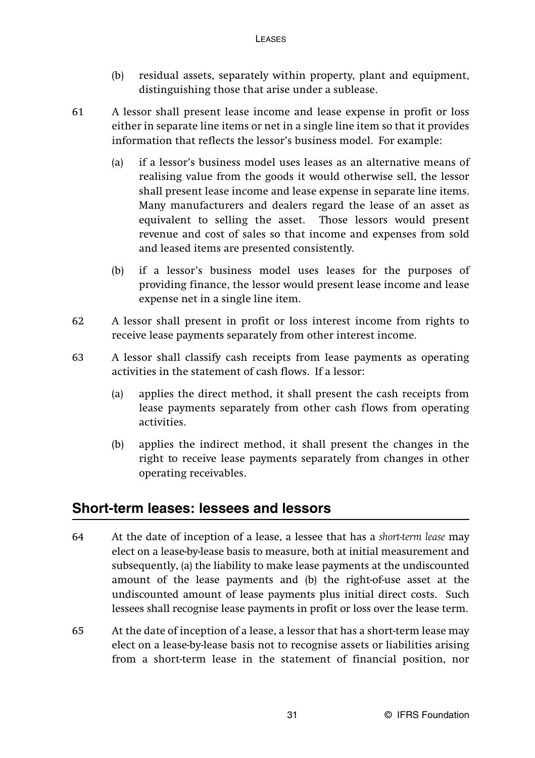(b) residual assets, separately within property, plant and equipment, distinguishing those that arise under a sublease.

61 A lessor shall present lease income and lease expense in profit or loss either in separate line items or net in a single line item so that it provides information that reflects the lessor's business model. For example:

(a) if a lessor's business model uses leases as an alternative means of realising value from the goods it would otherwise sell, the lessor shall present lease income and lease expense in separate line items. Many manufacturers and dealers regard the lease of an asset as equivalent to selling the asset. Those lessors would present revenue and cost of sales so that income and expenses from sold and leased items are presented consistently.

(b) if a lessor's business model uses leases for the purposes of providing finance, the lessor would present lease income and lease expense net in a single line item.

62 A lessor shall present in profit or loss interest income from rights to receive lease payments separately from other interest income.

63 A lessor shall classify cash receipts from lease payments as operating activities in the statement of cash flows. If a lessor:

(a) applies the direct method, it shall present the cash receipts from lease payments separately from other cash flows from operating activities.

(b) applies the indirect method, it shall present the changes in the right to receive lease payments separately from changes in other operating receivables.

## Short-term leases: lessees and lessors

64 At the date of inception of a lease, a lessee that has a *short-term lease* may elect on a lease-by-lease basis to measure, both at initial measurement and subsequently, (a) the liability to make lease payments at the undiscounted amount of the lease payments and (b) the right-of-use asset at the undiscounted amount of lease payments plus initial direct costs. Such lessees shall recognise lease payments in profit or loss over the lease term.

65 At the date of inception of a lease, a lessor that has a short-term lease may elect on a lease-by-lease basis not to recognise assets or liabilities arising from a short-term lease in the statement of financial position, nor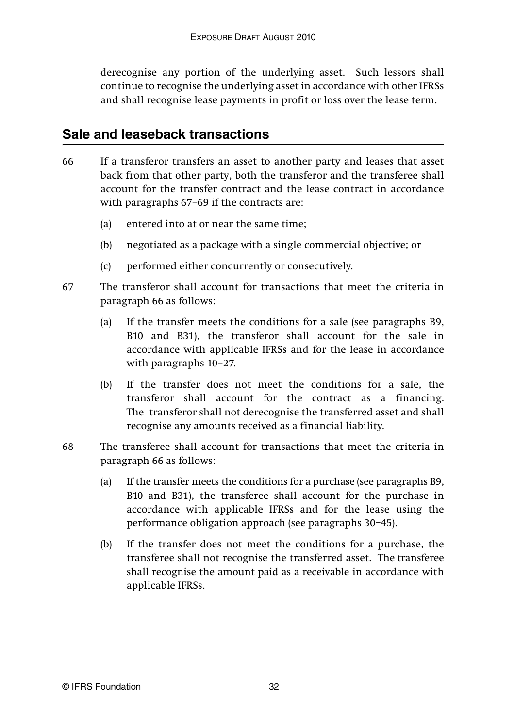derecognise any portion of the underlying asset. Such lessors shall continue to recognise the underlying asset in accordance with other IFRSs and shall recognise lease payments in profit or loss over the lease term.

## Sale and leaseback transactions

66 If a transferor transfers an asset to another party and leases that asset back from that other party, both the transferor and the transferee shall account for the transfer contract and the lease contract in accordance with paragraphs 67–69 if the contracts are:

(a) entered into at or near the same time;

(b) negotiated as a package with a single commercial objective; or

(c) performed either concurrently or consecutively.

67 The transferor shall account for transactions that meet the criteria in paragraph 66 as follows:

(a) If the transfer meets the conditions for a sale (see paragraphs B9, B10 and B31), the transferor shall account for the sale in accordance with applicable IFRSs and for the lease in accordance with paragraphs 10–27.

(b) If the transfer does not meet the conditions for a sale, the transferor shall account for the contract as a financing. The transferor shall not derecognise the transferred asset and shall recognise any amounts received as a financial liability.

68 The transferee shall account for transactions that meet the criteria in paragraph 66 as follows:

(a) If the transfer meets the conditions for a purchase (see paragraphs B9, B10 and B31), the transferee shall account for the purchase in accordance with applicable IFRSs and for the lease using the performance obligation approach (see paragraphs 30–45).

(b) If the transfer does not meet the conditions for a purchase, the transferee shall not recognise the transferred asset. The transferee shall recognise the amount paid as a receivable in accordance with applicable IFRSs.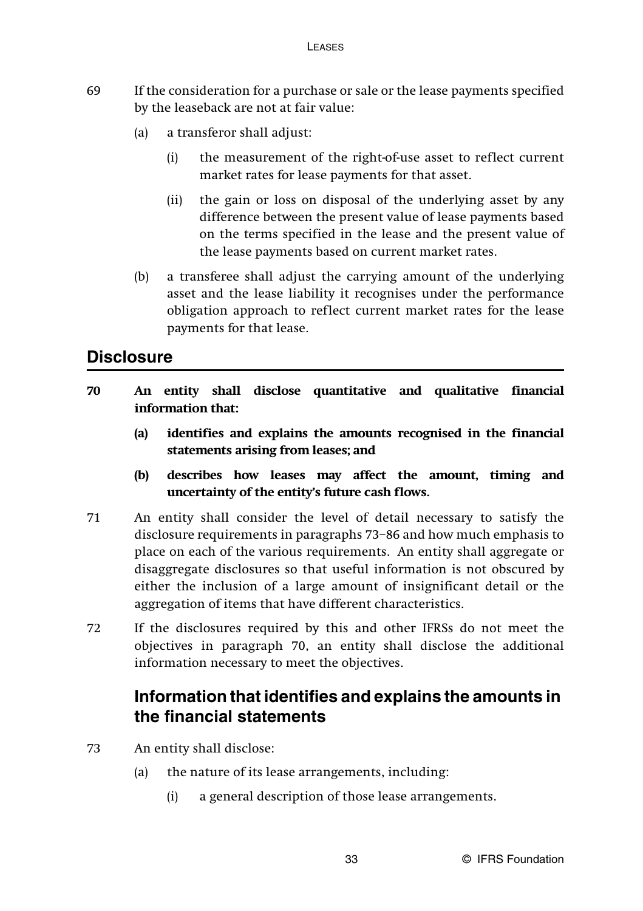69 If the consideration for a purchase or sale or the lease payments specified by the leaseback are not at fair value:

(a) a transferor shall adjust:

(i) the measurement of the right-of-use asset to reflect current market rates for lease payments for that asset.

(ii) the gain or loss on disposal of the underlying asset by any difference between the present value of lease payments based on the terms specified in the lease and the present value of the lease payments based on current market rates.

(b) a transferee shall adjust the carrying amount of the underlying asset and the lease liability it recognises under the performance obligation approach to reflect current market rates for the lease payments for that lease.

## Disclosure

**70 An entity shall disclose quantitative and qualitative financial information that:**

**(a) identifies and explains the amounts recognised in the financial statements arising from leases; and**

**(b) describes how leases may affect the amount, timing and uncertainty of the entity's future cash flows.**

71 An entity shall consider the level of detail necessary to satisfy the disclosure requirements in paragraphs 73–86 and how much emphasis to place on each of the various requirements. An entity shall aggregate or disaggregate disclosures so that useful information is not obscured by either the inclusion of a large amount of insignificant detail or the aggregation of items that have different characteristics.

72 If the disclosures required by this and other IFRSs do not meet the objectives in paragraph 70, an entity shall disclose the additional information necessary to meet the objectives.

### Information that identifies and explains the amounts in the financial statements

73 An entity shall disclose:

(a) the nature of its lease arrangements, including:

(i) a general description of those lease arrangements.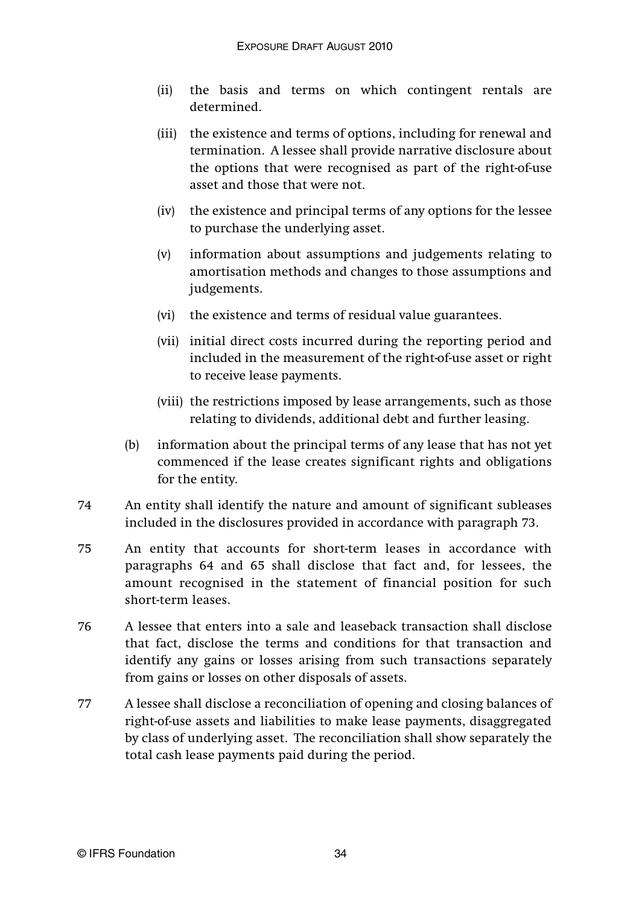(ii) the basis and terms on which contingent rentals are determined.

(iii) the existence and terms of options, including for renewal and termination. A lessee shall provide narrative disclosure about the options that were recognised as part of the right-of-use asset and those that were not.

(iv) the existence and principal terms of any options for the lessee to purchase the underlying asset.

(v) information about assumptions and judgements relating to amortisation methods and changes to those assumptions and judgements.

(vi) the existence and terms of residual value guarantees.

(vii) initial direct costs incurred during the reporting period and included in the measurement of the right-of-use asset or right to receive lease payments.

(viii) the restrictions imposed by lease arrangements, such as those relating to dividends, additional debt and further leasing.

(b) information about the principal terms of any lease that has not yet commenced if the lease creates significant rights and obligations for the entity.

74 An entity shall identify the nature and amount of significant subleases included in the disclosures provided in accordance with paragraph 73.

75 An entity that accounts for short-term leases in accordance with paragraphs 64 and 65 shall disclose that fact and, for lessees, the amount recognised in the statement of financial position for such short-term leases.

76 A lessee that enters into a sale and leaseback transaction shall disclose that fact, disclose the terms and conditions for that transaction and identify any gains or losses arising from such transactions separately from gains or losses on other disposals of assets.

77 A lessee shall disclose a reconciliation of opening and closing balances of right-of-use assets and liabilities to make lease payments, disaggregated by class of underlying asset. The reconciliation shall show separately the total cash lease payments paid during the period.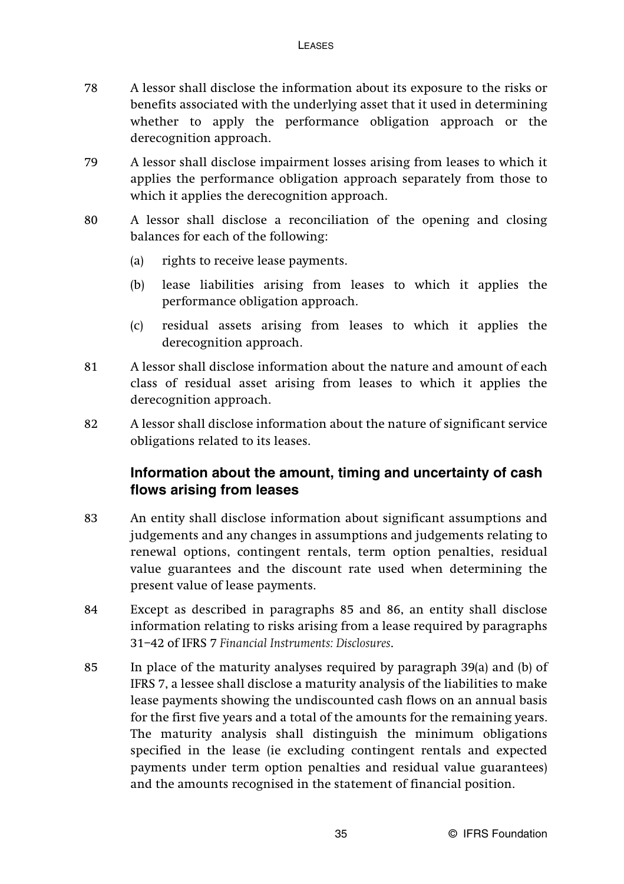78 A lessor shall disclose the information about its exposure to the risks or benefits associated with the underlying asset that it used in determining whether to apply the performance obligation approach or the derecognition approach.

79 A lessor shall disclose impairment losses arising from leases to which it applies the performance obligation approach separately from those to which it applies the derecognition approach.

80 A lessor shall disclose a reconciliation of the opening and closing balances for each of the following:

(a) rights to receive lease payments.

(b) lease liabilities arising from leases to which it applies the performance obligation approach.

(c) residual assets arising from leases to which it applies the derecognition approach.

81 A lessor shall disclose information about the nature and amount of each class of residual asset arising from leases to which it applies the derecognition approach.

82 A lessor shall disclose information about the nature of significant service obligations related to its leases.

### Information about the amount, timing and uncertainty of cash flows arising from leases

83 An entity shall disclose information about significant assumptions and judgements and any changes in assumptions and judgements relating to renewal options, contingent rentals, term option penalties, residual value guarantees and the discount rate used when determining the present value of lease payments.

84 Except as described in paragraphs 85 and 86, an entity shall disclose information relating to risks arising from a lease required by paragraphs 31–42 of IFRS 7 *Financial Instruments: Disclosures*.

85 In place of the maturity analyses required by paragraph 39(a) and (b) of IFRS 7, a lessee shall disclose a maturity analysis of the liabilities to make lease payments showing the undiscounted cash flows on an annual basis for the first five years and a total of the amounts for the remaining years. The maturity analysis shall distinguish the minimum obligations specified in the lease (ie excluding contingent rentals and expected payments under term option penalties and residual value guarantees) and the amounts recognised in the statement of financial position.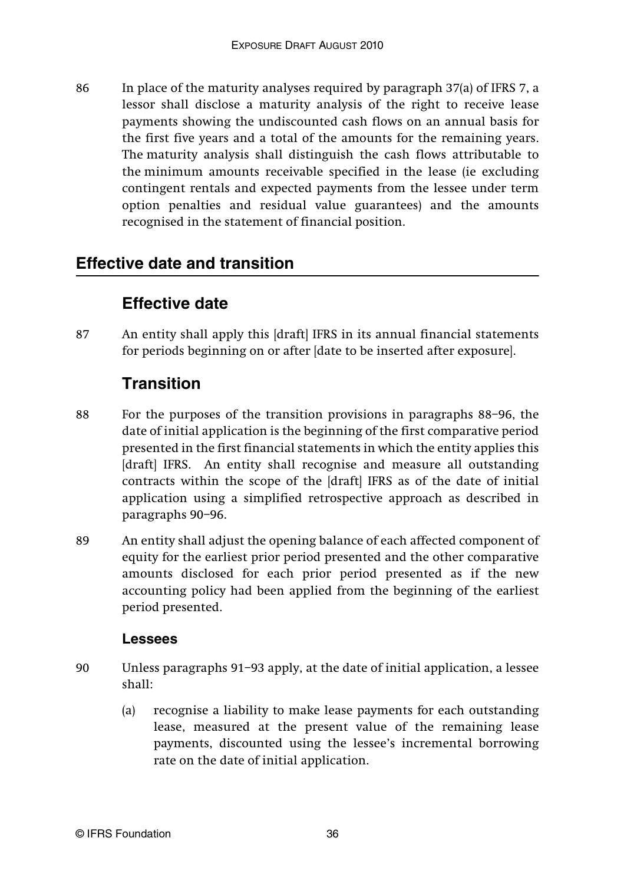86 In place of the maturity analyses required by paragraph 37(a) of IFRS 7, a lessor shall disclose a maturity analysis of the right to receive lease payments showing the undiscounted cash flows on an annual basis for the first five years and a total of the amounts for the remaining years. The maturity analysis shall distinguish the cash flows attributable to the minimum amounts receivable specified in the lease (ie excluding contingent rentals and expected payments from the lessee under term option penalties and residual value guarantees) and the amounts recognised in the statement of financial position.

## Effective date and transition

### Effective date

87 An entity shall apply this [draft] IFRS in its annual financial statements for periods beginning on or after [date to be inserted after exposure].

### Transition

88 For the purposes of the transition provisions in paragraphs 88–96, the date of initial application is the beginning of the first comparative period presented in the first financial statements in which the entity applies this [draft] IFRS. An entity shall recognise and measure all outstanding contracts within the scope of the [draft] IFRS as of the date of initial application using a simplified retrospective approach as described in paragraphs 90–96.

89 An entity shall adjust the opening balance of each affected component of equity for the earliest prior period presented and the other comparative amounts disclosed for each prior period presented as if the new accounting policy had been applied from the beginning of the earliest period presented.

#### Lessees

90 Unless paragraphs 91–93 apply, at the date of initial application, a lessee shall:

(a) recognise a liability to make lease payments for each outstanding lease, measured at the present value of the remaining lease payments, discounted using the lessee's incremental borrowing rate on the date of initial application.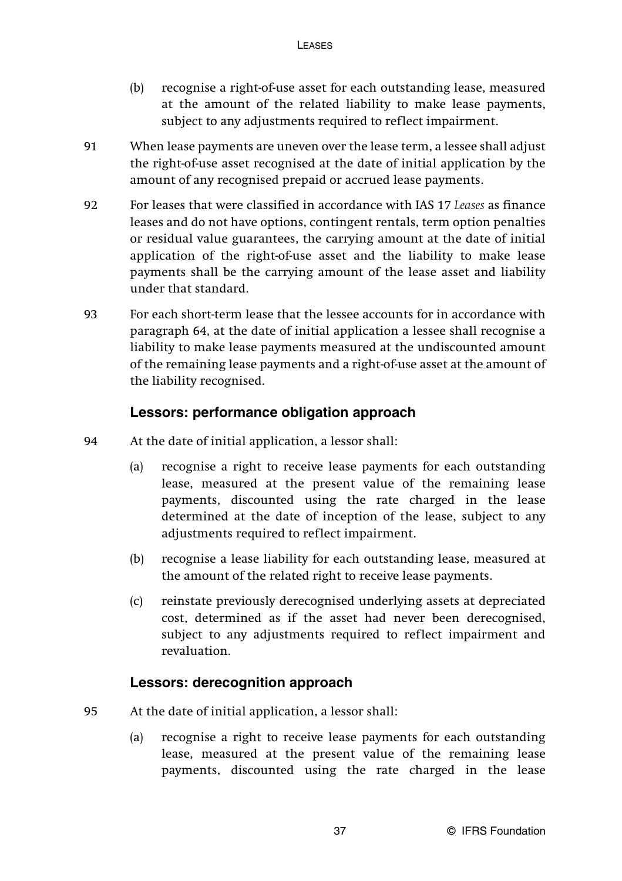(b) recognise a right-of-use asset for each outstanding lease, measured at the amount of the related liability to make lease payments, subject to any adjustments required to reflect impairment.

91 When lease payments are uneven over the lease term, a lessee shall adjust the right-of-use asset recognised at the date of initial application by the amount of any recognised prepaid or accrued lease payments.

92 For leases that were classified in accordance with IAS 17 *Leases* as finance leases and do not have options, contingent rentals, term option penalties or residual value guarantees, the carrying amount at the date of initial application of the right-of-use asset and the liability to make lease payments shall be the carrying amount of the lease asset and liability under that standard.

93 For each short-term lease that the lessee accounts for in accordance with paragraph 64, at the date of initial application a lessee shall recognise a liability to make lease payments measured at the undiscounted amount of the remaining lease payments and a right-of-use asset at the amount of the liability recognised.

### Lessors: performance obligation approach

94 At the date of initial application, a lessor shall:

(a) recognise a right to receive lease payments for each outstanding lease, measured at the present value of the remaining lease payments, discounted using the rate charged in the lease determined at the date of inception of the lease, subject to any adjustments required to reflect impairment.

(b) recognise a lease liability for each outstanding lease, measured at the amount of the related right to receive lease payments.

(c) reinstate previously derecognised underlying assets at depreciated cost, determined as if the asset had never been derecognised, subject to any adjustments required to reflect impairment and revaluation.

### Lessors: derecognition approach

95 At the date of initial application, a lessor shall:

(a) recognise a right to receive lease payments for each outstanding lease, measured at the present value of the remaining lease payments, discounted using the rate charged in the lease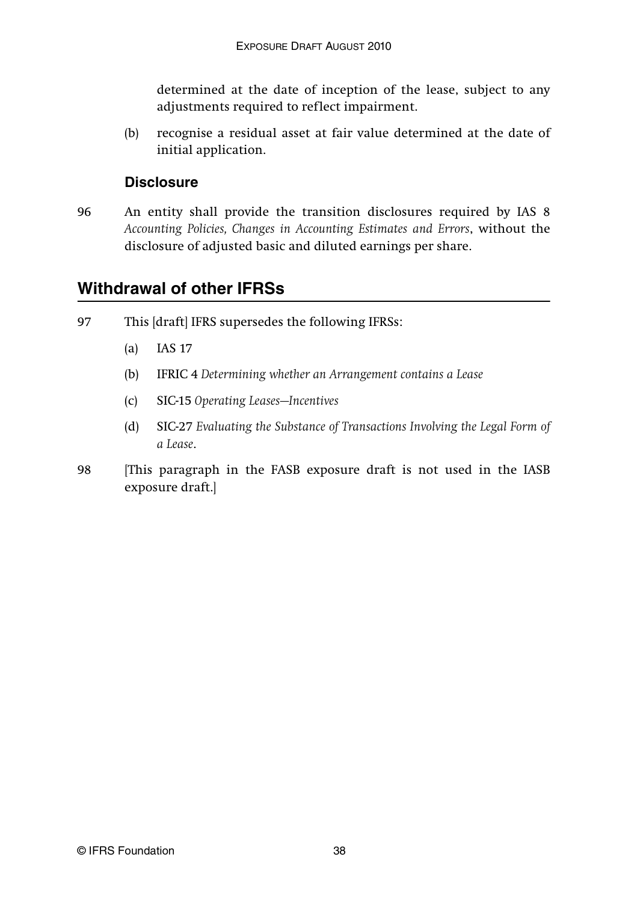determined at the date of inception of the lease, subject to any adjustments required to reflect impairment.

(b) recognise a residual asset at fair value determined at the date of initial application.

### Disclosure

96 An entity shall provide the transition disclosures required by IAS 8 *Accounting Policies, Changes in Accounting Estimates and Errors*, without the disclosure of adjusted basic and diluted earnings per share.

## Withdrawal of other IFRSs

97 This [draft] IFRS supersedes the following IFRSs:

(a) IAS 17

(b) IFRIC 4 *Determining whether an Arrangement contains a Lease*

(c) SIC-15 *Operating Leases—Incentives*

(d) SIC-27 *Evaluating the Substance of Transactions Involving the Legal Form of a Lease*.

98 [This paragraph in the FASB exposure draft is not used in the IASB exposure draft.]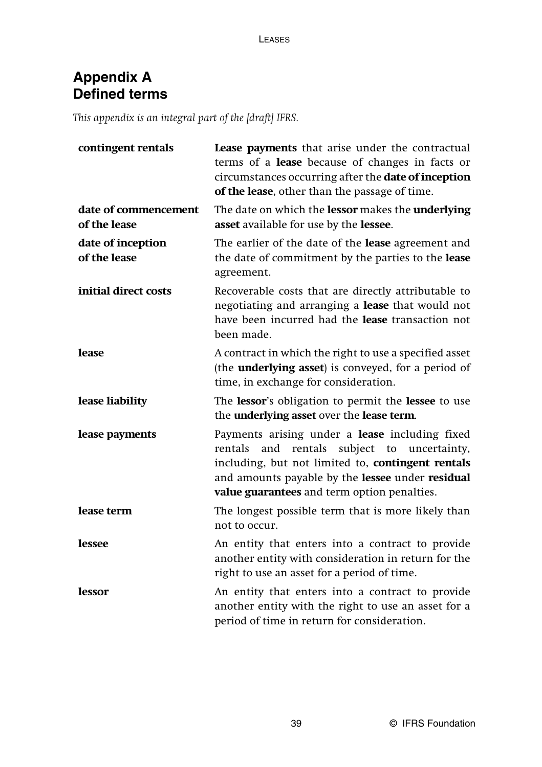# Appendix A
# Defined terms

*This appendix is an integral part of the [draft] IFRS.*

| | |
|---|---|
| **contingent rentals** | **Lease payments** that arise under the contractual terms of a **lease** because of changes in facts or circumstances occurring after the **date of inception of the lease**, other than the passage of time. |
| **date of commencement of the lease** | The date on which the **lessor** makes the **underlying asset** available for use by the **lessee**. |
| **date of inception of the lease** | The earlier of the date of the **lease** agreement and the date of commitment by the parties to the **lease** agreement. |
| **initial direct costs** | Recoverable costs that are directly attributable to negotiating and arranging a **lease** that would not have been incurred had the **lease** transaction not been made. |
| **lease** | A contract in which the right to use a specified asset (the **underlying asset**) is conveyed, for a period of time, in exchange for consideration. |
| **lease liability** | The **lessor**'s obligation to permit the **lessee** to use the **underlying asset** over the **lease term**. |
| **lease payments** | Payments arising under a **lease** including fixed rentals and rentals subject to uncertainty, including, but not limited to, **contingent rentals** and amounts payable by the **lessee** under **residual value guarantees** and term option penalties. |
| **lease term** | The longest possible term that is more likely than not to occur. |
| **lessee** | An entity that enters into a contract to provide another entity with consideration in return for the right to use an asset for a period of time. |
| **lessor** | An entity that enters into a contract to provide another entity with the right to use an asset for a period of time in return for consideration. |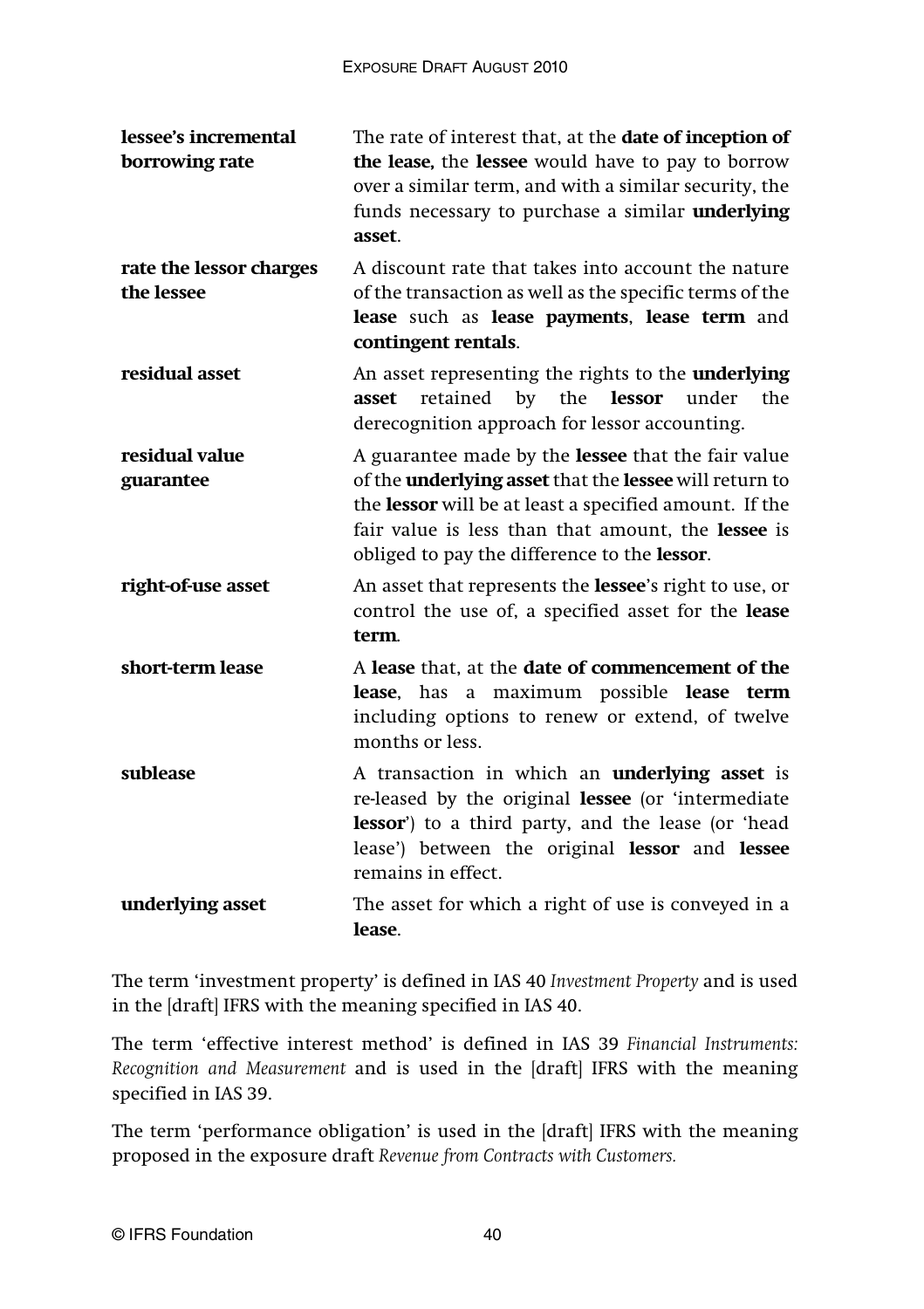| | |
|---|---|
| **lessee's incremental borrowing rate** | The rate of interest that, at the **date of inception of the lease,** the **lessee** would have to pay to borrow over a similar term, and with a similar security, the funds necessary to purchase a similar **underlying asset**. |
| **rate the lessor charges the lessee** | A discount rate that takes into account the nature of the transaction as well as the specific terms of the **lease** such as **lease payments**, **lease term** and **contingent rentals**. |
| **residual asset** | An asset representing the rights to the **underlying asset** retained by the **lessor** under the derecognition approach for lessor accounting. |
| **residual value guarantee** | A guarantee made by the **lessee** that the fair value of the **underlying asset** that the **lessee** will return to the **lessor** will be at least a specified amount. If the fair value is less than that amount, the **lessee** is obliged to pay the difference to the **lessor**. |
| **right-of-use asset** | An asset that represents the **lessee**'s right to use, or control the use of, a specified asset for the **lease term**. |
| **short-term lease** | A **lease** that, at the **date of commencement of the lease**, has a maximum possible **lease term** including options to renew or extend, of twelve months or less. |
| **sublease** | A transaction in which an **underlying asset** is re-leased by the original **lessee** (or 'intermediate **lessor**') to a third party, and the lease (or 'head lease') between the original **lessor** and **lessee** remains in effect. |
| **underlying asset** | The asset for which a right of use is conveyed in a **lease**. |

The term 'investment property' is defined in IAS 40 *Investment Property* and is used in the [draft] IFRS with the meaning specified in IAS 40.

The term 'effective interest method' is defined in IAS 39 *Financial Instruments: Recognition and Measurement* and is used in the [draft] IFRS with the meaning specified in IAS 39.

The term 'performance obligation' is used in the [draft] IFRS with the meaning proposed in the exposure draft *Revenue from Contracts with Customers.*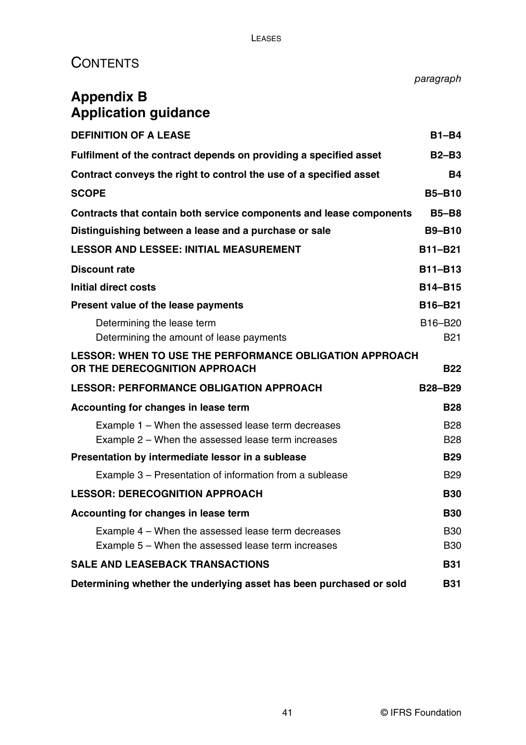# CONTENTS

| | *paragraph* |
|---|---|
| **Appendix B** | |
| **Application guidance** | |
| **DEFINITION OF A LEASE** | **B1–B4** |
| **Fulfilment of the contract depends on providing a specified asset** | **B2–B3** |
| **Contract conveys the right to control the use of a specified asset** | **B4** |
| **SCOPE** | **B5–B10** |
| **Contracts that contain both service components and lease components** | **B5–B8** |
| **Distinguishing between a lease and a purchase or sale** | **B9–B10** |
| **LESSOR AND LESSEE: INITIAL MEASUREMENT** | **B11–B21** |
| **Discount rate** | **B11–B13** |
| **Initial direct costs** | **B14–B15** |
| **Present value of the lease payments** | **B16–B21** |
| Determining the lease term | B16–B20 |
| Determining the amount of lease payments | B21 |
| **LESSOR: WHEN TO USE THE PERFORMANCE OBLIGATION APPROACH OR THE DERECOGNITION APPROACH** | **B22** |
| **LESSOR: PERFORMANCE OBLIGATION APPROACH** | **B28–B29** |
| **Accounting for changes in lease term** | **B28** |
| Example 1 – When the assessed lease term decreases | B28 |
| Example 2 – When the assessed lease term increases | B28 |
| **Presentation by intermediate lessor in a sublease** | **B29** |
| Example 3 – Presentation of information from a sublease | B29 |
| **LESSOR: DERECOGNITION APPROACH** | **B30** |
| **Accounting for changes in lease term** | **B30** |
| Example 4 – When the assessed lease term decreases | B30 |
| Example 5 – When the assessed lease term increases | B30 |
| **SALE AND LEASEBACK TRANSACTIONS** | **B31** |
| **Determining whether the underlying asset has been purchased or sold** | **B31** |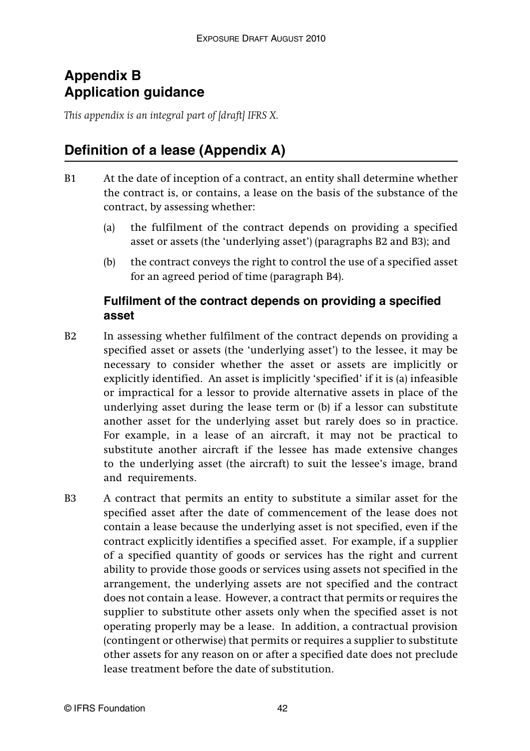# Appendix B
# Application guidance

*This appendix is an integral part of [draft] IFRS X.*

## Definition of a lease (Appendix A)

B1 At the date of inception of a contract, an entity shall determine whether the contract is, or contains, a lease on the basis of the substance of the contract, by assessing whether:

(a) the fulfilment of the contract depends on providing a specified asset or assets (the 'underlying asset') (paragraphs B2 and B3); and

(b) the contract conveys the right to control the use of a specified asset for an agreed period of time (paragraph B4).

### Fulfilment of the contract depends on providing a specified asset

B2 In assessing whether fulfilment of the contract depends on providing a specified asset or assets (the 'underlying asset') to the lessee, it may be necessary to consider whether the asset or assets are implicitly or explicitly identified. An asset is implicitly 'specified' if it is (a) infeasible or impractical for a lessor to provide alternative assets in place of the underlying asset during the lease term or (b) if a lessor can substitute another asset for the underlying asset but rarely does so in practice. For example, in a lease of an aircraft, it may not be practical to substitute another aircraft if the lessee has made extensive changes to the underlying asset (the aircraft) to suit the lessee's image, brand and requirements.

B3 A contract that permits an entity to substitute a similar asset for the specified asset after the date of commencement of the lease does not contain a lease because the underlying asset is not specified, even if the contract explicitly identifies a specified asset. For example, if a supplier of a specified quantity of goods or services has the right and current ability to provide those goods or services using assets not specified in the arrangement, the underlying assets are not specified and the contract does not contain a lease. However, a contract that permits or requires the supplier to substitute other assets only when the specified asset is not operating properly may be a lease. In addition, a contractual provision (contingent or otherwise) that permits or requires a supplier to substitute other assets for any reason on or after a specified date does not preclude lease treatment before the date of substitution.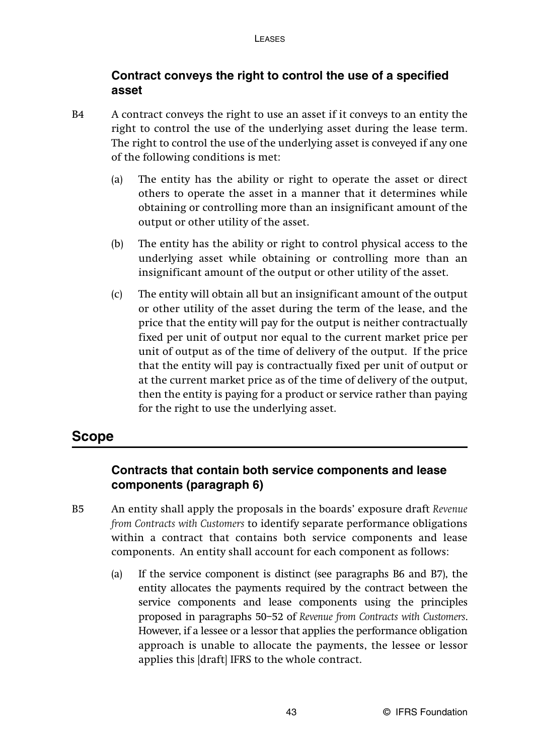### Contract conveys the right to control the use of a specified asset

B4 A contract conveys the right to use an asset if it conveys to an entity the right to control the use of the underlying asset during the lease term. The right to control the use of the underlying asset is conveyed if any one of the following conditions is met:

(a) The entity has the ability or right to operate the asset or direct others to operate the asset in a manner that it determines while obtaining or controlling more than an insignificant amount of the output or other utility of the asset.

(b) The entity has the ability or right to control physical access to the underlying asset while obtaining or controlling more than an insignificant amount of the output or other utility of the asset.

(c) The entity will obtain all but an insignificant amount of the output or other utility of the asset during the term of the lease, and the price that the entity will pay for the output is neither contractually fixed per unit of output nor equal to the current market price per unit of output as of the time of delivery of the output. If the price that the entity will pay is contractually fixed per unit of output or at the current market price as of the time of delivery of the output, then the entity is paying for a product or service rather than paying for the right to use the underlying asset.

## Scope

### Contracts that contain both service components and lease components (paragraph 6)

B5 An entity shall apply the proposals in the boards' exposure draft *Revenue from Contracts with Customers* to identify separate performance obligations within a contract that contains both service components and lease components. An entity shall account for each component as follows:

(a) If the service component is distinct (see paragraphs B6 and B7), the entity allocates the payments required by the contract between the service components and lease components using the principles proposed in paragraphs 50–52 of *Revenue from Contracts with Customers*. However, if a lessee or a lessor that applies the performance obligation approach is unable to allocate the payments, the lessee or lessor applies this [draft] IFRS to the whole contract.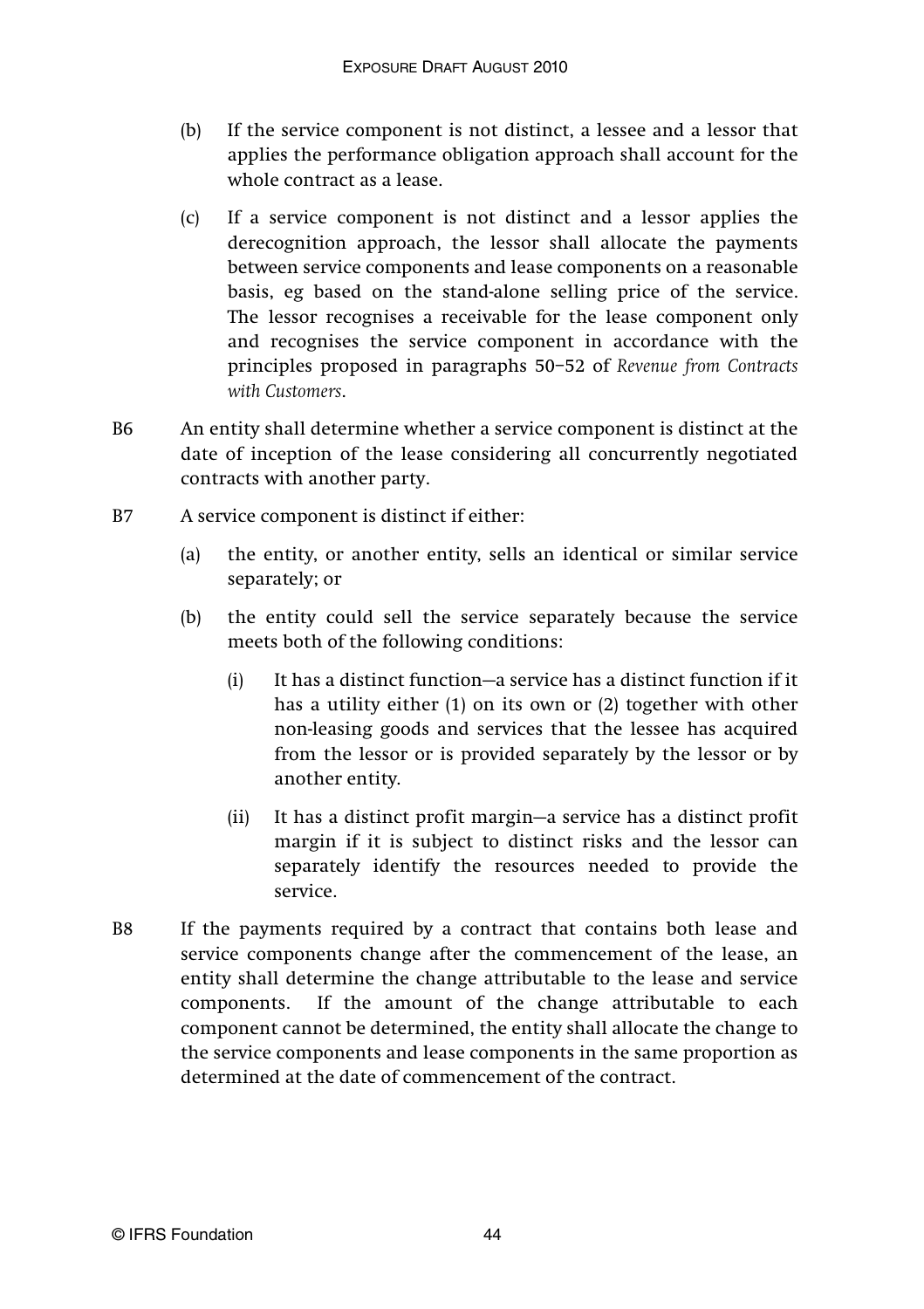(b) If the service component is not distinct, a lessee and a lessor that applies the performance obligation approach shall account for the whole contract as a lease.

(c) If a service component is not distinct and a lessor applies the derecognition approach, the lessor shall allocate the payments between service components and lease components on a reasonable basis, eg based on the stand-alone selling price of the service. The lessor recognises a receivable for the lease component only and recognises the service component in accordance with the principles proposed in paragraphs 50–52 of *Revenue from Contracts with Customers*.

B6 An entity shall determine whether a service component is distinct at the date of inception of the lease considering all concurrently negotiated contracts with another party.

B7 A service component is distinct if either:

(a) the entity, or another entity, sells an identical or similar service separately; or

(b) the entity could sell the service separately because the service meets both of the following conditions:

(i) It has a distinct function—a service has a distinct function if it has a utility either (1) on its own or (2) together with other non-leasing goods and services that the lessee has acquired from the lessor or is provided separately by the lessor or by another entity.

(ii) It has a distinct profit margin—a service has a distinct profit margin if it is subject to distinct risks and the lessor can separately identify the resources needed to provide the service.

B8 If the payments required by a contract that contains both lease and service components change after the commencement of the lease, an entity shall determine the change attributable to the lease and service components. If the amount of the change attributable to each component cannot be determined, the entity shall allocate the change to the service components and lease components in the same proportion as determined at the date of commencement of the contract.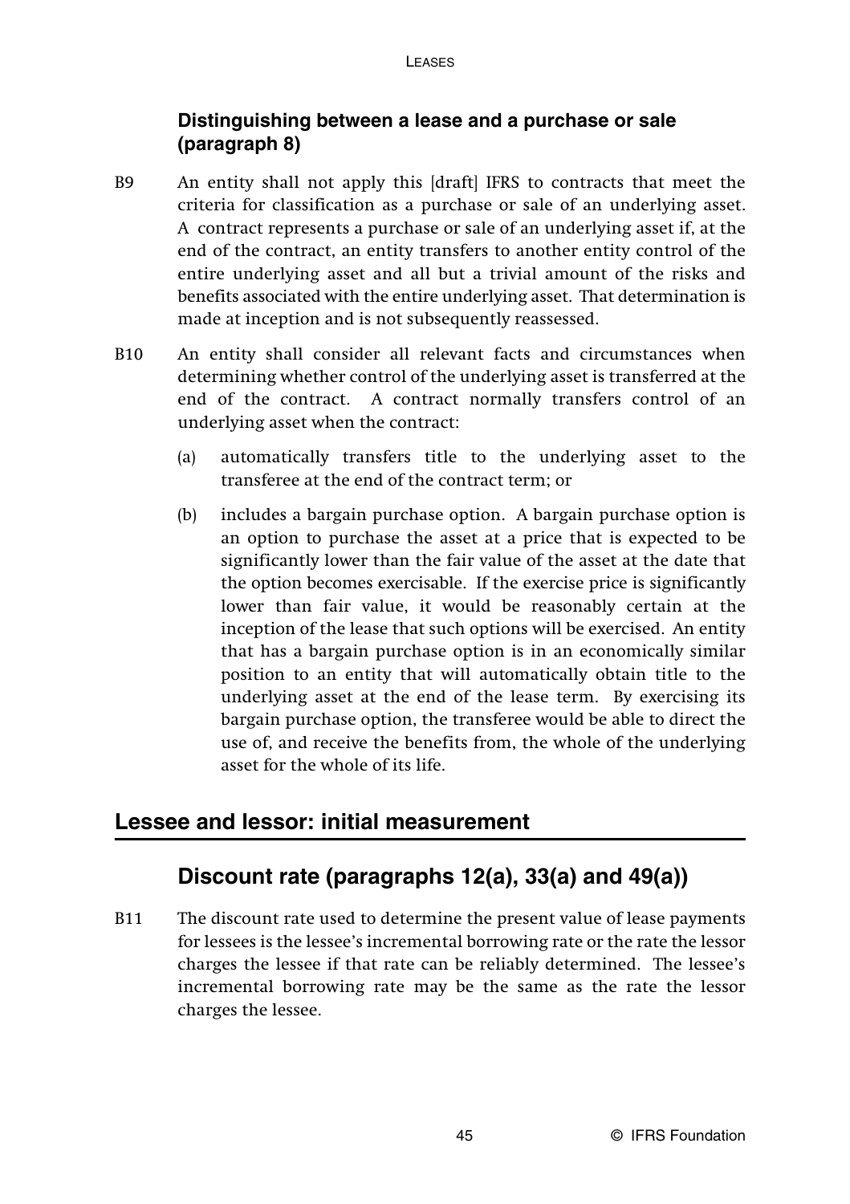### Distinguishing between a lease and a purchase or sale (paragraph 8)

B9 An entity shall not apply this [draft] IFRS to contracts that meet the criteria for classification as a purchase or sale of an underlying asset. A contract represents a purchase or sale of an underlying asset if, at the end of the contract, an entity transfers to another entity control of the entire underlying asset and all but a trivial amount of the risks and benefits associated with the entire underlying asset. That determination is made at inception and is not subsequently reassessed.

B10 An entity shall consider all relevant facts and circumstances when determining whether control of the underlying asset is transferred at the end of the contract. A contract normally transfers control of an underlying asset when the contract:

(a) automatically transfers title to the underlying asset to the transferee at the end of the contract term; or

(b) includes a bargain purchase option. A bargain purchase option is an option to purchase the asset at a price that is expected to be significantly lower than the fair value of the asset at the date that the option becomes exercisable. If the exercise price is significantly lower than fair value, it would be reasonably certain at the inception of the lease that such options will be exercised. An entity that has a bargain purchase option is in an economically similar position to an entity that will automatically obtain title to the underlying asset at the end of the lease term. By exercising its bargain purchase option, the transferee would be able to direct the use of, and receive the benefits from, the whole of the underlying asset for the whole of its life.

## Lessee and lessor: initial measurement

### Discount rate (paragraphs 12(a), 33(a) and 49(a))

B11 The discount rate used to determine the present value of lease payments for lessees is the lessee's incremental borrowing rate or the rate the lessor charges the lessee if that rate can be reliably determined. The lessee's incremental borrowing rate may be the same as the rate the lessor charges the lessee.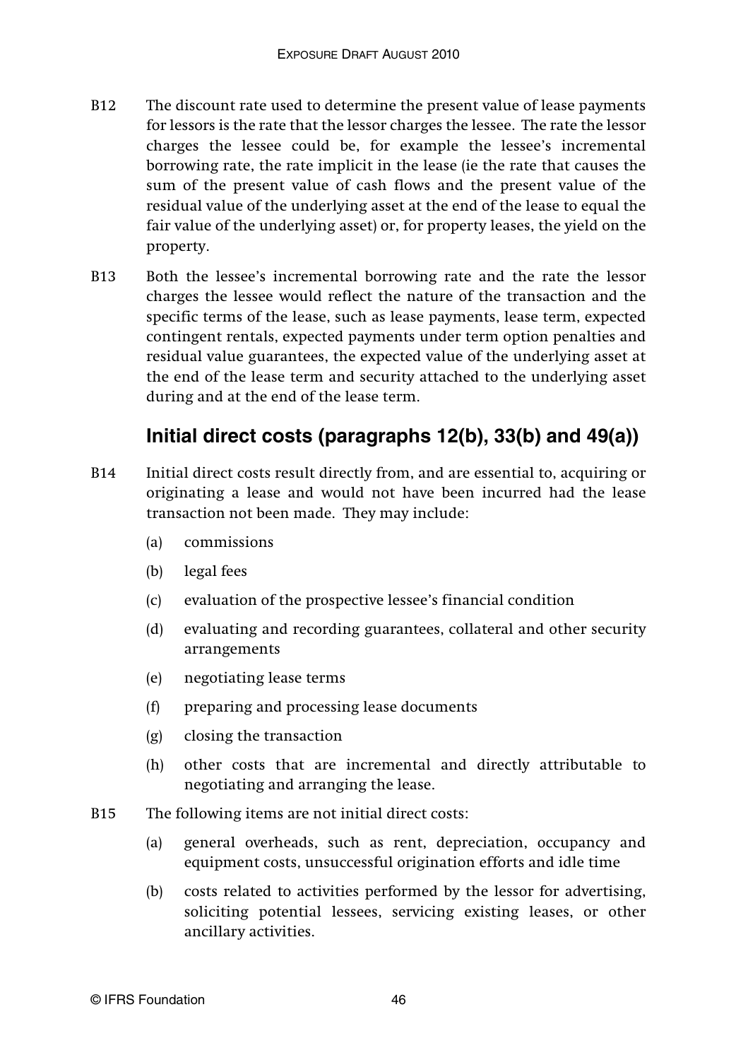B12 The discount rate used to determine the present value of lease payments for lessors is the rate that the lessor charges the lessee. The rate the lessor charges the lessee could be, for example the lessee's incremental borrowing rate, the rate implicit in the lease (ie the rate that causes the sum of the present value of cash flows and the present value of the residual value of the underlying asset at the end of the lease to equal the fair value of the underlying asset) or, for property leases, the yield on the property.

B13 Both the lessee's incremental borrowing rate and the rate the lessor charges the lessee would reflect the nature of the transaction and the specific terms of the lease, such as lease payments, lease term, expected contingent rentals, expected payments under term option penalties and residual value guarantees, the expected value of the underlying asset at the end of the lease term and security attached to the underlying asset during and at the end of the lease term.

## Initial direct costs (paragraphs 12(b), 33(b) and 49(a))

B14 Initial direct costs result directly from, and are essential to, acquiring or originating a lease and would not have been incurred had the lease transaction not been made. They may include:

- (a) commissions
- (b) legal fees
- (c) evaluation of the prospective lessee's financial condition
- (d) evaluating and recording guarantees, collateral and other security arrangements
- (e) negotiating lease terms
- (f) preparing and processing lease documents
- (g) closing the transaction
- (h) other costs that are incremental and directly attributable to negotiating and arranging the lease.

B15 The following items are not initial direct costs:

- (a) general overheads, such as rent, depreciation, occupancy and equipment costs, unsuccessful origination efforts and idle time
- (b) costs related to activities performed by the lessor for advertising, soliciting potential lessees, servicing existing leases, or other ancillary activities.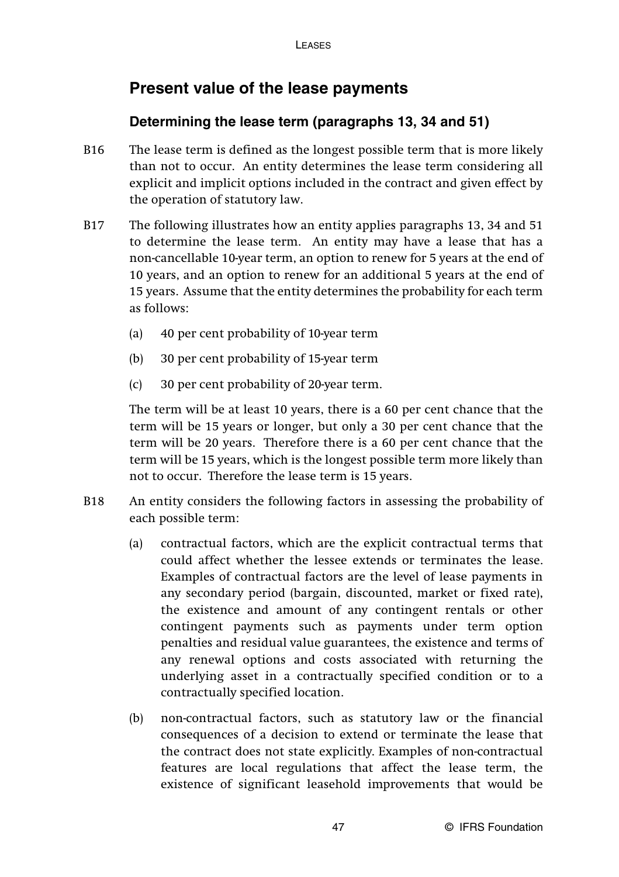## Present value of the lease payments

### Determining the lease term (paragraphs 13, 34 and 51)

B16 The lease term is defined as the longest possible term that is more likely than not to occur. An entity determines the lease term considering all explicit and implicit options included in the contract and given effect by the operation of statutory law.

B17 The following illustrates how an entity applies paragraphs 13, 34 and 51 to determine the lease term. An entity may have a lease that has a non-cancellable 10-year term, an option to renew for 5 years at the end of 10 years, and an option to renew for an additional 5 years at the end of 15 years. Assume that the entity determines the probability for each term as follows:

(a) 40 per cent probability of 10-year term

(b) 30 per cent probability of 15-year term

(c) 30 per cent probability of 20-year term.

The term will be at least 10 years, there is a 60 per cent chance that the term will be 15 years or longer, but only a 30 per cent chance that the term will be 20 years. Therefore there is a 60 per cent chance that the term will be 15 years, which is the longest possible term more likely than not to occur. Therefore the lease term is 15 years.

B18 An entity considers the following factors in assessing the probability of each possible term:

(a) contractual factors, which are the explicit contractual terms that could affect whether the lessee extends or terminates the lease. Examples of contractual factors are the level of lease payments in any secondary period (bargain, discounted, market or fixed rate), the existence and amount of any contingent rentals or other contingent payments such as payments under term option penalties and residual value guarantees, the existence and terms of any renewal options and costs associated with returning the underlying asset in a contractually specified condition or to a contractually specified location.

(b) non-contractual factors, such as statutory law or the financial consequences of a decision to extend or terminate the lease that the contract does not state explicitly. Examples of non-contractual features are local regulations that affect the lease term, the existence of significant leasehold improvements that would be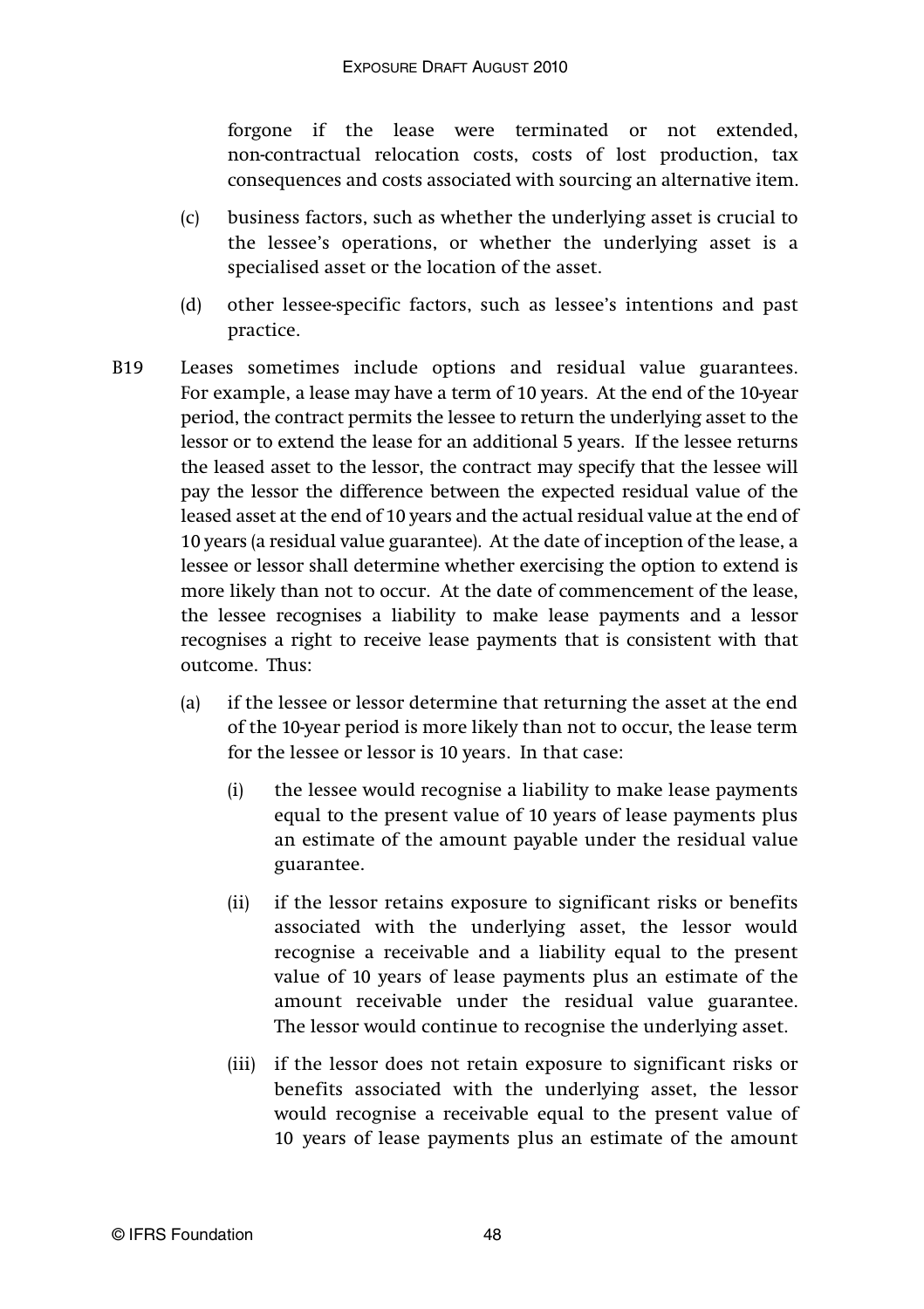forgone if the lease were terminated or not extended, non-contractual relocation costs, costs of lost production, tax consequences and costs associated with sourcing an alternative item.

(c) business factors, such as whether the underlying asset is crucial to the lessee's operations, or whether the underlying asset is a specialised asset or the location of the asset.

(d) other lessee-specific factors, such as lessee's intentions and past practice.

B19 Leases sometimes include options and residual value guarantees. For example, a lease may have a term of 10 years. At the end of the 10-year period, the contract permits the lessee to return the underlying asset to the lessor or to extend the lease for an additional 5 years. If the lessee returns the leased asset to the lessor, the contract may specify that the lessee will pay the lessor the difference between the expected residual value of the leased asset at the end of 10 years and the actual residual value at the end of 10 years (a residual value guarantee). At the date of inception of the lease, a lessee or lessor shall determine whether exercising the option to extend is more likely than not to occur. At the date of commencement of the lease, the lessee recognises a liability to make lease payments and a lessor recognises a right to receive lease payments that is consistent with that outcome. Thus:

(a) if the lessee or lessor determine that returning the asset at the end of the 10-year period is more likely than not to occur, the lease term for the lessee or lessor is 10 years. In that case:

  (i) the lessee would recognise a liability to make lease payments equal to the present value of 10 years of lease payments plus an estimate of the amount payable under the residual value guarantee.

  (ii) if the lessor retains exposure to significant risks or benefits associated with the underlying asset, the lessor would recognise a receivable and a liability equal to the present value of 10 years of lease payments plus an estimate of the amount receivable under the residual value guarantee. The lessor would continue to recognise the underlying asset.

  (iii) if the lessor does not retain exposure to significant risks or benefits associated with the underlying asset, the lessor would recognise a receivable equal to the present value of 10 years of lease payments plus an estimate of the amount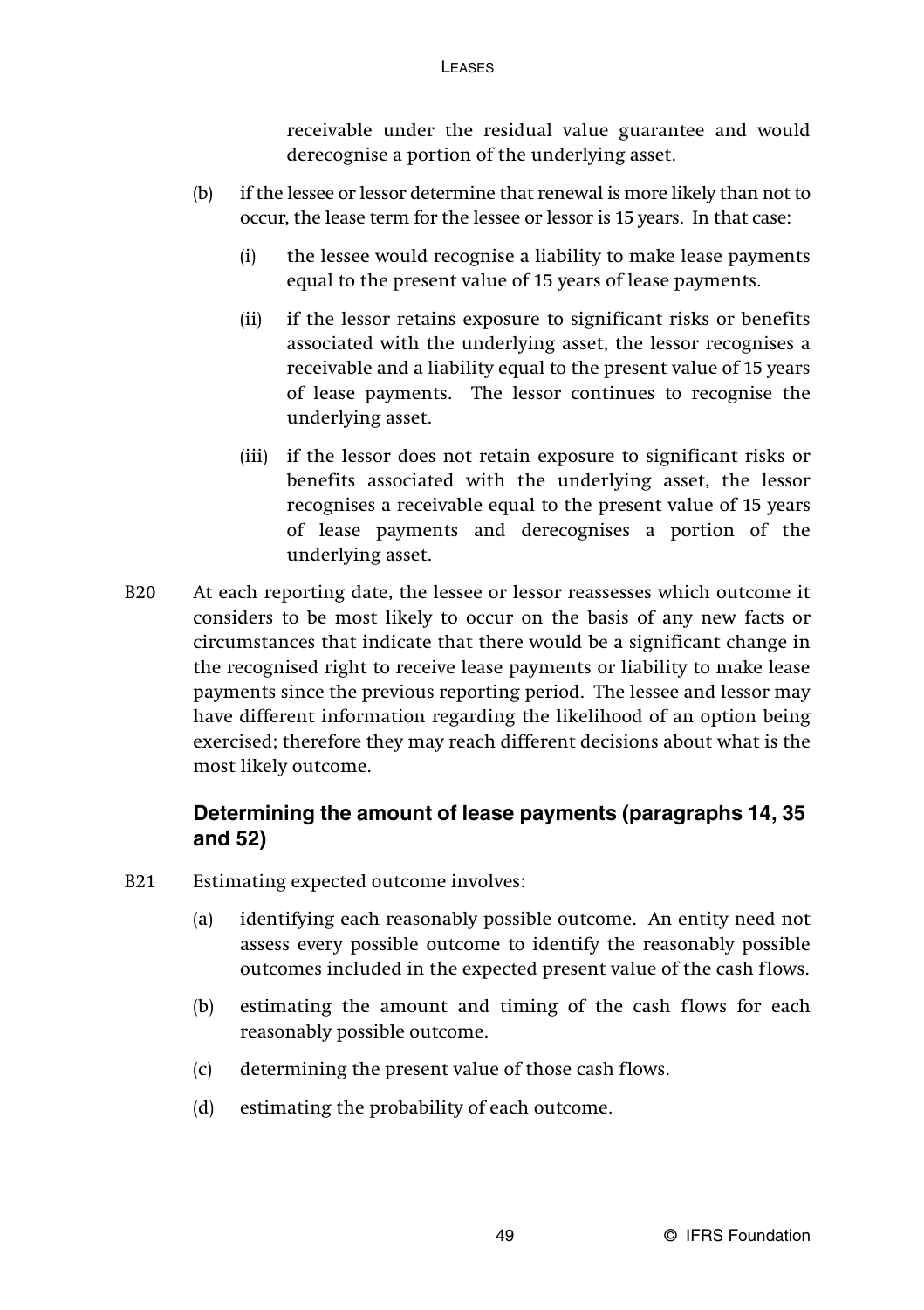receivable under the residual value guarantee and would derecognise a portion of the underlying asset.

(b) if the lessee or lessor determine that renewal is more likely than not to occur, the lease term for the lessee or lessor is 15 years. In that case:

   (i) the lessee would recognise a liability to make lease payments equal to the present value of 15 years of lease payments.

   (ii) if the lessor retains exposure to significant risks or benefits associated with the underlying asset, the lessor recognises a receivable and a liability equal to the present value of 15 years of lease payments. The lessor continues to recognise the underlying asset.

   (iii) if the lessor does not retain exposure to significant risks or benefits associated with the underlying asset, the lessor recognises a receivable equal to the present value of 15 years of lease payments and derecognises a portion of the underlying asset.

B20 At each reporting date, the lessee or lessor reassesses which outcome it considers to be most likely to occur on the basis of any new facts or circumstances that indicate that there would be a significant change in the recognised right to receive lease payments or liability to make lease payments since the previous reporting period. The lessee and lessor may have different information regarding the likelihood of an option being exercised; therefore they may reach different decisions about what is the most likely outcome.

### Determining the amount of lease payments (paragraphs 14, 35 and 52)

B21 Estimating expected outcome involves:

(a) identifying each reasonably possible outcome. An entity need not assess every possible outcome to identify the reasonably possible outcomes included in the expected present value of the cash flows.

(b) estimating the amount and timing of the cash flows for each reasonably possible outcome.

(c) determining the present value of those cash flows.

(d) estimating the probability of each outcome.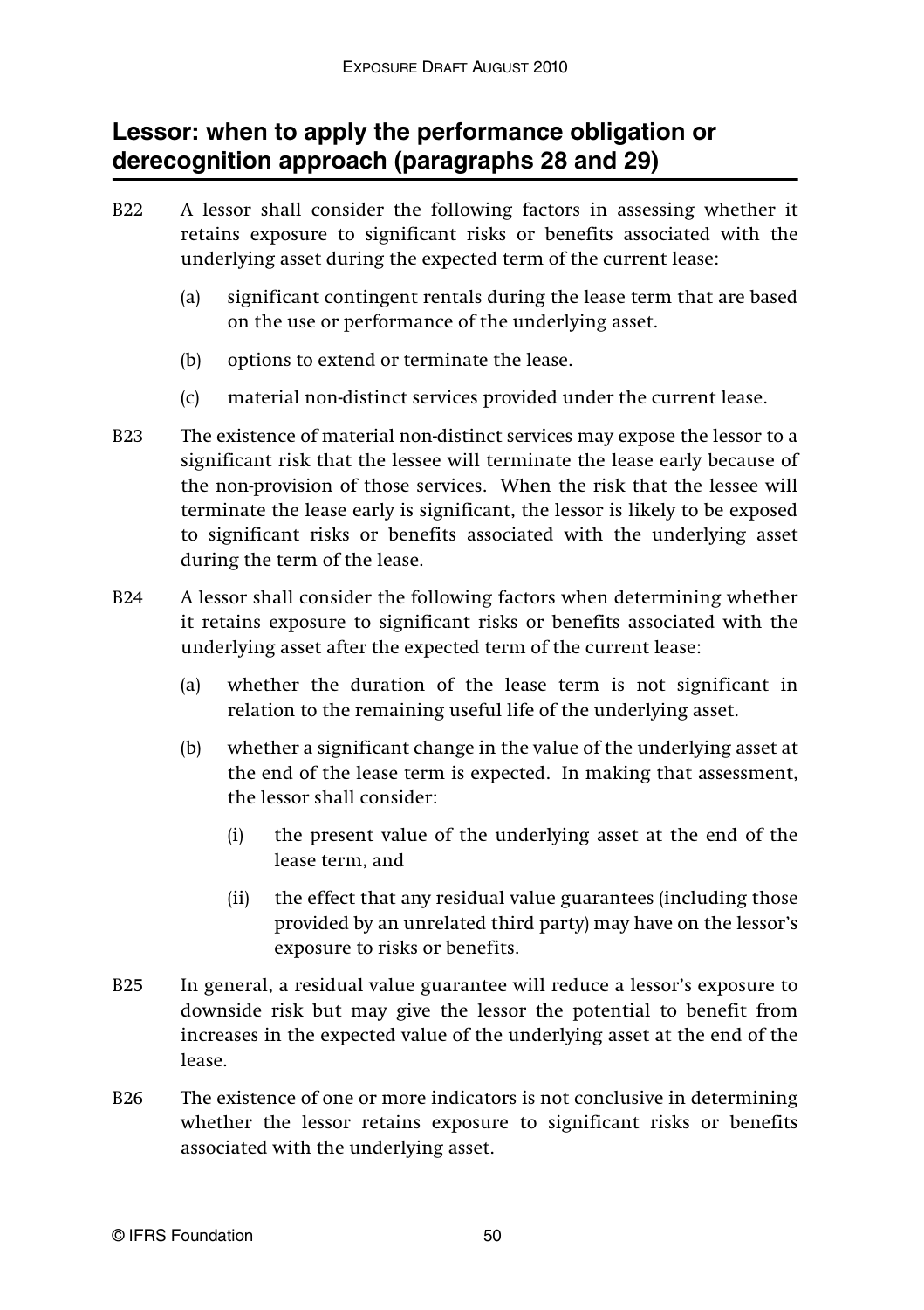## Lessor: when to apply the performance obligation or derecognition approach (paragraphs 28 and 29)

B22 A lessor shall consider the following factors in assessing whether it retains exposure to significant risks or benefits associated with the underlying asset during the expected term of the current lease:

(a) significant contingent rentals during the lease term that are based on the use or performance of the underlying asset.

(b) options to extend or terminate the lease.

(c) material non-distinct services provided under the current lease.

B23 The existence of material non-distinct services may expose the lessor to a significant risk that the lessee will terminate the lease early because of the non-provision of those services. When the risk that the lessee will terminate the lease early is significant, the lessor is likely to be exposed to significant risks or benefits associated with the underlying asset during the term of the lease.

B24 A lessor shall consider the following factors when determining whether it retains exposure to significant risks or benefits associated with the underlying asset after the expected term of the current lease:

(a) whether the duration of the lease term is not significant in relation to the remaining useful life of the underlying asset.

(b) whether a significant change in the value of the underlying asset at the end of the lease term is expected. In making that assessment, the lessor shall consider:

(i) the present value of the underlying asset at the end of the lease term, and

(ii) the effect that any residual value guarantees (including those provided by an unrelated third party) may have on the lessor's exposure to risks or benefits.

B25 In general, a residual value guarantee will reduce a lessor's exposure to downside risk but may give the lessor the potential to benefit from increases in the expected value of the underlying asset at the end of the lease.

B26 The existence of one or more indicators is not conclusive in determining whether the lessor retains exposure to significant risks or benefits associated with the underlying asset.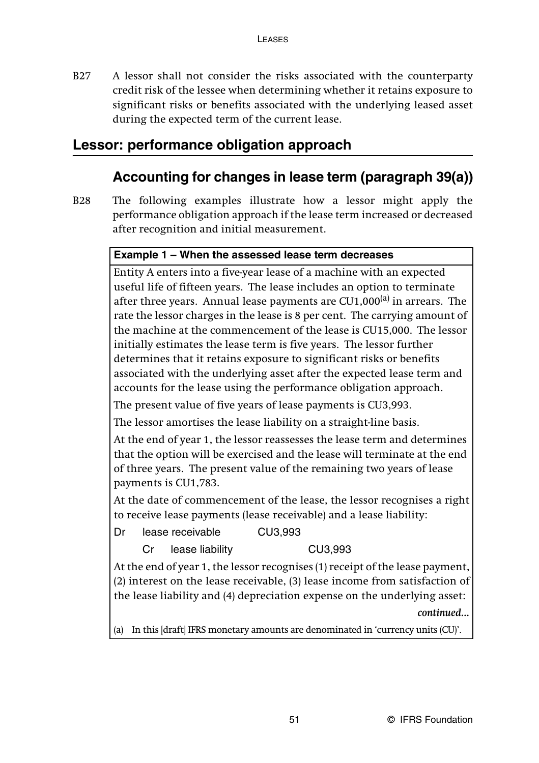B27 A lessor shall not consider the risks associated with the counterparty credit risk of the lessee when determining whether it retains exposure to significant risks or benefits associated with the underlying leased asset during the expected term of the current lease.

## Lessor: performance obligation approach

### Accounting for changes in lease term (paragraph 39(a))

B28 The following examples illustrate how a lessor might apply the performance obligation approach if the lease term increased or decreased after recognition and initial measurement.

**Example 1 – When the assessed lease term decreases**

Entity A enters into a five-year lease of a machine with an expected useful life of fifteen years. The lease includes an option to terminate after three years. Annual lease payments are CU1,000[a] in arrears. The rate the lessor charges in the lease is 8 per cent. The carrying amount of the machine at the commencement of the lease is CU15,000. The lessor initially estimates the lease term is five years. The lessor further determines that it retains exposure to significant risks or benefits associated with the underlying asset after the expected lease term and accounts for the lease using the performance obligation approach.

The present value of five years of lease payments is CU3,993.

The lessor amortises the lease liability on a straight-line basis.

At the end of year 1, the lessor reassesses the lease term and determines that the option will be exercised and the lease will terminate at the end of three years. The present value of the remaining two years of lease payments is CU1,783.

At the date of commencement of the lease, the lessor recognises a right to receive lease payments (lease receivable) and a lease liability:

| | | |
|---|---|---|
| Dr lease receivable | CU3,993 | |
| Cr lease liability | | CU3,993 |

At the end of year 1, the lessor recognises (1) receipt of the lease payment, (2) interest on the lease receivable, (3) lease income from satisfaction of the lease liability and (4) depreciation expense on the underlying asset:

*continued...*

(a) In this [draft] IFRS monetary amounts are denominated in 'currency units (CU)'.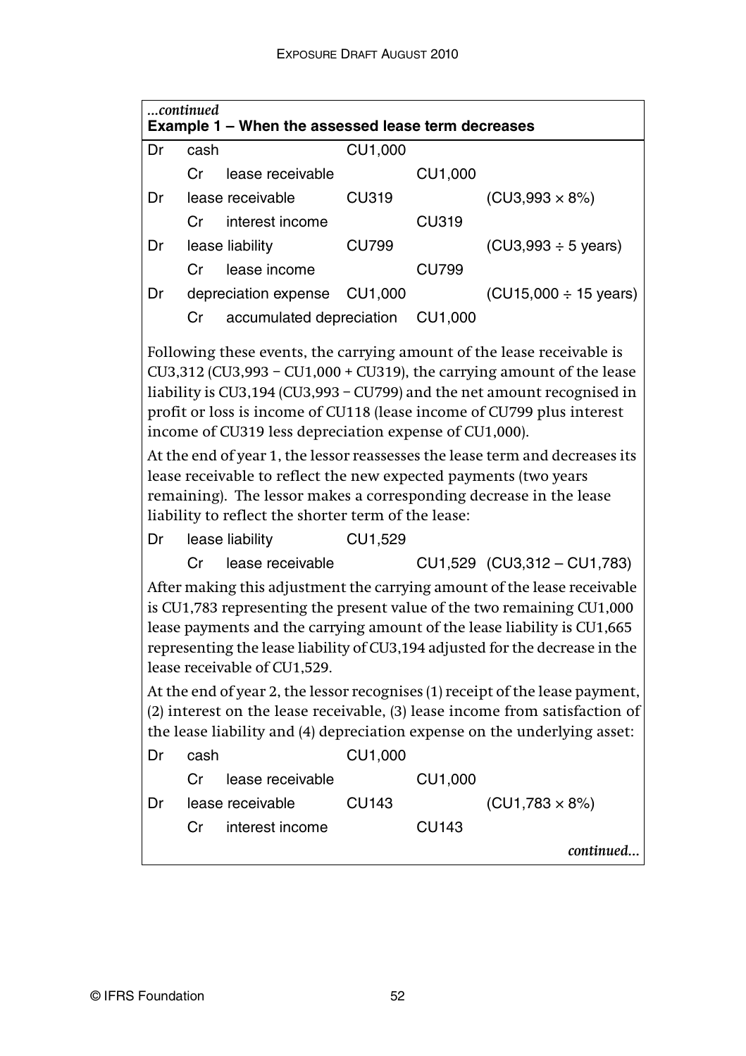*...continued*

**Example 1 – When the assessed lease term decreases**

| | | | | |
|---|---|---|---|---|
| Dr | cash | CU1,000 | | |
| | Cr lease receivable | | CU1,000 | |
| Dr | lease receivable | CU319 | | (CU3,993 × 8%) |
| | Cr interest income | | CU319 | |
| Dr | lease liability | CU799 | | (CU3,993 ÷ 5 years) |
| | Cr lease income | | CU799 | |
| Dr | depreciation expense | CU1,000 | | (CU15,000 ÷ 15 years) |
| | Cr accumulated depreciation | | CU1,000 | |

Following these events, the carrying amount of the lease receivable is CU3,312 (CU3,993 − CU1,000 + CU319), the carrying amount of the lease liability is CU3,194 (CU3,993 − CU799) and the net amount recognised in profit or loss is income of CU118 (lease income of CU799 plus interest income of CU319 less depreciation expense of CU1,000).

At the end of year 1, the lessor reassesses the lease term and decreases its lease receivable to reflect the new expected payments (two years remaining). The lessor makes a corresponding decrease in the lease liability to reflect the shorter term of the lease:

| | | | | |
|---|---|---|---|---|
| Dr | lease liability | CU1,529 | | |
| | Cr lease receivable | | CU1,529 | (CU3,312 – CU1,783) |

After making this adjustment the carrying amount of the lease receivable is CU1,783 representing the present value of the two remaining CU1,000 lease payments and the carrying amount of the lease liability is CU1,665 representing the lease liability of CU3,194 adjusted for the decrease in the lease receivable of CU1,529.

At the end of year 2, the lessor recognises (1) receipt of the lease payment, (2) interest on the lease receivable, (3) lease income from satisfaction of the lease liability and (4) depreciation expense on the underlying asset:

| | | | | |
|---|---|---|---|---|
| Dr | cash | CU1,000 | | |
| | Cr lease receivable | | CU1,000 | |
| Dr | lease receivable | CU143 | | (CU1,783 × 8%) |
| | Cr interest income | | CU143 | |

*continued...*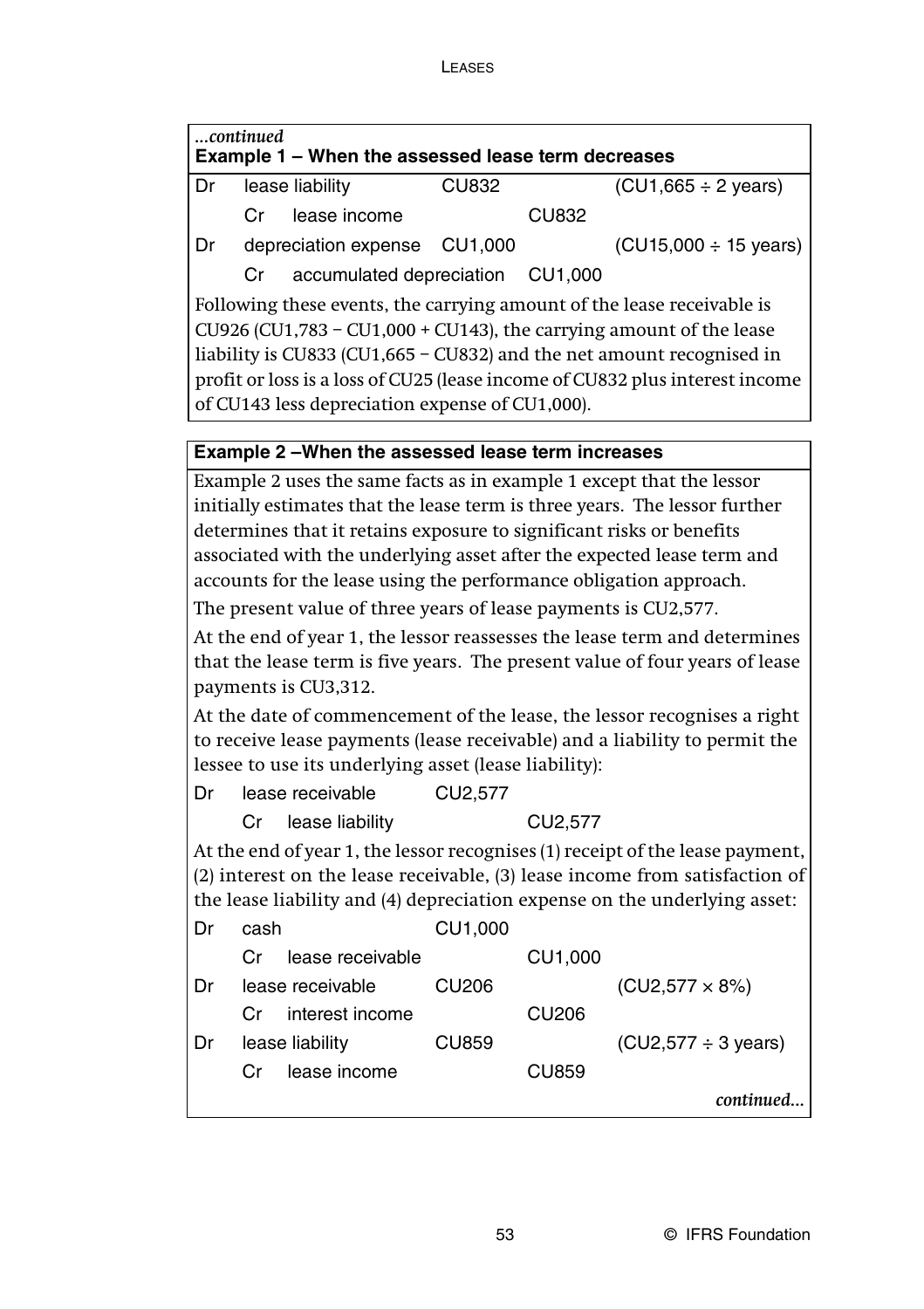*...continued*

**Example 1 – When the assessed lease term decreases**

| | | | | |
|---|---|---|---|---|
| Dr | lease liability | CU832 | | (CU1,665 ÷ 2 years) |
| | Cr lease income | | CU832 | |
| Dr | depreciation expense | CU1,000 | | (CU15,000 ÷ 15 years) |
| | Cr accumulated depreciation | | CU1,000 | |

Following these events, the carrying amount of the lease receivable is CU926 (CU1,783 – CU1,000 + CU143), the carrying amount of the lease liability is CU833 (CU1,665 – CU832) and the net amount recognised in profit or loss is a loss of CU25 (lease income of CU832 plus interest income of CU143 less depreciation expense of CU1,000).

**Example 2 –When the assessed lease term increases**

Example 2 uses the same facts as in example 1 except that the lessor initially estimates that the lease term is three years. The lessor further determines that it retains exposure to significant risks or benefits associated with the underlying asset after the expected lease term and accounts for the lease using the performance obligation approach.

The present value of three years of lease payments is CU2,577.

At the end of year 1, the lessor reassesses the lease term and determines that the lease term is five years. The present value of four years of lease payments is CU3,312.

At the date of commencement of the lease, the lessor recognises a right to receive lease payments (lease receivable) and a liability to permit the lessee to use its underlying asset (lease liability):

| | | | |
|---|---|---|---|
| Dr | lease receivable | CU2,577 | |
| | Cr lease liability | | CU2,577 |

At the end of year 1, the lessor recognises (1) receipt of the lease payment, (2) interest on the lease receivable, (3) lease income from satisfaction of the lease liability and (4) depreciation expense on the underlying asset:

| | | | | |
|---|---|---|---|---|
| Dr | cash | CU1,000 | | |
| | Cr lease receivable | | CU1,000 | |
| Dr | lease receivable | CU206 | | (CU2,577 × 8%) |
| | Cr interest income | | CU206 | |
| Dr | lease liability | CU859 | | (CU2,577 ÷ 3 years) |
| | Cr lease income | | CU859 | |

*continued...*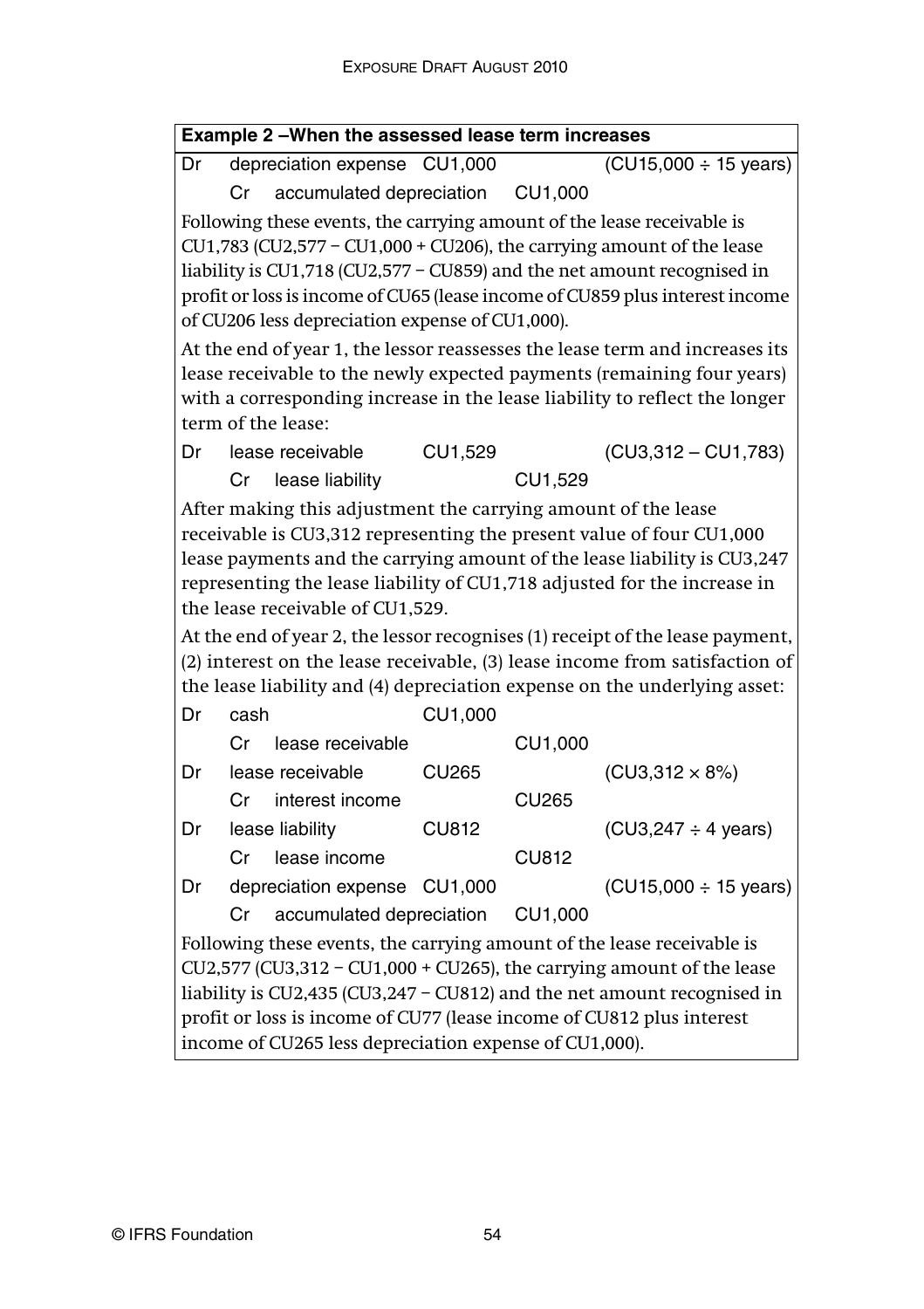**Example 2 –When the assessed lease term increases**

| | | | |
|---|---|---|---|
| Dr depreciation expense | CU1,000 | | (CU15,000 ÷ 15 years) |
| Cr accumulated depreciation | | CU1,000 | |

Following these events, the carrying amount of the lease receivable is CU1,783 (CU2,577 − CU1,000 + CU206), the carrying amount of the lease liability is CU1,718 (CU2,577 − CU859) and the net amount recognised in profit or loss is income of CU65 (lease income of CU859 plus interest income of CU206 less depreciation expense of CU1,000).

At the end of year 1, the lessor reassesses the lease term and increases its lease receivable to the newly expected payments (remaining four years) with a corresponding increase in the lease liability to reflect the longer term of the lease:

| | | | |
|---|---|---|---|
| Dr lease receivable | CU1,529 | | (CU3,312 – CU1,783) |
| Cr lease liability | | CU1,529 | |

After making this adjustment the carrying amount of the lease receivable is CU3,312 representing the present value of four CU1,000 lease payments and the carrying amount of the lease liability is CU3,247 representing the lease liability of CU1,718 adjusted for the increase in the lease receivable of CU1,529.

At the end of year 2, the lessor recognises (1) receipt of the lease payment, (2) interest on the lease receivable, (3) lease income from satisfaction of the lease liability and (4) depreciation expense on the underlying asset:

| | | | |
|---|---|---|---|
| Dr cash | CU1,000 | | |
| Cr lease receivable | | CU1,000 | |
| Dr lease receivable | CU265 | | (CU3,312 × 8%) |
| Cr interest income | | CU265 | |
| Dr lease liability | CU812 | | (CU3,247 ÷ 4 years) |
| Cr lease income | | CU812 | |
| Dr depreciation expense | CU1,000 | | (CU15,000 ÷ 15 years) |
| Cr accumulated depreciation | | CU1,000 | |

Following these events, the carrying amount of the lease receivable is CU2,577 (CU3,312 − CU1,000 + CU265), the carrying amount of the lease liability is CU2,435 (CU3,247 − CU812) and the net amount recognised in profit or loss is income of CU77 (lease income of CU812 plus interest income of CU265 less depreciation expense of CU1,000).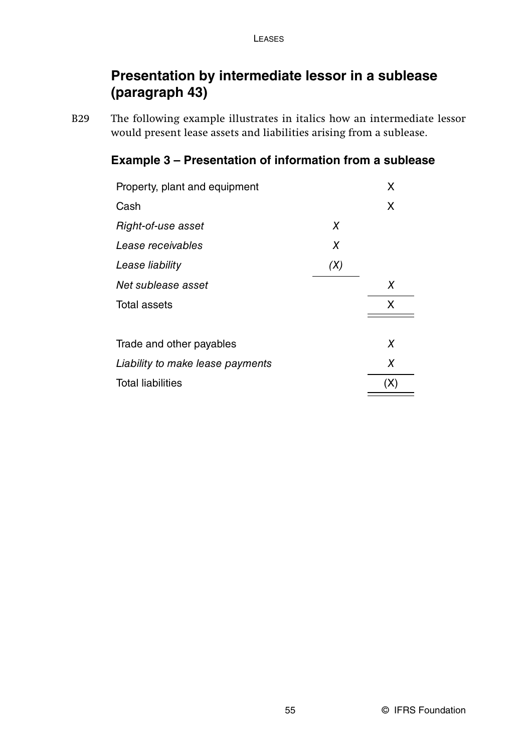## Presentation by intermediate lessor in a sublease (paragraph 43)

B29 The following example illustrates in italics how an intermediate lessor would present lease assets and liabilities arising from a sublease.

### Example 3 – Presentation of information from a sublease

| | | |
|---|---|---|
| Property, plant and equipment | | X |
| Cash | | X |
| *Right-of-use asset* | *X* | |
| *Lease receivables* | *X* | |
| *Lease liability* | *(X)* | |
| *Net sublease asset* | | *X* |
| Total assets | | X |
| | | |
| Trade and other payables | | *X* |
| *Liability to make lease payments* | | *X* |
| Total liabilities | | (X) |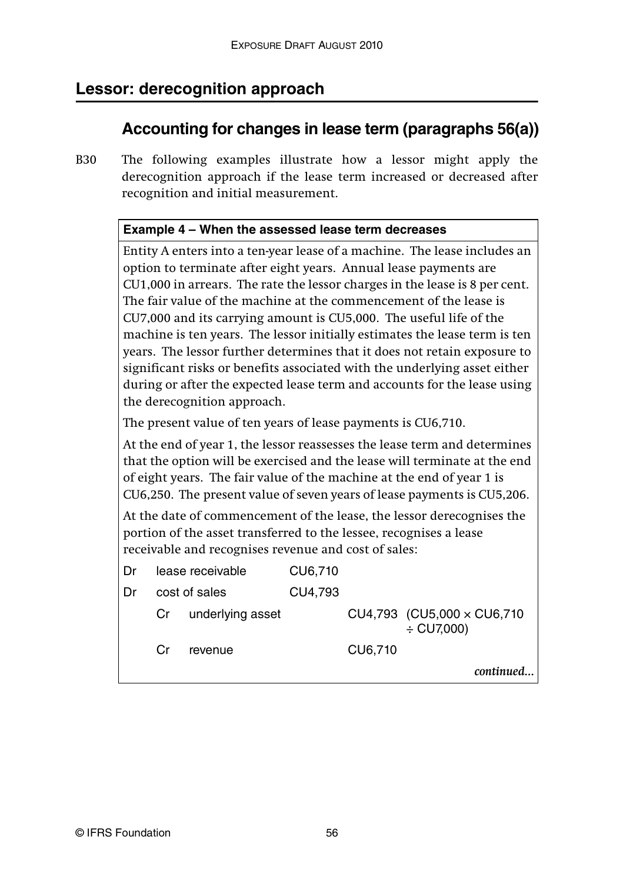## Lessor: derecognition approach

### Accounting for changes in lease term (paragraphs 56(a))

B30 The following examples illustrate how a lessor might apply the derecognition approach if the lease term increased or decreased after recognition and initial measurement.

**Example 4 – When the assessed lease term decreases**

Entity A enters into a ten-year lease of a machine. The lease includes an option to terminate after eight years. Annual lease payments are CU1,000 in arrears. The rate the lessor charges in the lease is 8 per cent. The fair value of the machine at the commencement of the lease is CU7,000 and its carrying amount is CU5,000. The useful life of the machine is ten years. The lessor initially estimates the lease term is ten years. The lessor further determines that it does not retain exposure to significant risks or benefits associated with the underlying asset either during or after the expected lease term and accounts for the lease using the derecognition approach.

The present value of ten years of lease payments is CU6,710.

At the end of year 1, the lessor reassesses the lease term and determines that the option will be exercised and the lease will terminate at the end of eight years. The fair value of the machine at the end of year 1 is CU6,250. The present value of seven years of lease payments is CU5,206.

At the date of commencement of the lease, the lessor derecognises the portion of the asset transferred to the lessee, recognises a lease receivable and recognises revenue and cost of sales:

| | | | | | |
|---|---|---|---|---|---|
| Dr | lease receivable | | CU6,710 | | |
| Dr | cost of sales | | CU4,793 | | |
| | Cr | underlying asset | | CU4,793 | (CU5,000 × CU6,710 ÷ CU7,000) |
| | Cr | revenue | | CU6,710 | |

*continued...*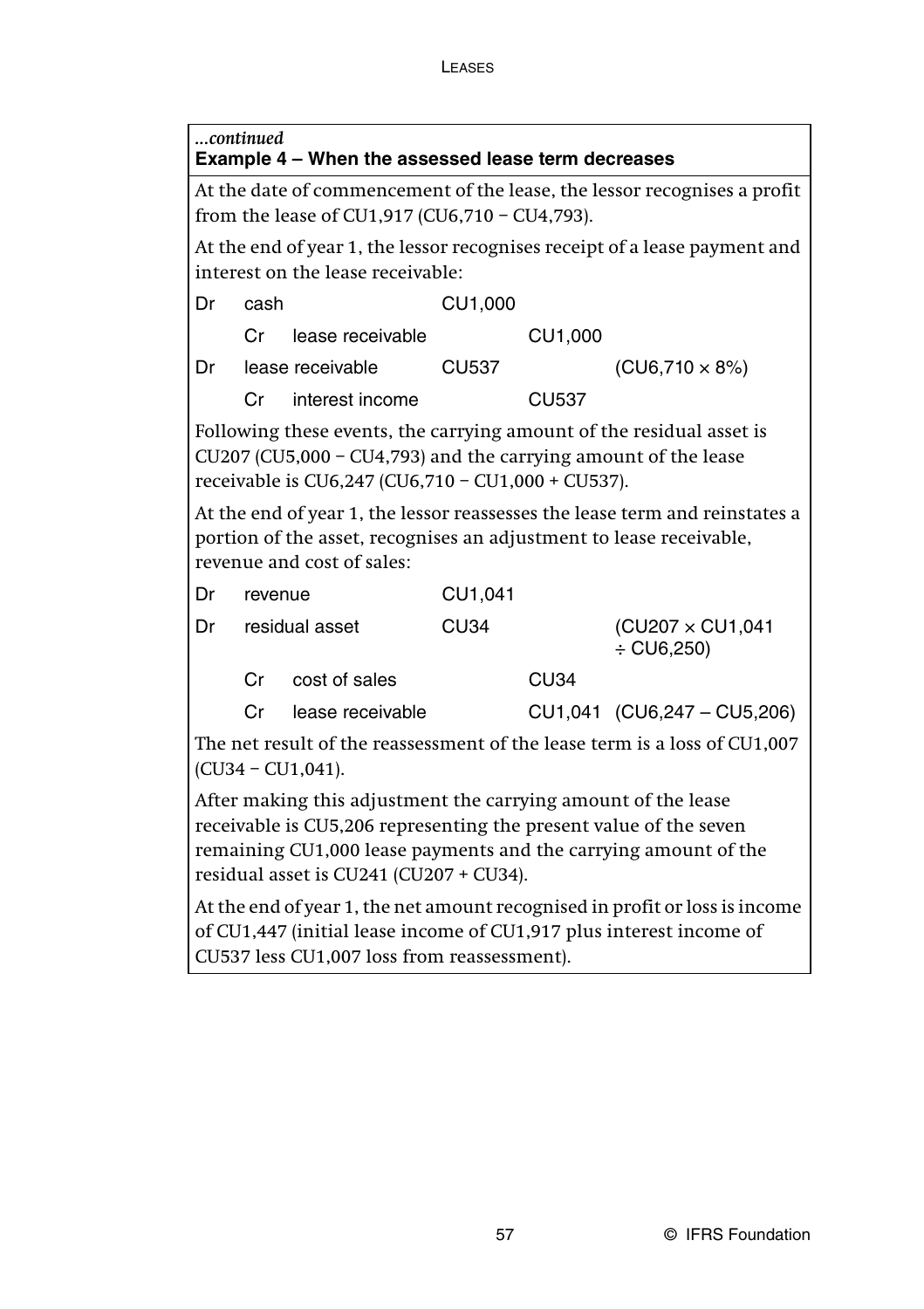*...continued*

**Example 4 – When the assessed lease term decreases**

At the date of commencement of the lease, the lessor recognises a profit from the lease of CU1,917 (CU6,710 − CU4,793).

At the end of year 1, the lessor recognises receipt of a lease payment and interest on the lease receivable:

| | | | | | |
|---|---|---|---|---|---|
| Dr | cash | | CU1,000 | | |
| | Cr | lease receivable | | CU1,000 | |
| Dr | lease receivable | | CU537 | | (CU6,710 × 8%) |
| | Cr | interest income | | CU537 | |

Following these events, the carrying amount of the residual asset is CU207 (CU5,000 − CU4,793) and the carrying amount of the lease receivable is CU6,247 (CU6,710 − CU1,000 + CU537).

At the end of year 1, the lessor reassesses the lease term and reinstates a portion of the asset, recognises an adjustment to lease receivable, revenue and cost of sales:

| | | | | | |
|---|---|---|---|---|---|
| Dr | revenue | | CU1,041 | | |
| Dr | residual asset | | CU34 | | (CU207 × CU1,041 ÷ CU6,250) |
| | Cr | cost of sales | | CU34 | |
| | Cr | lease receivable | | CU1,041 | (CU6,247 – CU5,206) |

The net result of the reassessment of the lease term is a loss of CU1,007 (CU34 − CU1,041).

After making this adjustment the carrying amount of the lease receivable is CU5,206 representing the present value of the seven remaining CU1,000 lease payments and the carrying amount of the residual asset is CU241 (CU207 + CU34).

At the end of year 1, the net amount recognised in profit or loss is income of CU1,447 (initial lease income of CU1,917 plus interest income of CU537 less CU1,007 loss from reassessment).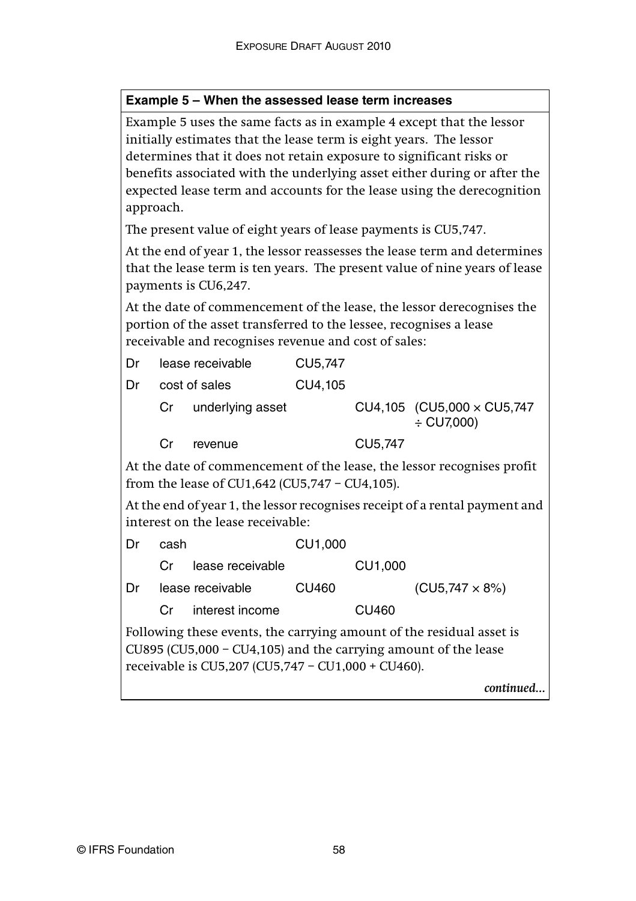**Example 5 – When the assessed lease term increases**

Example 5 uses the same facts as in example 4 except that the lessor initially estimates that the lease term is eight years. The lessor determines that it does not retain exposure to significant risks or benefits associated with the underlying asset either during or after the expected lease term and accounts for the lease using the derecognition approach.

The present value of eight years of lease payments is CU5,747.

At the end of year 1, the lessor reassesses the lease term and determines that the lease term is ten years. The present value of nine years of lease payments is CU6,247.

At the date of commencement of the lease, the lessor derecognises the portion of the asset transferred to the lessee, recognises a lease receivable and recognises revenue and cost of sales:

| | | | | | |
|---|---|---|---|---|---|
| Dr | lease receivable | | CU5,747 | | |
| Dr | cost of sales | | CU4,105 | | |
| | Cr | underlying asset | | CU4,105 | (CU5,000 × CU5,747 ÷ CU7,000) |
| | Cr | revenue | | CU5,747 | |

At the date of commencement of the lease, the lessor recognises profit from the lease of CU1,642 (CU5,747 – CU4,105).

At the end of year 1, the lessor recognises receipt of a rental payment and interest on the lease receivable:

| | | | | | |
|---|---|---|---|---|---|
| Dr | cash | | CU1,000 | | |
| | Cr | lease receivable | | CU1,000 | |
| Dr | lease receivable | | CU460 | | (CU5,747 × 8%) |
| | Cr | interest income | | CU460 | |

Following these events, the carrying amount of the residual asset is CU895 (CU5,000 – CU4,105) and the carrying amount of the lease receivable is CU5,207 (CU5,747 – CU1,000 + CU460).

*continued...*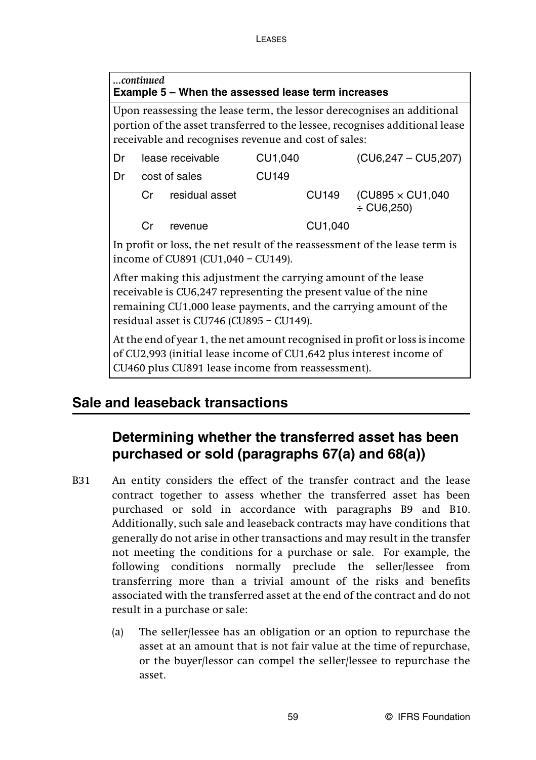*...continued*

**Example 5 – When the assessed lease term increases**

Upon reassessing the lease term, the lessor derecognises an additional portion of the asset transferred to the lessee, recognises additional lease receivable and recognises revenue and cost of sales:

| | | | | |
|---|---|---|---|---|
| Dr | lease receivable | CU1,040 | | (CU6,247 – CU5,207) |
| Dr | cost of sales | CU149 | | |
| | Cr residual asset | | CU149 | (CU895 × CU1,040 ÷ CU6,250) |
| | Cr revenue | | CU1,040 | |

In profit or loss, the net result of the reassessment of the lease term is income of CU891 (CU1,040 – CU149).

After making this adjustment the carrying amount of the lease receivable is CU6,247 representing the present value of the nine remaining CU1,000 lease payments, and the carrying amount of the residual asset is CU746 (CU895 – CU149).

At the end of year 1, the net amount recognised in profit or loss is income of CU2,993 (initial lease income of CU1,642 plus interest income of CU460 plus CU891 lease income from reassessment).

## Sale and leaseback transactions

### Determining whether the transferred asset has been purchased or sold (paragraphs 67(a) and 68(a))

B31 An entity considers the effect of the transfer contract and the lease contract together to assess whether the transferred asset has been purchased or sold in accordance with paragraphs B9 and B10. Additionally, such sale and leaseback contracts may have conditions that generally do not arise in other transactions and may result in the transfer not meeting the conditions for a purchase or sale. For example, the following conditions normally preclude the seller/lessee from transferring more than a trivial amount of the risks and benefits associated with the transferred asset at the end of the contract and do not result in a purchase or sale:

(a) The seller/lessee has an obligation or an option to repurchase the asset at an amount that is not fair value at the time of repurchase, or the buyer/lessor can compel the seller/lessee to repurchase the asset.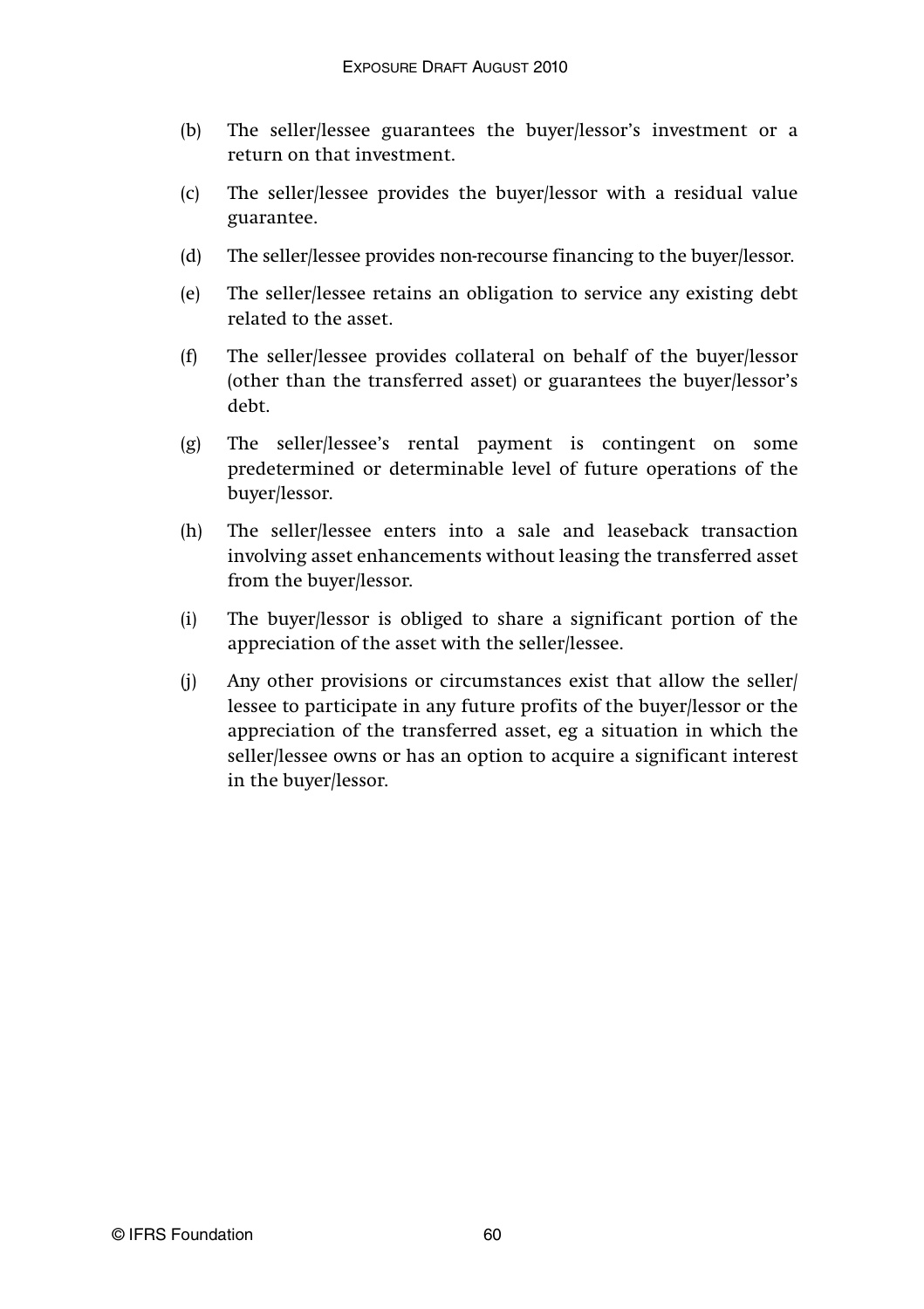(b) The seller/lessee guarantees the buyer/lessor's investment or a return on that investment.

(c) The seller/lessee provides the buyer/lessor with a residual value guarantee.

(d) The seller/lessee provides non-recourse financing to the buyer/lessor.

(e) The seller/lessee retains an obligation to service any existing debt related to the asset.

(f) The seller/lessee provides collateral on behalf of the buyer/lessor (other than the transferred asset) or guarantees the buyer/lessor's debt.

(g) The seller/lessee's rental payment is contingent on some predetermined or determinable level of future operations of the buyer/lessor.

(h) The seller/lessee enters into a sale and leaseback transaction involving asset enhancements without leasing the transferred asset from the buyer/lessor.

(i) The buyer/lessor is obliged to share a significant portion of the appreciation of the asset with the seller/lessee.

(j) Any other provisions or circumstances exist that allow the seller/lessee to participate in any future profits of the buyer/lessor or the appreciation of the transferred asset, eg a situation in which the seller/lessee owns or has an option to acquire a significant interest in the buyer/lessor.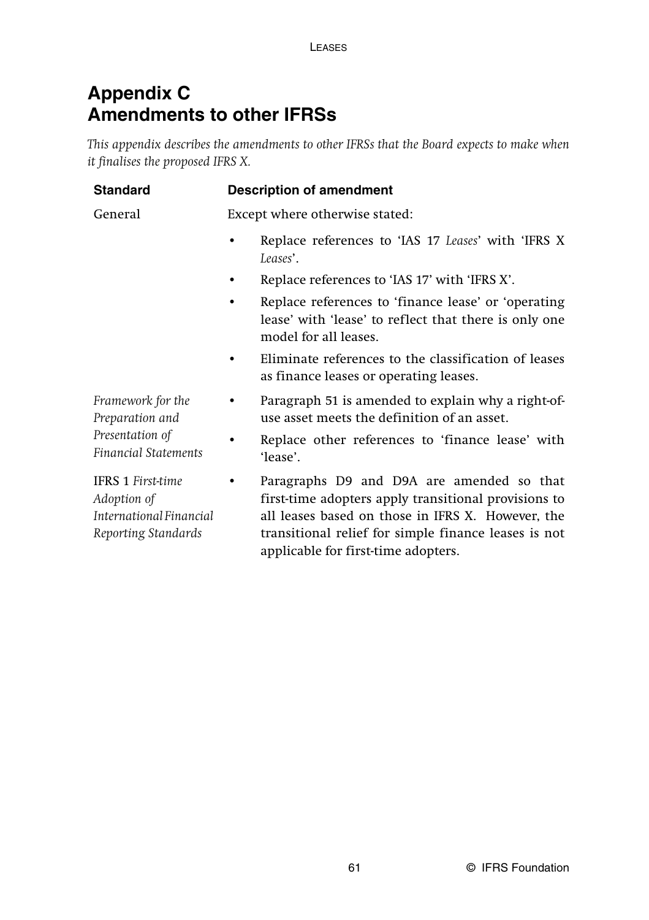# Appendix C
# Amendments to other IFRSs

*This appendix describes the amendments to other IFRSs that the Board expects to make when it finalises the proposed IFRS X.*

| Standard | Description of amendment |
| --- | --- |
| General | Except where otherwise stated:<br>• Replace references to 'IAS 17 *Leases*' with 'IFRS X *Leases*'.<br>• Replace references to 'IAS 17' with 'IFRS X'.<br>• Replace references to 'finance lease' or 'operating lease' with 'lease' to reflect that there is only one model for all leases.<br>• Eliminate references to the classification of leases as finance leases or operating leases. |
| *Framework for the Preparation and Presentation of Financial Statements* | • Paragraph 51 is amended to explain why a right-of-use asset meets the definition of an asset.<br>• Replace other references to 'finance lease' with 'lease'. |
| IFRS 1 *First-time Adoption of International Financial Reporting Standards* | • Paragraphs D9 and D9A are amended so that first-time adopters apply transitional provisions to all leases based on those in IFRS X. However, the transitional relief for simple finance leases is not applicable for first-time adopters. |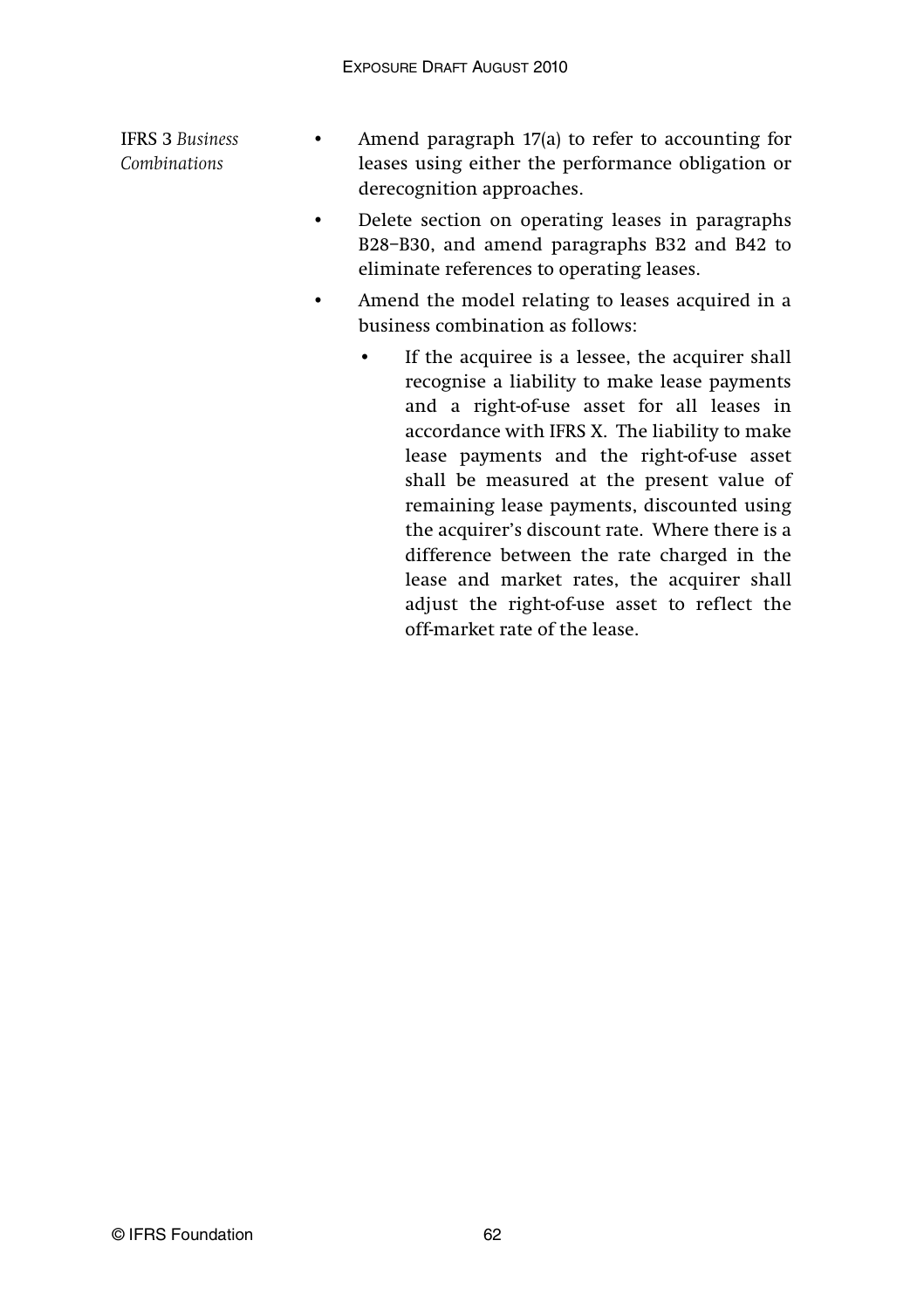IFRS 3 *Business Combinations*

- Amend paragraph 17(a) to refer to accounting for leases using either the performance obligation or derecognition approaches.
- Delete section on operating leases in paragraphs B28–B30, and amend paragraphs B32 and B42 to eliminate references to operating leases.
- Amend the model relating to leases acquired in a business combination as follows:
    - If the acquiree is a lessee, the acquirer shall recognise a liability to make lease payments and a right-of-use asset for all leases in accordance with IFRS X. The liability to make lease payments and the right-of-use asset shall be measured at the present value of remaining lease payments, discounted using the acquirer's discount rate. Where there is a difference between the rate charged in the lease and market rates, the acquirer shall adjust the right-of-use asset to reflect the off-market rate of the lease.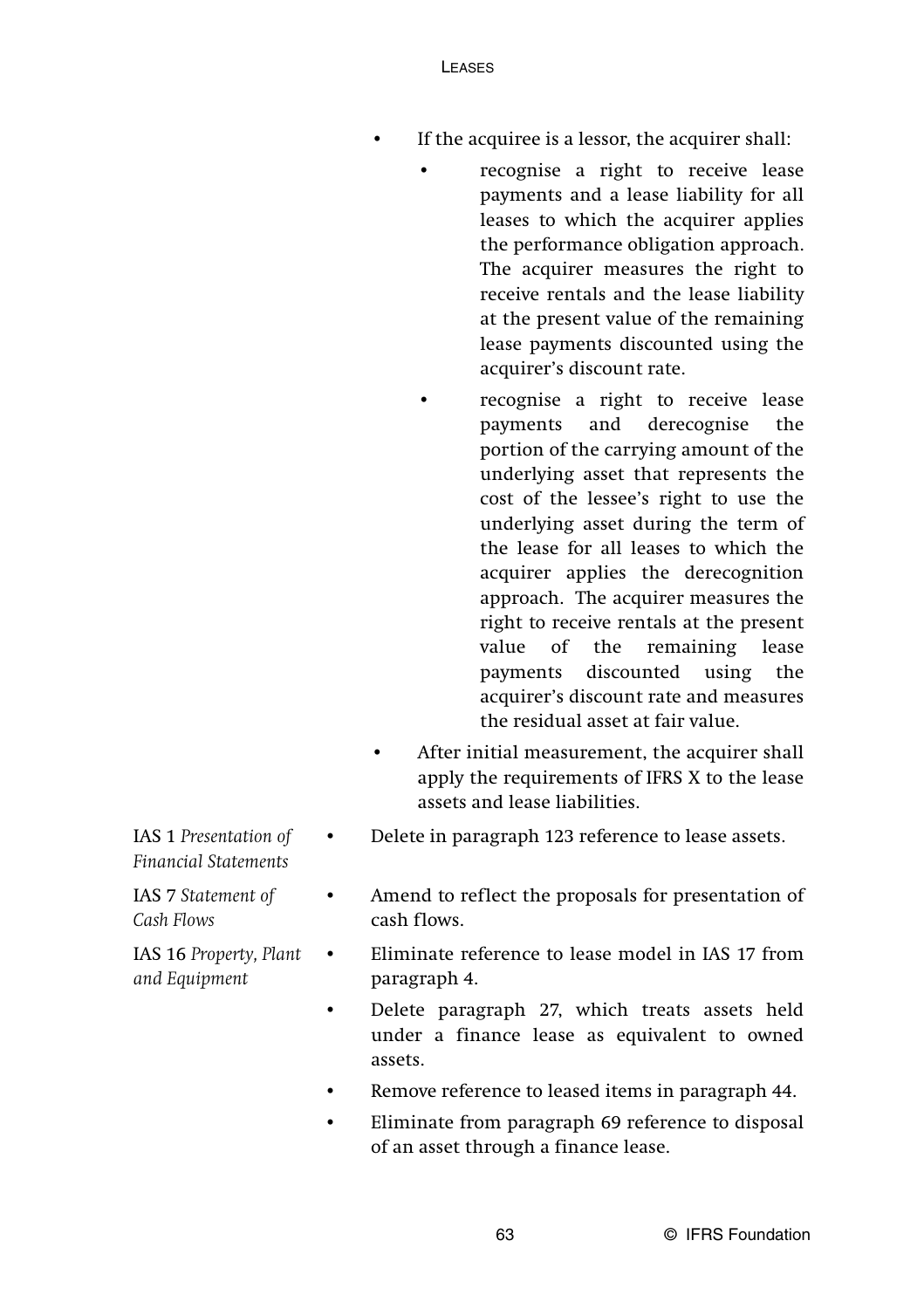- If the acquiree is a lessor, the acquirer shall:
  - recognise a right to receive lease payments and a lease liability for all leases to which the acquirer applies the performance obligation approach. The acquirer measures the right to receive rentals and the lease liability at the present value of the remaining lease payments discounted using the acquirer's discount rate.
  - recognise a right to receive lease payments and derecognise the portion of the carrying amount of the underlying asset that represents the cost of the lessee's right to use the underlying asset during the term of the lease for all leases to which the acquirer applies the derecognition approach. The acquirer measures the right to receive rentals at the present value of the remaining lease payments discounted using the acquirer's discount rate and measures the residual asset at fair value.
- After initial measurement, the acquirer shall apply the requirements of IFRS X to the lease assets and lease liabilities.

| | |
|---|---|
| IAS 1 *Presentation of Financial Statements* | • Delete in paragraph 123 reference to lease assets. |
| IAS 7 *Statement of Cash Flows* | • Amend to reflect the proposals for presentation of cash flows. |
| IAS 16 *Property, Plant and Equipment* | • Eliminate reference to lease model in IAS 17 from paragraph 4.<br>• Delete paragraph 27, which treats assets held under a finance lease as equivalent to owned assets.<br>• Remove reference to leased items in paragraph 44.<br>• Eliminate from paragraph 69 reference to disposal of an asset through a finance lease. |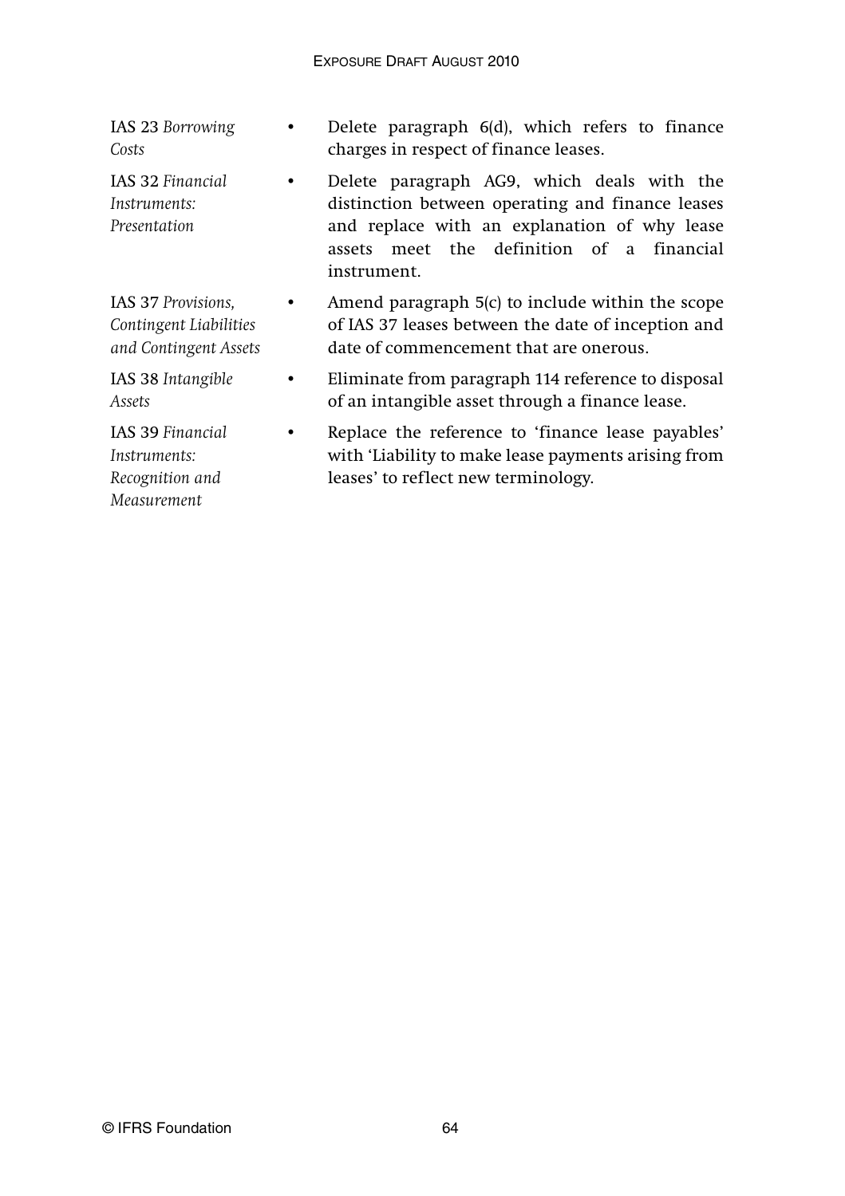| | |
|---|---|
| IAS 23 *Borrowing Costs* | • Delete paragraph 6(d), which refers to finance charges in respect of finance leases. |
| IAS 32 *Financial Instruments: Presentation* | • Delete paragraph AG9, which deals with the distinction between operating and finance leases and replace with an explanation of why lease assets meet the definition of a financial instrument. |
| IAS 37 *Provisions, Contingent Liabilities and Contingent Assets* | • Amend paragraph 5(c) to include within the scope of IAS 37 leases between the date of inception and date of commencement that are onerous. |
| IAS 38 *Intangible Assets* | • Eliminate from paragraph 114 reference to disposal of an intangible asset through a finance lease. |
| IAS 39 *Financial Instruments: Recognition and Measurement* | • Replace the reference to 'finance lease payables' with 'Liability to make lease payments arising from leases' to reflect new terminology. |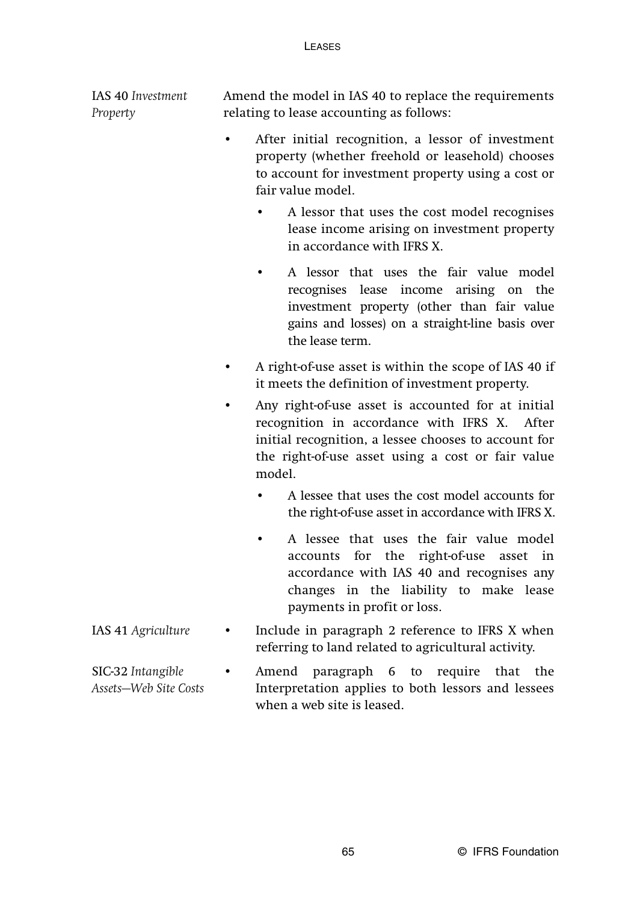| | |
|---|---|
| IAS 40 *Investment Property* | Amend the model in IAS 40 to replace the requirements relating to lease accounting as follows:<br>• After initial recognition, a lessor of investment property (whether freehold or leasehold) chooses to account for investment property using a cost or fair value model.<br>&nbsp;&nbsp;&nbsp;&nbsp;• A lessor that uses the cost model recognises lease income arising on investment property in accordance with IFRS X.<br>&nbsp;&nbsp;&nbsp;&nbsp;• A lessor that uses the fair value model recognises lease income arising on the investment property (other than fair value gains and losses) on a straight-line basis over the lease term.<br>• A right-of-use asset is within the scope of IAS 40 if it meets the definition of investment property.<br>• Any right-of-use asset is accounted for at initial recognition in accordance with IFRS X. After initial recognition, a lessee chooses to account for the right-of-use asset using a cost or fair value model.<br>&nbsp;&nbsp;&nbsp;&nbsp;• A lessee that uses the cost model accounts for the right-of-use asset in accordance with IFRS X.<br>&nbsp;&nbsp;&nbsp;&nbsp;• A lessee that uses the fair value model accounts for the right-of-use asset in accordance with IAS 40 and recognises any changes in the liability to make lease payments in profit or loss. |
| IAS 41 *Agriculture* | • Include in paragraph 2 reference to IFRS X when referring to land related to agricultural activity. |
| SIC-32 *Intangible Assets—Web Site Costs* | • Amend paragraph 6 to require that the Interpretation applies to both lessors and lessees when a web site is leased. |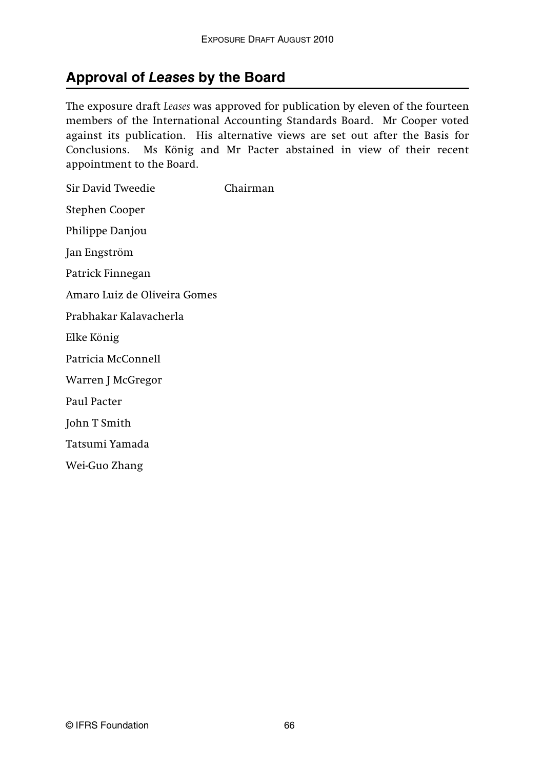## Approval of *Leases* by the Board

The exposure draft *Leases* was approved for publication by eleven of the fourteen members of the International Accounting Standards Board. Mr Cooper voted against its publication. His alternative views are set out after the Basis for Conclusions. Ms König and Mr Pacter abstained in view of their recent appointment to the Board.

| | |
|---|---|
| Sir David Tweedie | Chairman |
| Stephen Cooper | |
| Philippe Danjou | |
| Jan Engström | |
| Patrick Finnegan | |
| Amaro Luiz de Oliveira Gomes | |
| Prabhakar Kalavacherla | |
| Elke König | |
| Patricia McConnell | |
| Warren J McGregor | |
| Paul Pacter | |
| John T Smith | |
| Tatsumi Yamada | |
| Wei-Guo Zhang | |